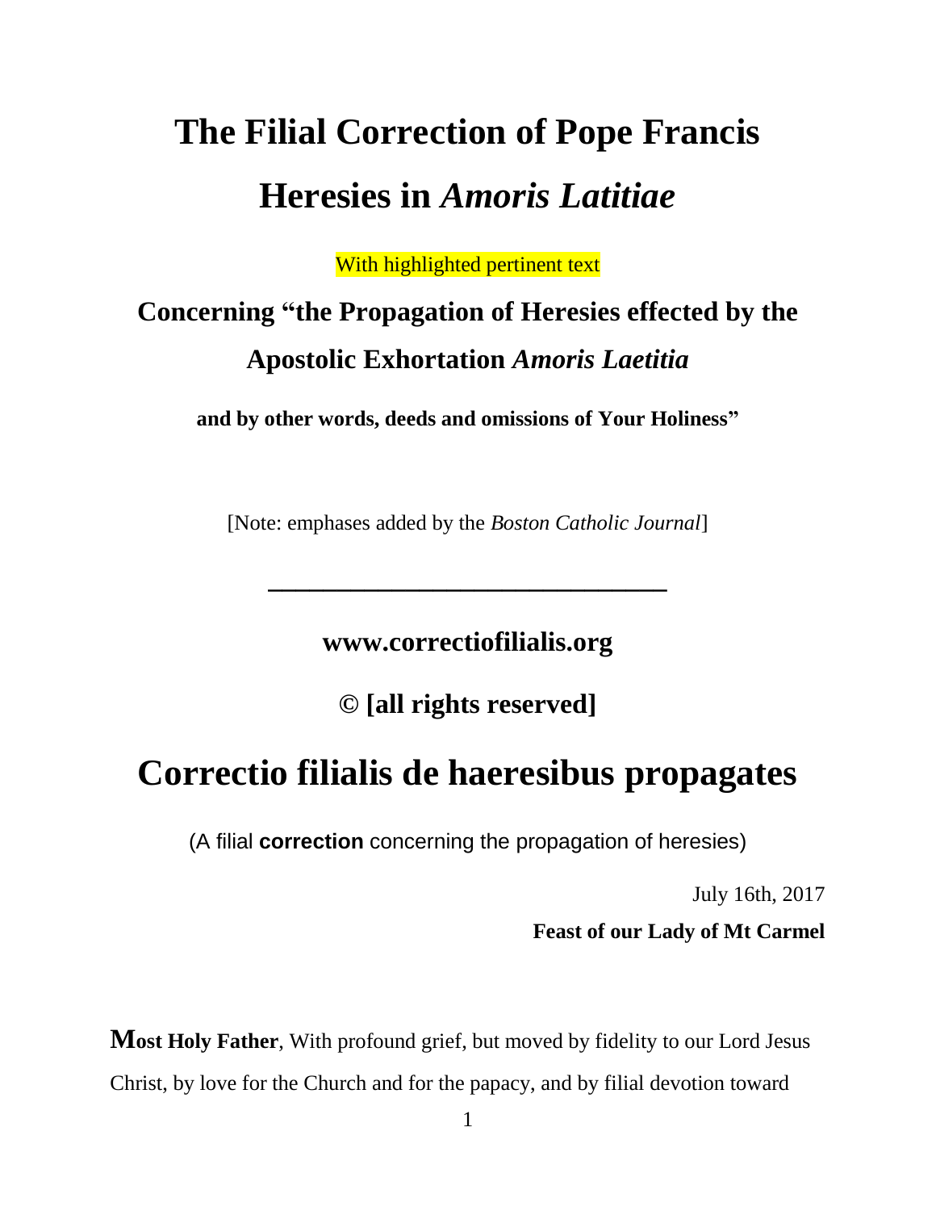# The Filial Correction of Pope Francis

# Heresies in *Amoris Latitiae*

With highlighted pertinent text

## Concerning "the Propagation of Heresies effected by the Apostolic Exhortation *Amoris Laetitia*

**and by other words, deeds and omissions of Your Holiness"**

[Note: emphases added by the *Boston Catholic Journal*]

---

**www.correctiofilialis.org**

**© [all rights reserved]**

# Correctio filialis de haeresibus propagates

(A filial **correction** concerning the propagation of heresies)

July 16th, 2017

**Feast of our Lady of Mt Carmel**

**Most Holy Father**, With profound grief, but moved by fidelity to our Lord Jesus Christ, by love for the Church and for the papacy, and by filial devotion toward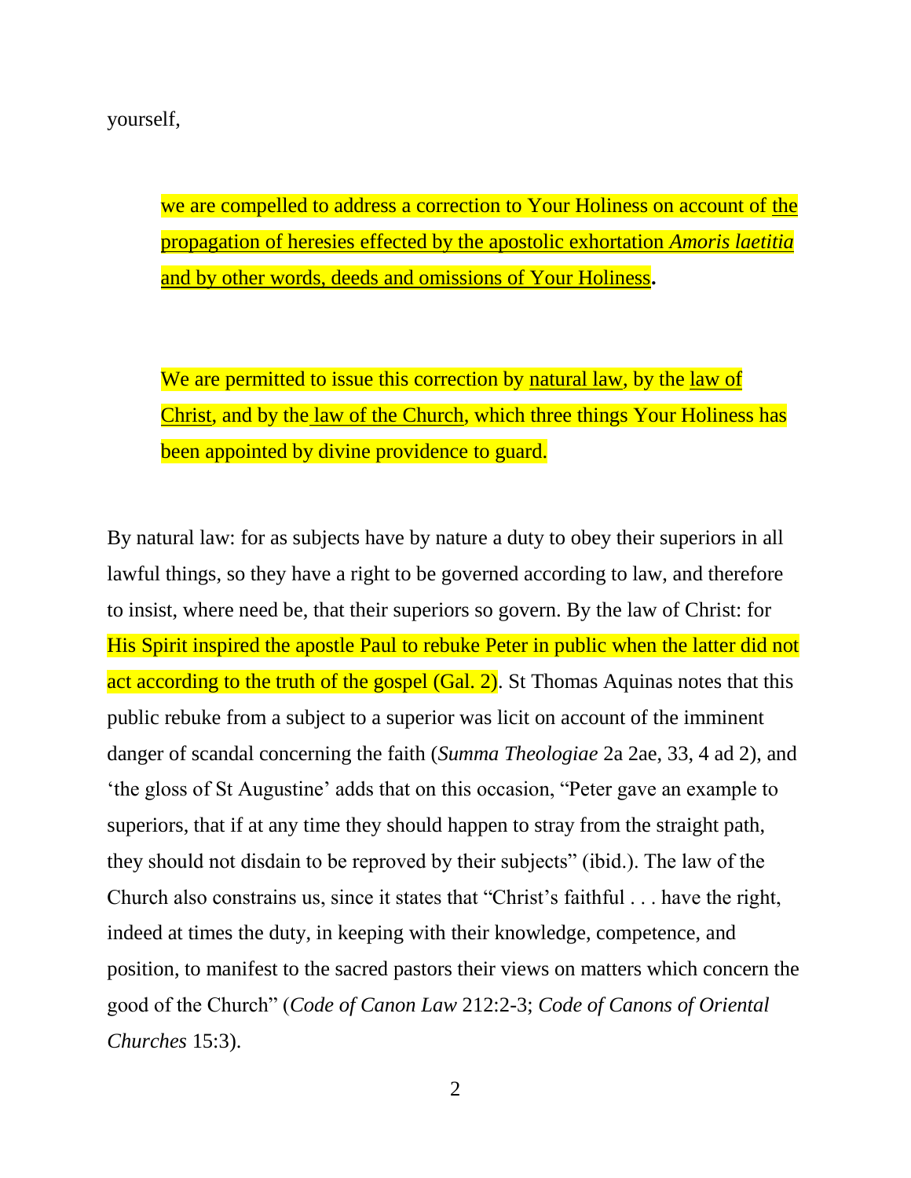yourself,

> we are compelled to address a correction to Your Holiness on account of the propagation of heresies effected by the apostolic exhortation *Amoris laetitia* and by other words, deeds and omissions of Your Holiness**.**

> We are permitted to issue this correction by natural law, by the law of Christ, and by the law of the Church, which three things Your Holiness has been appointed by divine providence to guard.

By natural law: for as subjects have by nature a duty to obey their superiors in all lawful things, so they have a right to be governed according to law, and therefore to insist, where need be, that their superiors so govern. By the law of Christ: for His Spirit inspired the apostle Paul to rebuke Peter in public when the latter did not act according to the truth of the gospel (Gal. 2). St Thomas Aquinas notes that this public rebuke from a subject to a superior was licit on account of the imminent danger of scandal concerning the faith (*Summa Theologiae* 2a 2ae, 33, 4 ad 2), and 'the gloss of St Augustine' adds that on this occasion, "Peter gave an example to superiors, that if at any time they should happen to stray from the straight path, they should not disdain to be reproved by their subjects" (ibid.). The law of the Church also constrains us, since it states that "Christ's faithful . . . have the right, indeed at times the duty, in keeping with their knowledge, competence, and position, to manifest to the sacred pastors their views on matters which concern the good of the Church" (*Code of Canon Law* 212:2-3; *Code of Canons of Oriental Churches* 15:3).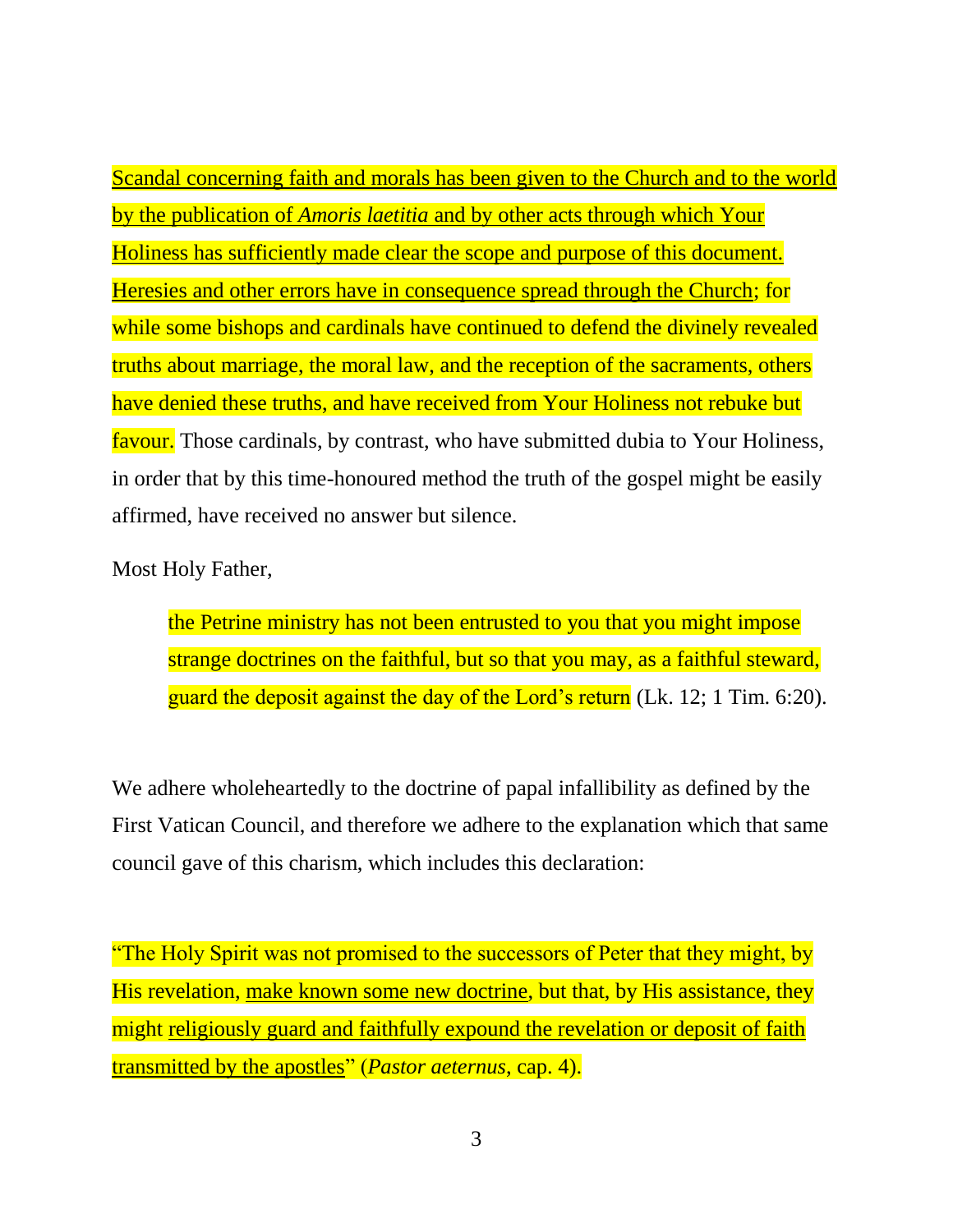Scandal concerning faith and morals has been given to the Church and to the world by the publication of *Amoris laetitia* and by other acts through which Your Holiness has sufficiently made clear the scope and purpose of this document. Heresies and other errors have in consequence spread through the Church; for while some bishops and cardinals have continued to defend the divinely revealed truths about marriage, the moral law, and the reception of the sacraments, others have denied these truths, and have received from Your Holiness not rebuke but favour. Those cardinals, by contrast, who have submitted dubia to Your Holiness, in order that by this time-honoured method the truth of the gospel might be easily affirmed, have received no answer but silence.

Most Holy Father,

> the Petrine ministry has not been entrusted to you that you might impose strange doctrines on the faithful, but so that you may, as a faithful steward, guard the deposit against the day of the Lord's return (Lk. 12; 1 Tim. 6:20).

We adhere wholeheartedly to the doctrine of papal infallibility as defined by the First Vatican Council, and therefore we adhere to the explanation which that same council gave of this charism, which includes this declaration:

"The Holy Spirit was not promised to the successors of Peter that they might, by His revelation, make known some new doctrine, but that, by His assistance, they might religiously guard and faithfully expound the revelation or deposit of faith transmitted by the apostles" (*Pastor aeternus*, cap. 4).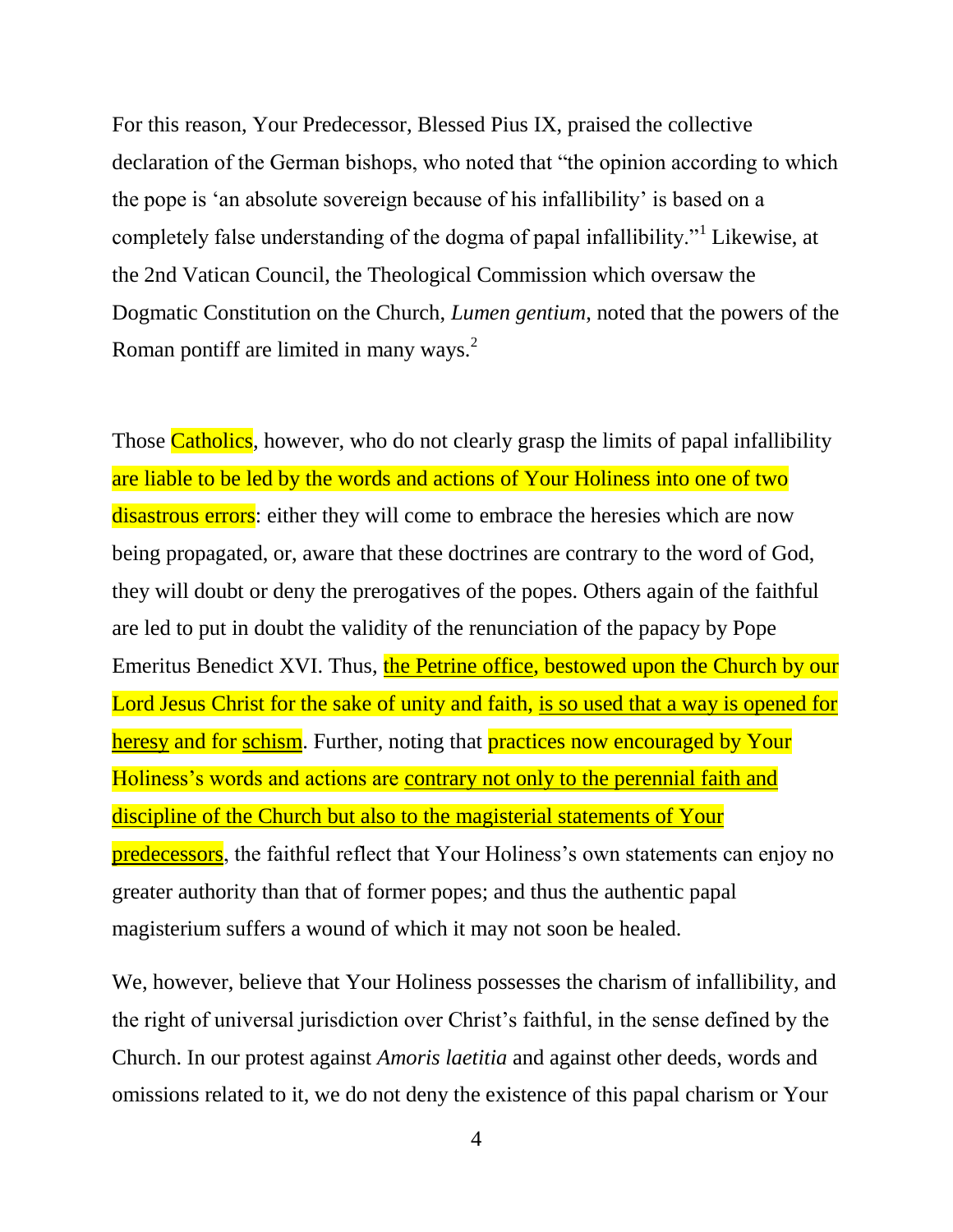For this reason, Your Predecessor, Blessed Pius IX, praised the collective declaration of the German bishops, who noted that "the opinion according to which the pope is 'an absolute sovereign because of his infallibility' is based on a completely false understanding of the dogma of papal infallibility."[1] Likewise, at the 2nd Vatican Council, the Theological Commission which oversaw the Dogmatic Constitution on the Church, *Lumen gentium*, noted that the powers of the Roman pontiff are limited in many ways.[2]

Those Catholics, however, who do not clearly grasp the limits of papal infallibility are liable to be led by the words and actions of Your Holiness into one of two disastrous errors: either they will come to embrace the heresies which are now being propagated, or, aware that these doctrines are contrary to the word of God, they will doubt or deny the prerogatives of the popes. Others again of the faithful are led to put in doubt the validity of the renunciation of the papacy by Pope Emeritus Benedict XVI. Thus, the Petrine office, bestowed upon the Church by our Lord Jesus Christ for the sake of unity and faith, is so used that a way is opened for heresy and for schism. Further, noting that practices now encouraged by Your Holiness's words and actions are contrary not only to the perennial faith and discipline of the Church but also to the magisterial statements of Your predecessors, the faithful reflect that Your Holiness's own statements can enjoy no greater authority than that of former popes; and thus the authentic papal magisterium suffers a wound of which it may not soon be healed.

We, however, believe that Your Holiness possesses the charism of infallibility, and the right of universal jurisdiction over Christ's faithful, in the sense defined by the Church. In our protest against *Amoris laetitia* and against other deeds, words and omissions related to it, we do not deny the existence of this papal charism or Your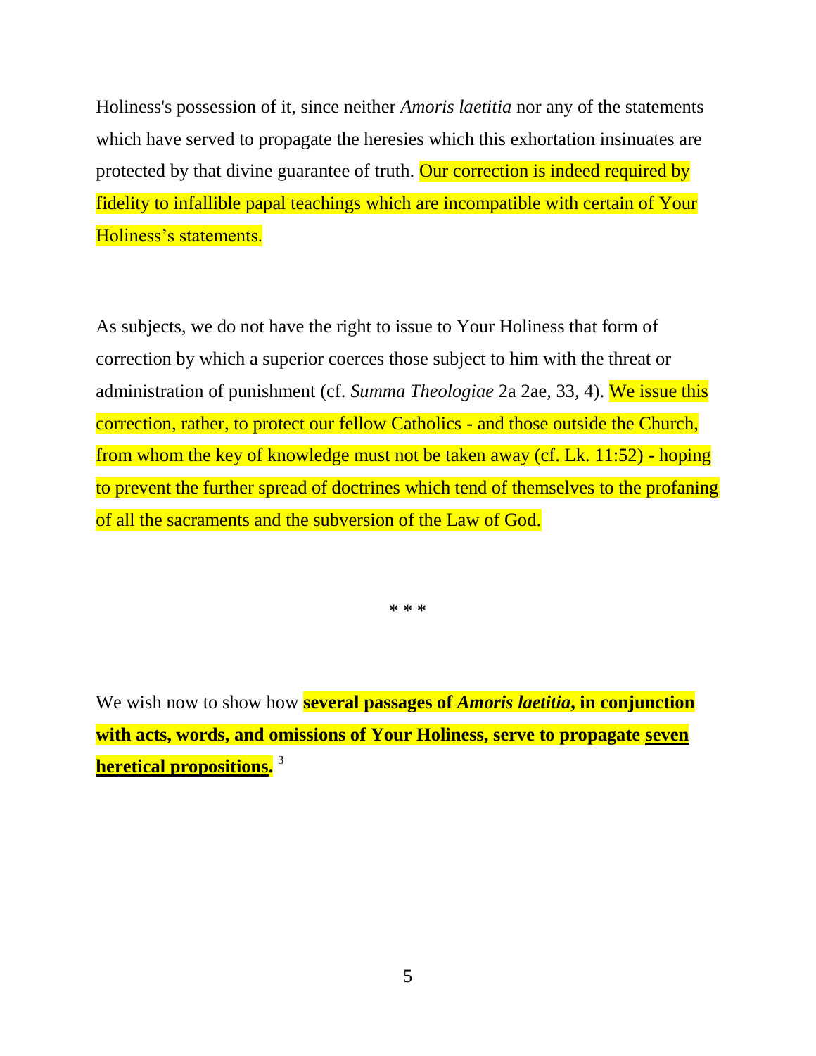Holiness's possession of it, since neither *Amoris laetitia* nor any of the statements which have served to propagate the heresies which this exhortation insinuates are protected by that divine guarantee of truth. Our correction is indeed required by fidelity to infallible papal teachings which are incompatible with certain of Your Holiness's statements.

As subjects, we do not have the right to issue to Your Holiness that form of correction by which a superior coerces those subject to him with the threat or administration of punishment (cf. *Summa Theologiae* 2a 2ae, 33, 4). We issue this correction, rather, to protect our fellow Catholics - and those outside the Church, from whom the key of knowledge must not be taken away (cf. Lk. 11:52) - hoping to prevent the further spread of doctrines which tend of themselves to the profaning of all the sacraments and the subversion of the Law of God.

\* \* \*

We wish now to show how **several passages of *Amoris laetitia*, in conjunction with acts, words, and omissions of Your Holiness, serve to propagate <u>seven heretical propositions</u>.** [3]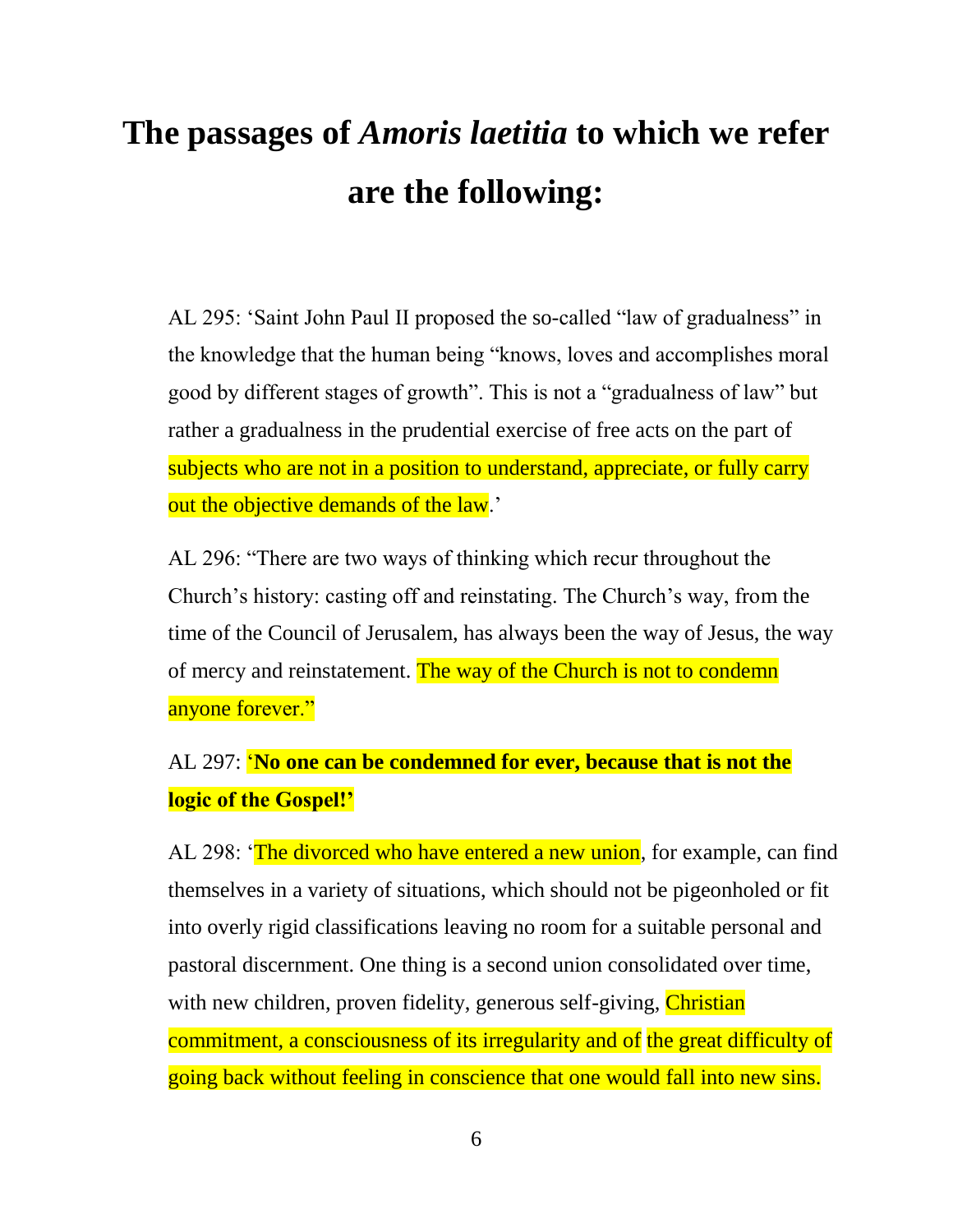# The passages of *Amoris laetitia* to which we refer are the following:

AL 295: 'Saint John Paul II proposed the so-called "law of gradualness" in the knowledge that the human being "knows, loves and accomplishes moral good by different stages of growth". This is not a "gradualness of law" but rather a gradualness in the prudential exercise of free acts on the part of subjects who are not in a position to understand, appreciate, or fully carry out the objective demands of the law.'

AL 296: "There are two ways of thinking which recur throughout the Church's history: casting off and reinstating. The Church's way, from the time of the Council of Jerusalem, has always been the way of Jesus, the way of mercy and reinstatement. The way of the Church is not to condemn anyone forever."

AL 297: **'No one can be condemned for ever, because that is not the logic of the Gospel!'**

AL 298: 'The divorced who have entered a new union, for example, can find themselves in a variety of situations, which should not be pigeonholed or fit into overly rigid classifications leaving no room for a suitable personal and pastoral discernment. One thing is a second union consolidated over time, with new children, proven fidelity, generous self-giving, Christian commitment, a consciousness of its irregularity and of the great difficulty of going back without feeling in conscience that one would fall into new sins.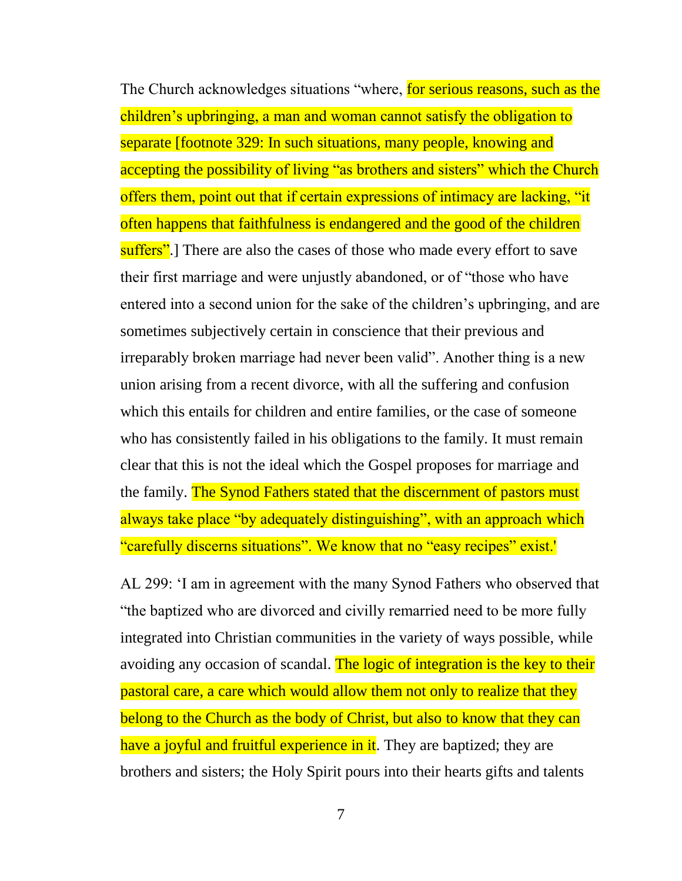The Church acknowledges situations "where, for serious reasons, such as the children's upbringing, a man and woman cannot satisfy the obligation to separate [footnote 329: In such situations, many people, knowing and accepting the possibility of living "as brothers and sisters" which the Church offers them, point out that if certain expressions of intimacy are lacking, "it often happens that faithfulness is endangered and the good of the children suffers".] There are also the cases of those who made every effort to save their first marriage and were unjustly abandoned, or of "those who have entered into a second union for the sake of the children's upbringing, and are sometimes subjectively certain in conscience that their previous and irreparably broken marriage had never been valid". Another thing is a new union arising from a recent divorce, with all the suffering and confusion which this entails for children and entire families, or the case of someone who has consistently failed in his obligations to the family. It must remain clear that this is not the ideal which the Gospel proposes for marriage and the family. The Synod Fathers stated that the discernment of pastors must always take place "by adequately distinguishing", with an approach which "carefully discerns situations". We know that no "easy recipes" exist.'

AL 299: 'I am in agreement with the many Synod Fathers who observed that "the baptized who are divorced and civilly remarried need to be more fully integrated into Christian communities in the variety of ways possible, while avoiding any occasion of scandal. The logic of integration is the key to their pastoral care, a care which would allow them not only to realize that they belong to the Church as the body of Christ, but also to know that they can have a joyful and fruitful experience in it. They are baptized; they are brothers and sisters; the Holy Spirit pours into their hearts gifts and talents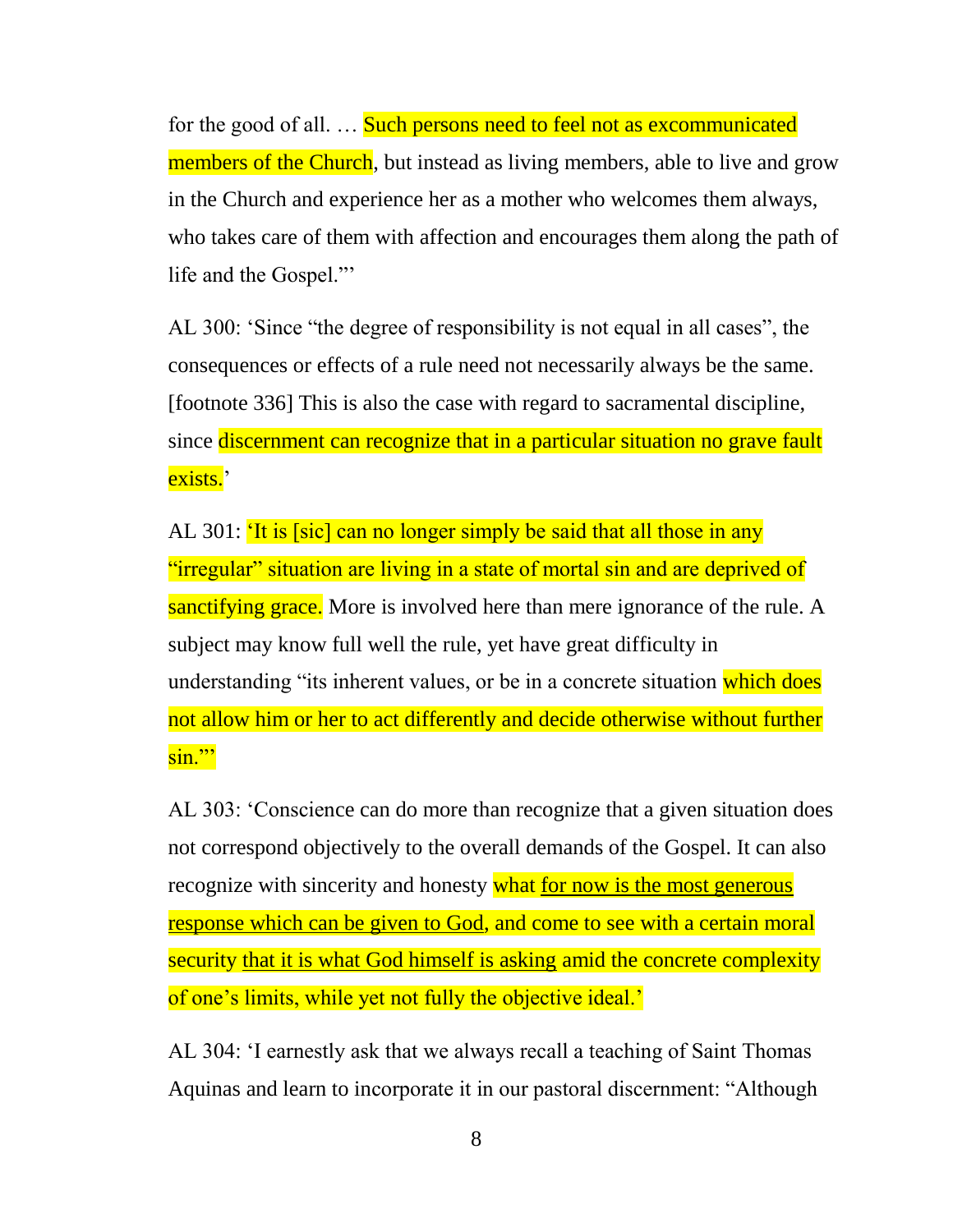for the good of all. … Such persons need to feel not as excommunicated members of the Church, but instead as living members, able to live and grow in the Church and experience her as a mother who welcomes them always, who takes care of them with affection and encourages them along the path of life and the Gospel."'

AL 300: 'Since "the degree of responsibility is not equal in all cases", the consequences or effects of a rule need not necessarily always be the same. [footnote 336] This is also the case with regard to sacramental discipline, since discernment can recognize that in a particular situation no grave fault exists.'

AL 301: 'It is [sic] can no longer simply be said that all those in any "irregular" situation are living in a state of mortal sin and are deprived of sanctifying grace. More is involved here than mere ignorance of the rule. A subject may know full well the rule, yet have great difficulty in understanding "its inherent values, or be in a concrete situation which does not allow him or her to act differently and decide otherwise without further sin."'

AL 303: 'Conscience can do more than recognize that a given situation does not correspond objectively to the overall demands of the Gospel. It can also recognize with sincerity and honesty what <u>for now is the most generous response which can be given to God</u>, and come to see with a certain moral security <u>that it is what God himself is asking</u> amid the concrete complexity of one's limits, while yet not fully the objective ideal.'

AL 304: 'I earnestly ask that we always recall a teaching of Saint Thomas Aquinas and learn to incorporate it in our pastoral discernment: "Although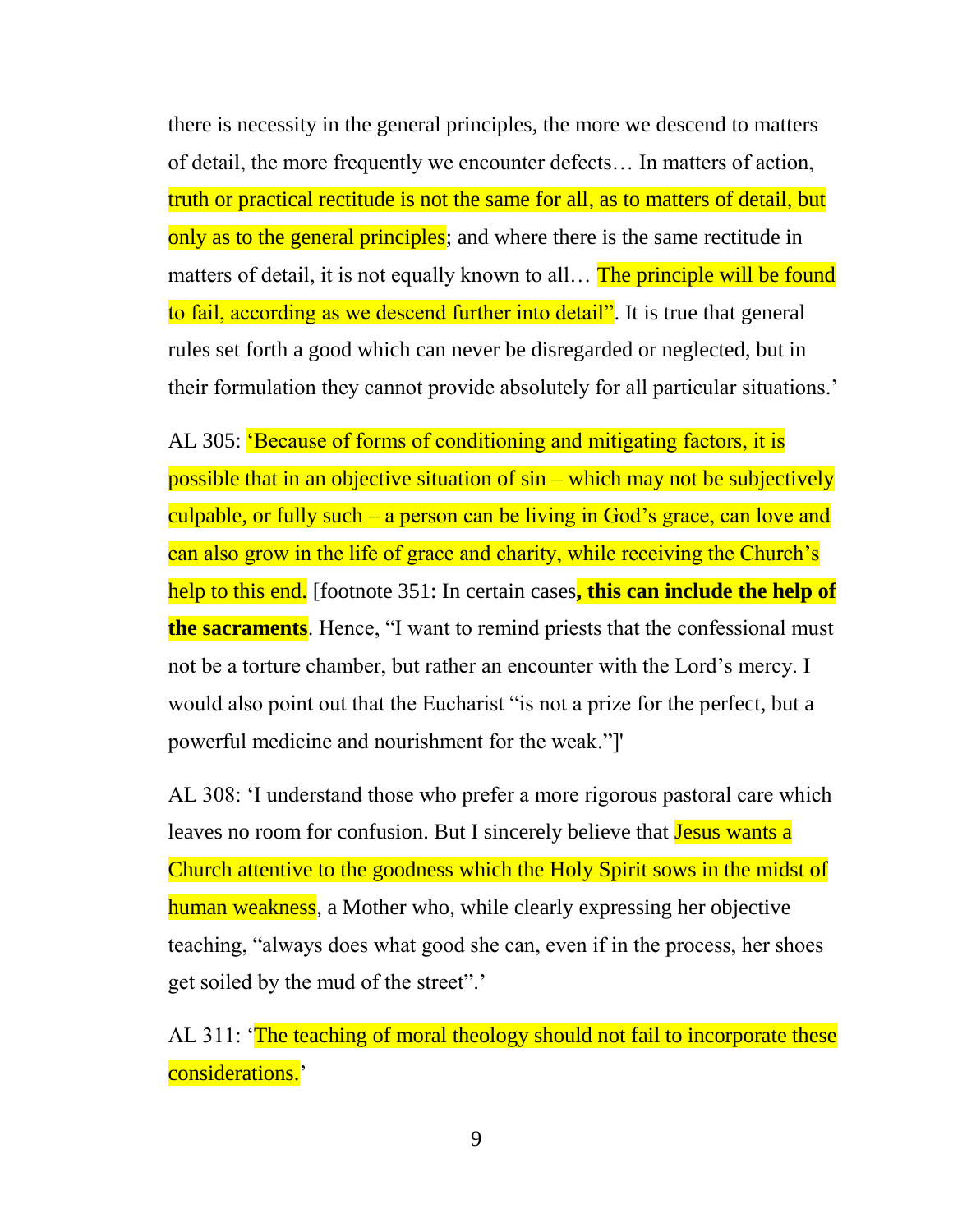there is necessity in the general principles, the more we descend to matters of detail, the more frequently we encounter defects… In matters of action, truth or practical rectitude is not the same for all, as to matters of detail, but only as to the general principles; and where there is the same rectitude in matters of detail, it is not equally known to all… The principle will be found to fail, according as we descend further into detail". It is true that general rules set forth a good which can never be disregarded or neglected, but in their formulation they cannot provide absolutely for all particular situations.'

AL 305: 'Because of forms of conditioning and mitigating factors, it is possible that in an objective situation of sin – which may not be subjectively culpable, or fully such – a person can be living in God's grace, can love and can also grow in the life of grace and charity, while receiving the Church's help to this end. [footnote 351: In certain cases**, this can include the help of the sacraments**. Hence, "I want to remind priests that the confessional must not be a torture chamber, but rather an encounter with the Lord's mercy. I would also point out that the Eucharist "is not a prize for the perfect, but a powerful medicine and nourishment for the weak."]'

AL 308: 'I understand those who prefer a more rigorous pastoral care which leaves no room for confusion. But I sincerely believe that Jesus wants a Church attentive to the goodness which the Holy Spirit sows in the midst of human weakness, a Mother who, while clearly expressing her objective teaching, "always does what good she can, even if in the process, her shoes get soiled by the mud of the street".'

AL 311: 'The teaching of moral theology should not fail to incorporate these considerations.'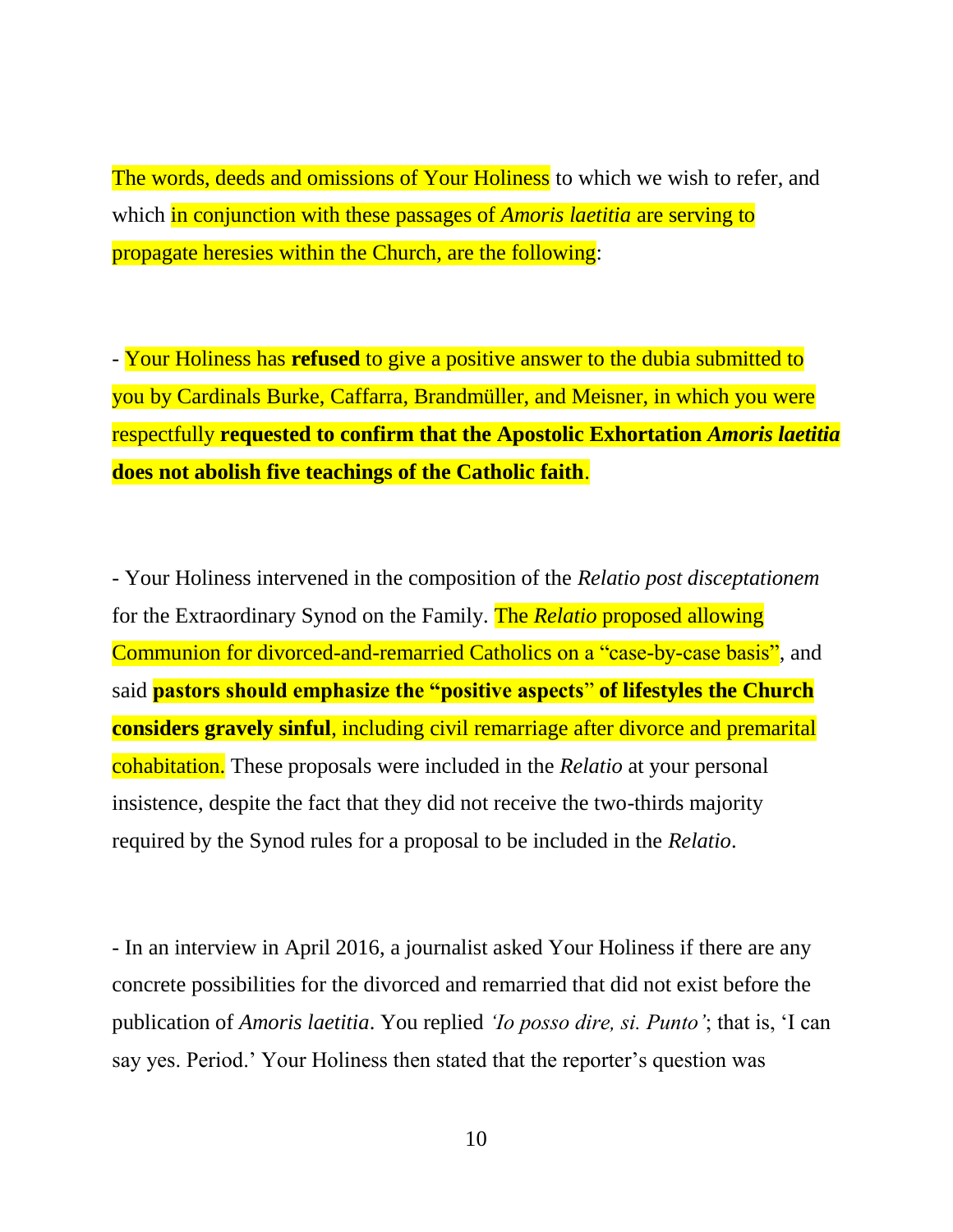The words, deeds and omissions of Your Holiness to which we wish to refer, and which in conjunction with these passages of *Amoris laetitia* are serving to propagate heresies within the Church, are the following:

- Your Holiness has **refused** to give a positive answer to the dubia submitted to you by Cardinals Burke, Caffarra, Brandmüller, and Meisner, in which you were respectfully **requested to confirm that the Apostolic Exhortation *Amoris laetitia* does not abolish five teachings of the Catholic faith**.

- Your Holiness intervened in the composition of the *Relatio post disceptationem* for the Extraordinary Synod on the Family. The *Relatio* proposed allowing Communion for divorced-and-remarried Catholics on a "case-by-case basis", and said **pastors should emphasize the "positive aspects" of lifestyles the Church considers gravely sinful**, including civil remarriage after divorce and premarital cohabitation. These proposals were included in the *Relatio* at your personal insistence, despite the fact that they did not receive the two-thirds majority required by the Synod rules for a proposal to be included in the *Relatio*.

- In an interview in April 2016, a journalist asked Your Holiness if there are any concrete possibilities for the divorced and remarried that did not exist before the publication of *Amoris laetitia*. You replied *'Io posso dire, si. Punto'*; that is, 'I can say yes. Period.' Your Holiness then stated that the reporter's question was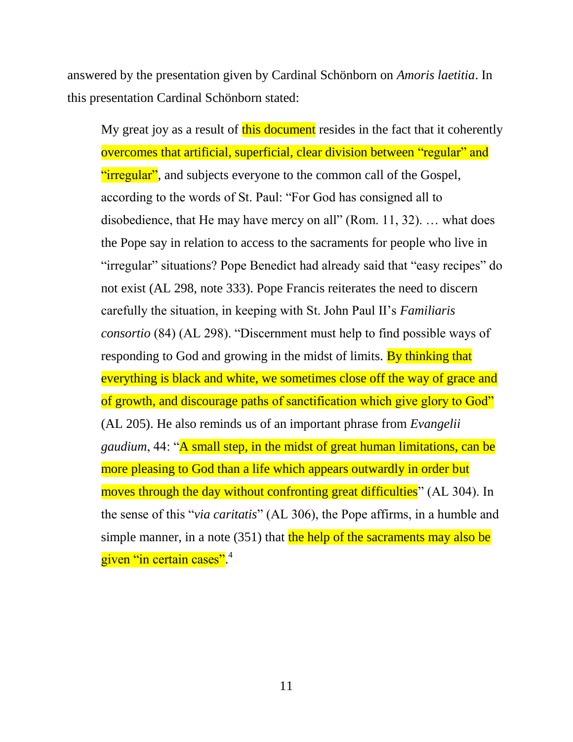answered by the presentation given by Cardinal Schönborn on *Amoris laetitia*. In this presentation Cardinal Schönborn stated:

> My great joy as a result of this document resides in the fact that it coherently overcomes that artificial, superficial, clear division between "regular" and "irregular", and subjects everyone to the common call of the Gospel, according to the words of St. Paul: "For God has consigned all to disobedience, that He may have mercy on all" (Rom. 11, 32). … what does the Pope say in relation to access to the sacraments for people who live in "irregular" situations? Pope Benedict had already said that "easy recipes" do not exist (AL 298, note 333). Pope Francis reiterates the need to discern carefully the situation, in keeping with St. John Paul II's *Familiaris consortio* (84) (AL 298). "Discernment must help to find possible ways of responding to God and growing in the midst of limits. By thinking that everything is black and white, we sometimes close off the way of grace and of growth, and discourage paths of sanctification which give glory to God" (AL 205). He also reminds us of an important phrase from *Evangelii gaudium*, 44: "A small step, in the midst of great human limitations, can be more pleasing to God than a life which appears outwardly in order but moves through the day without confronting great difficulties" (AL 304). In the sense of this "*via caritatis*" (AL 306), the Pope affirms, in a humble and simple manner, in a note (351) that the help of the sacraments may also be given "in certain cases".[4]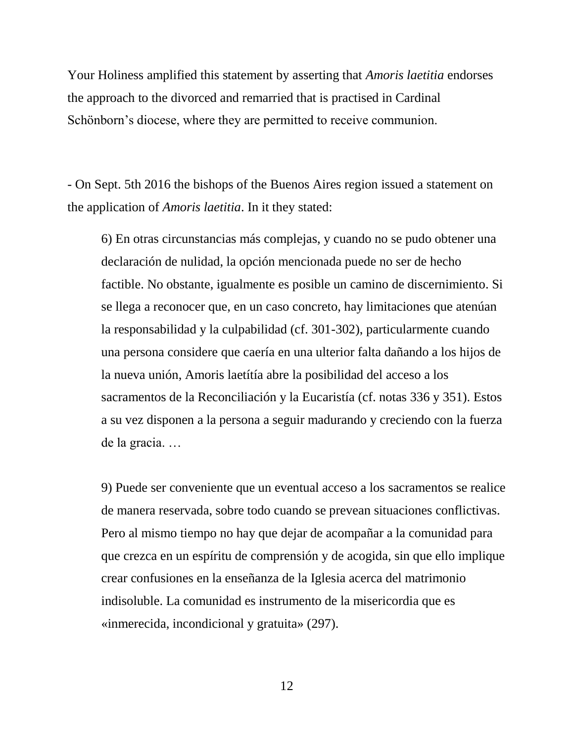Your Holiness amplified this statement by asserting that *Amoris laetitia* endorses the approach to the divorced and remarried that is practised in Cardinal Schönborn's diocese, where they are permitted to receive communion.

- On Sept. 5th 2016 the bishops of the Buenos Aires region issued a statement on the application of *Amoris laetitia*. In it they stated:

> 6) En otras circunstancias más complejas, y cuando no se pudo obtener una declaración de nulidad, la opción mencionada puede no ser de hecho factible. No obstante, igualmente es posible un camino de discernimiento. Si se llega a reconocer que, en un caso concreto, hay limitaciones que atenúan la responsabilidad y la culpabilidad (cf. 301-302), particularmente cuando una persona considere que caería en una ulterior falta dañando a los hijos de la nueva unión, Amoris laetítía abre la posibilidad del acceso a los sacramentos de la Reconciliación y la Eucaristía (cf. notas 336 y 351). Estos a su vez disponen a la persona a seguir madurando y creciendo con la fuerza de la gracia. …
>
> 9) Puede ser conveniente que un eventual acceso a los sacramentos se realice de manera reservada, sobre todo cuando se prevean situaciones conflictivas. Pero al mismo tiempo no hay que dejar de acompañar a la comunidad para que crezca en un espíritu de comprensión y de acogida, sin que ello implique crear confusiones en la enseñanza de la Iglesia acerca del matrimonio indisoluble. La comunidad es instrumento de la misericordia que es «inmerecida, incondicional y gratuita» (297).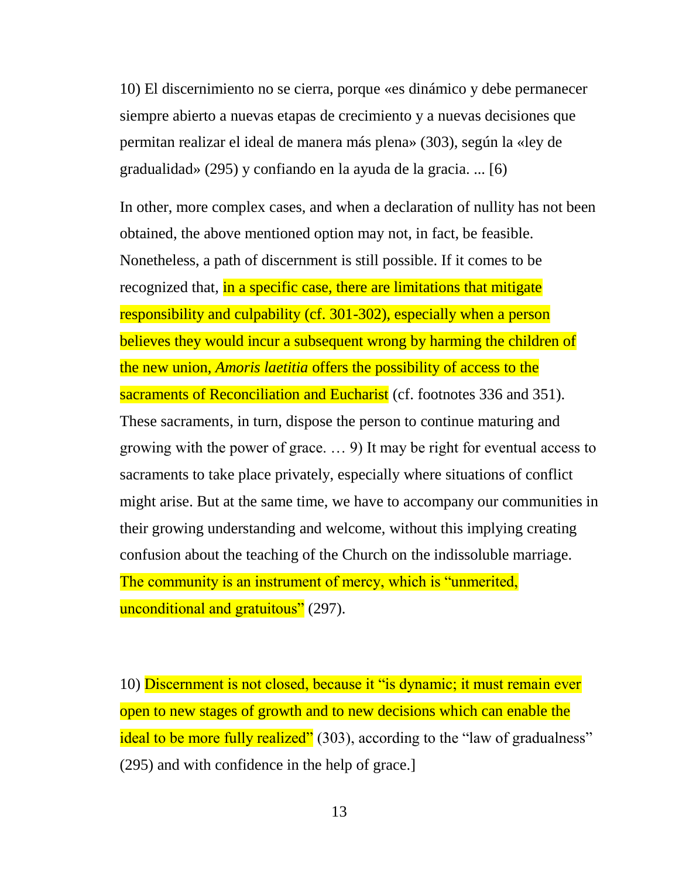10) El discernimiento no se cierra, porque «es dinámico y debe permanecer siempre abierto a nuevas etapas de crecimiento y a nuevas decisiones que permitan realizar el ideal de manera más plena» (303), según la «ley de gradualidad» (295) y confiando en la ayuda de la gracia. ... [6)

In other, more complex cases, and when a declaration of nullity has not been obtained, the above mentioned option may not, in fact, be feasible. Nonetheless, a path of discernment is still possible. If it comes to be recognized that, in a specific case, there are limitations that mitigate responsibility and culpability (cf. 301-302), especially when a person believes they would incur a subsequent wrong by harming the children of the new union, *Amoris laetitia* offers the possibility of access to the sacraments of Reconciliation and Eucharist (cf. footnotes 336 and 351). These sacraments, in turn, dispose the person to continue maturing and growing with the power of grace. … 9) It may be right for eventual access to sacraments to take place privately, especially where situations of conflict might arise. But at the same time, we have to accompany our communities in their growing understanding and welcome, without this implying creating confusion about the teaching of the Church on the indissoluble marriage. The community is an instrument of mercy, which is "unmerited, unconditional and gratuitous" (297).

10) Discernment is not closed, because it "is dynamic; it must remain ever open to new stages of growth and to new decisions which can enable the ideal to be more fully realized" (303), according to the "law of gradualness" (295) and with confidence in the help of grace.]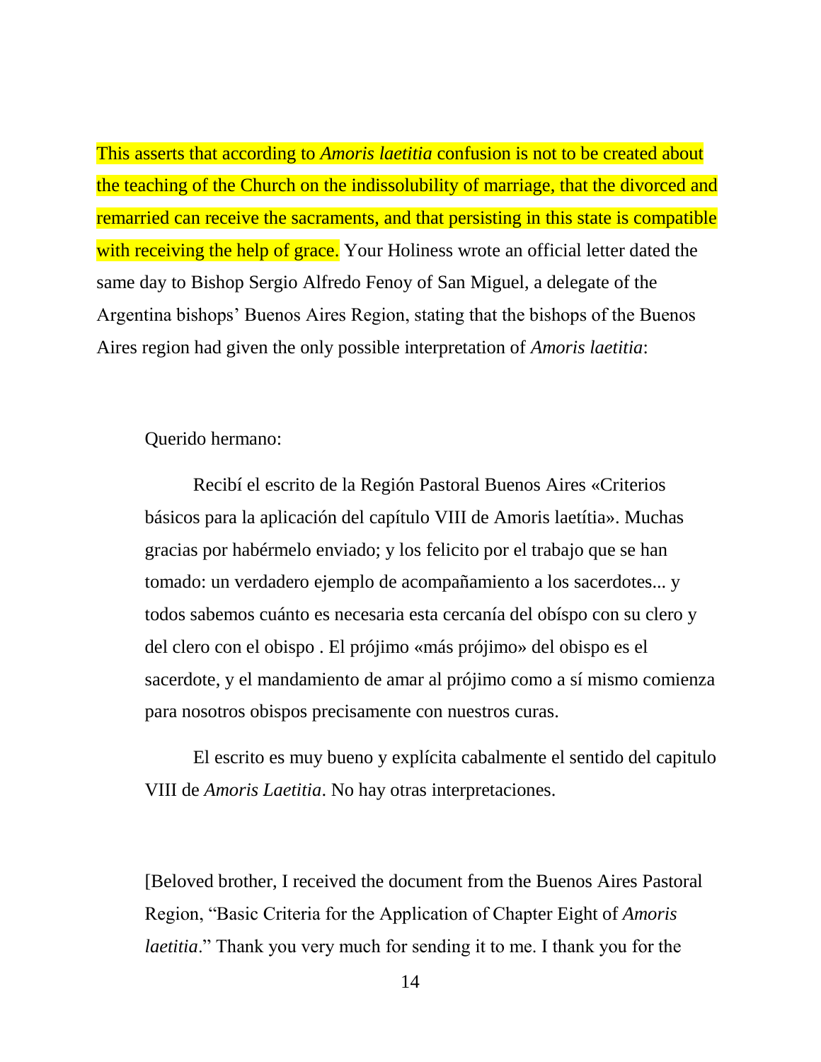This asserts that according to *Amoris laetitia* confusion is not to be created about the teaching of the Church on the indissolubility of marriage, that the divorced and remarried can receive the sacraments, and that persisting in this state is compatible with receiving the help of grace. Your Holiness wrote an official letter dated the same day to Bishop Sergio Alfredo Fenoy of San Miguel, a delegate of the Argentina bishops' Buenos Aires Region, stating that the bishops of the Buenos Aires region had given the only possible interpretation of *Amoris laetitia*:

> Querido hermano:
>
> Recibí el escrito de la Región Pastoral Buenos Aires «Criterios básicos para la aplicación del capítulo VIII de Amoris laetítia». Muchas gracias por habérmelo enviado; y los felicito por el trabajo que se han tomado: un verdadero ejemplo de acompañamiento a los sacerdotes... y todos sabemos cuánto es necesaria esta cercanía del obíspo con su clero y del clero con el obispo . El prójimo «más prójimo» del obispo es el sacerdote, y el mandamiento de amar al prójimo como a sí mismo comienza para nosotros obispos precisamente con nuestros curas.
>
> El escrito es muy bueno y explícita cabalmente el sentido del capitulo VIII de *Amoris Laetitia*. No hay otras interpretaciones.
>
> [Beloved brother, I received the document from the Buenos Aires Pastoral Region, "Basic Criteria for the Application of Chapter Eight of *Amoris laetitia*." Thank you very much for sending it to me. I thank you for the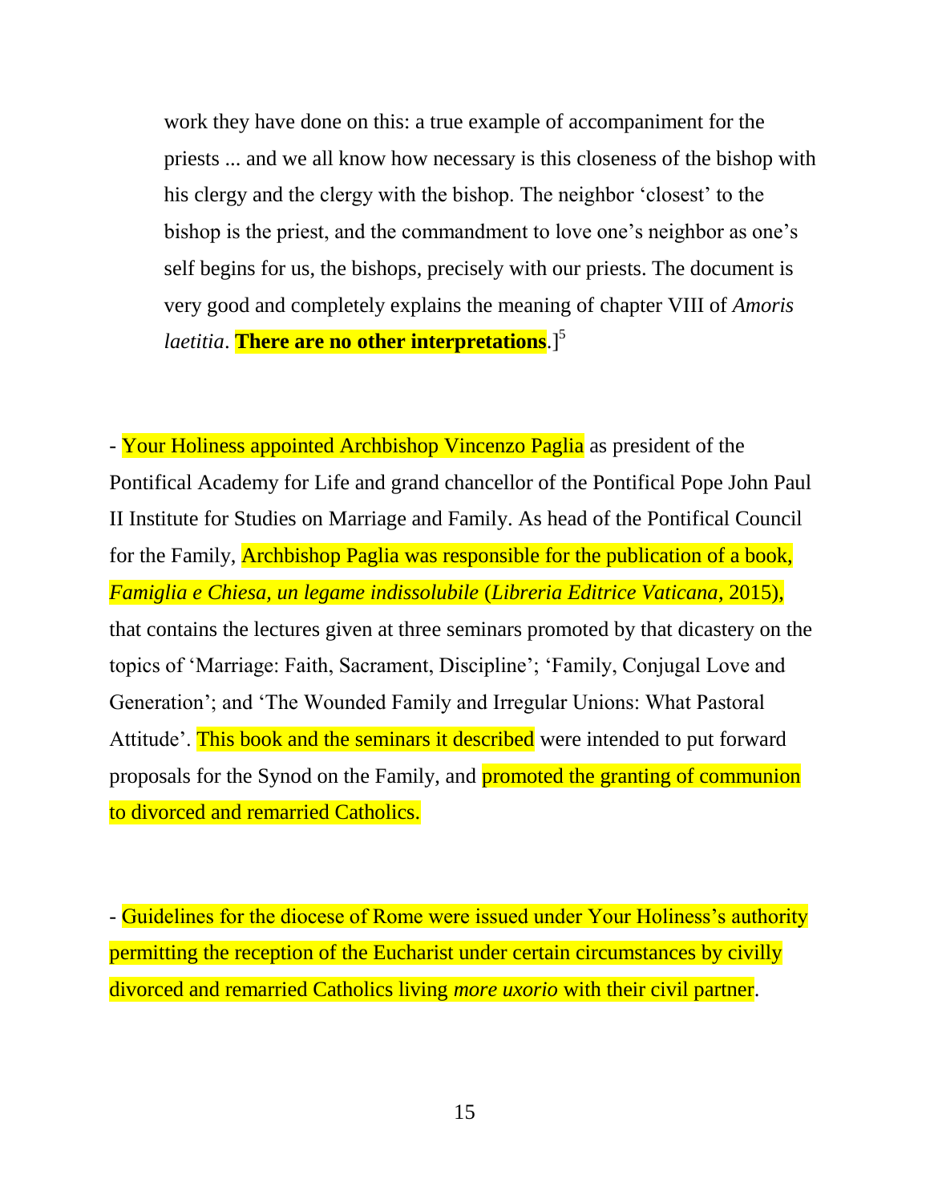work they have done on this: a true example of accompaniment for the priests ... and we all know how necessary is this closeness of the bishop with his clergy and the clergy with the bishop. The neighbor 'closest' to the bishop is the priest, and the commandment to love one's neighbor as one's self begins for us, the bishops, precisely with our priests. The document is very good and completely explains the meaning of chapter VIII of *Amoris laetitia*. **There are no other interpretations**.][5]

- Your Holiness appointed Archbishop Vincenzo Paglia as president of the Pontifical Academy for Life and grand chancellor of the Pontifical Pope John Paul II Institute for Studies on Marriage and Family. As head of the Pontifical Council for the Family, Archbishop Paglia was responsible for the publication of a book, *Famiglia e Chiesa, un legame indissolubile* (*Libreria Editrice Vaticana*, 2015), that contains the lectures given at three seminars promoted by that dicastery on the topics of 'Marriage: Faith, Sacrament, Discipline'; 'Family, Conjugal Love and Generation'; and 'The Wounded Family and Irregular Unions: What Pastoral Attitude'. This book and the seminars it described were intended to put forward proposals for the Synod on the Family, and promoted the granting of communion to divorced and remarried Catholics.

- Guidelines for the diocese of Rome were issued under Your Holiness's authority permitting the reception of the Eucharist under certain circumstances by civilly divorced and remarried Catholics living *more uxorio* with their civil partner.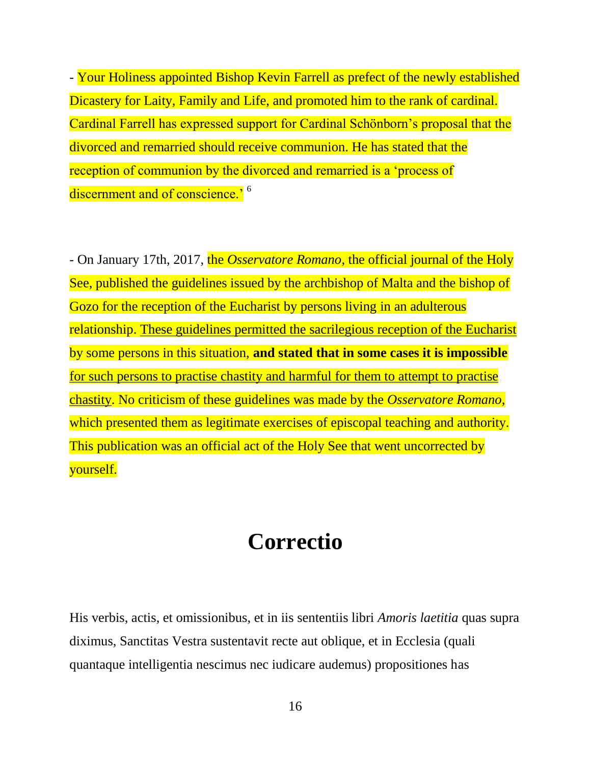- Your Holiness appointed Bishop Kevin Farrell as prefect of the newly established Dicastery for Laity, Family and Life, and promoted him to the rank of cardinal. Cardinal Farrell has expressed support for Cardinal Schönborn's proposal that the divorced and remarried should receive communion. He has stated that the reception of communion by the divorced and remarried is a 'process of discernment and of conscience.' [6]

- On January 17th, 2017, the *Osservatore Romano*, the official journal of the Holy See, published the guidelines issued by the archbishop of Malta and the bishop of Gozo for the reception of the Eucharist by persons living in an adulterous relationship. These guidelines permitted the sacrilegious reception of the Eucharist by some persons in this situation, **and stated that in some cases it is impossible** for such persons to practise chastity and harmful for them to attempt to practise chastity. No criticism of these guidelines was made by the *Osservatore Romano*, which presented them as legitimate exercises of episcopal teaching and authority. This publication was an official act of the Holy See that went uncorrected by yourself.

# Correctio

His verbis, actis, et omissionibus, et in iis sententiis libri *Amoris laetitia* quas supra diximus, Sanctitas Vestra sustentavit recte aut oblique, et in Ecclesia (quali quantaque intelligentia nescimus nec iudicare audemus) propositiones has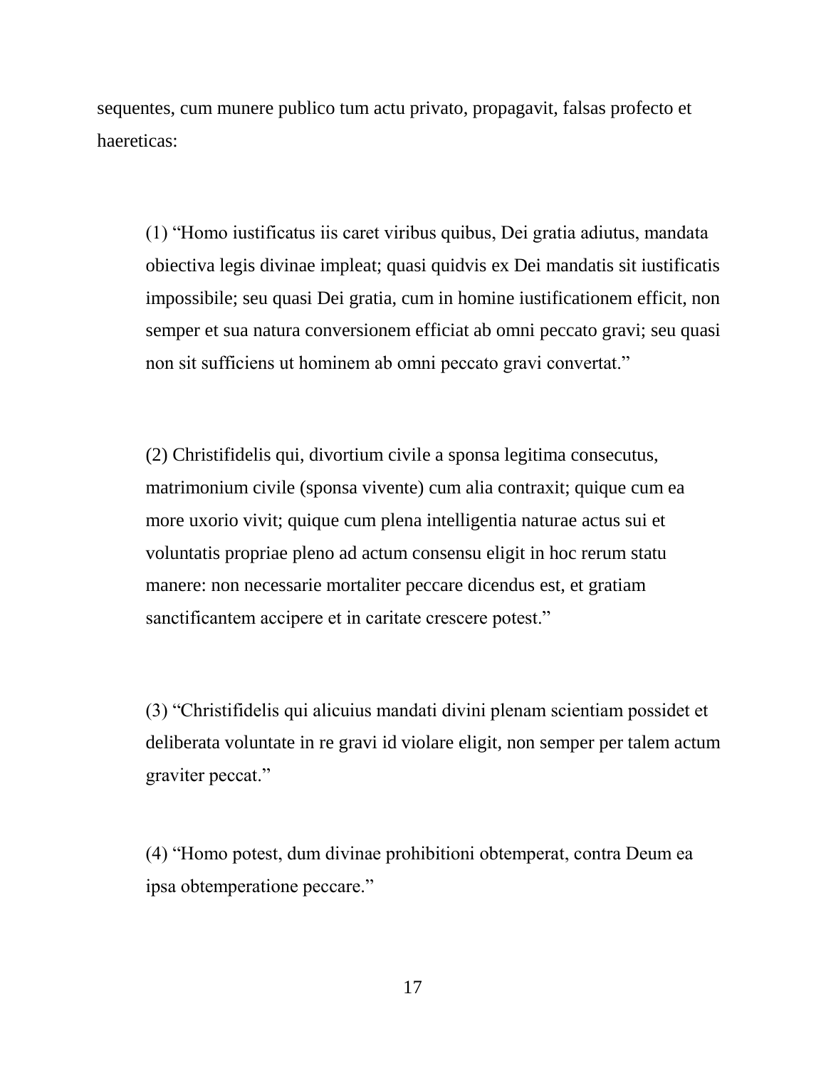sequentes, cum munere publico tum actu privato, propagavit, falsas profecto et haereticas:

> (1) "Homo iustificatus iis caret viribus quibus, Dei gratia adiutus, mandata obiectiva legis divinae impleat; quasi quidvis ex Dei mandatis sit iustificatis impossibile; seu quasi Dei gratia, cum in homine iustificationem efficit, non semper et sua natura conversionem efficiat ab omni peccato gravi; seu quasi non sit sufficiens ut hominem ab omni peccato gravi convertat."

> (2) Christifidelis qui, divortium civile a sponsa legitima consecutus, matrimonium civile (sponsa vivente) cum alia contraxit; quique cum ea more uxorio vivit; quique cum plena intelligentia naturae actus sui et voluntatis propriae pleno ad actum consensu eligit in hoc rerum statu manere: non necessarie mortaliter peccare dicendus est, et gratiam sanctificantem accipere et in caritate crescere potest."

> (3) "Christifidelis qui alicuius mandati divini plenam scientiam possidet et deliberata voluntate in re gravi id violare eligit, non semper per talem actum graviter peccat."

> (4) "Homo potest, dum divinae prohibitioni obtemperat, contra Deum ea ipsa obtemperatione peccare."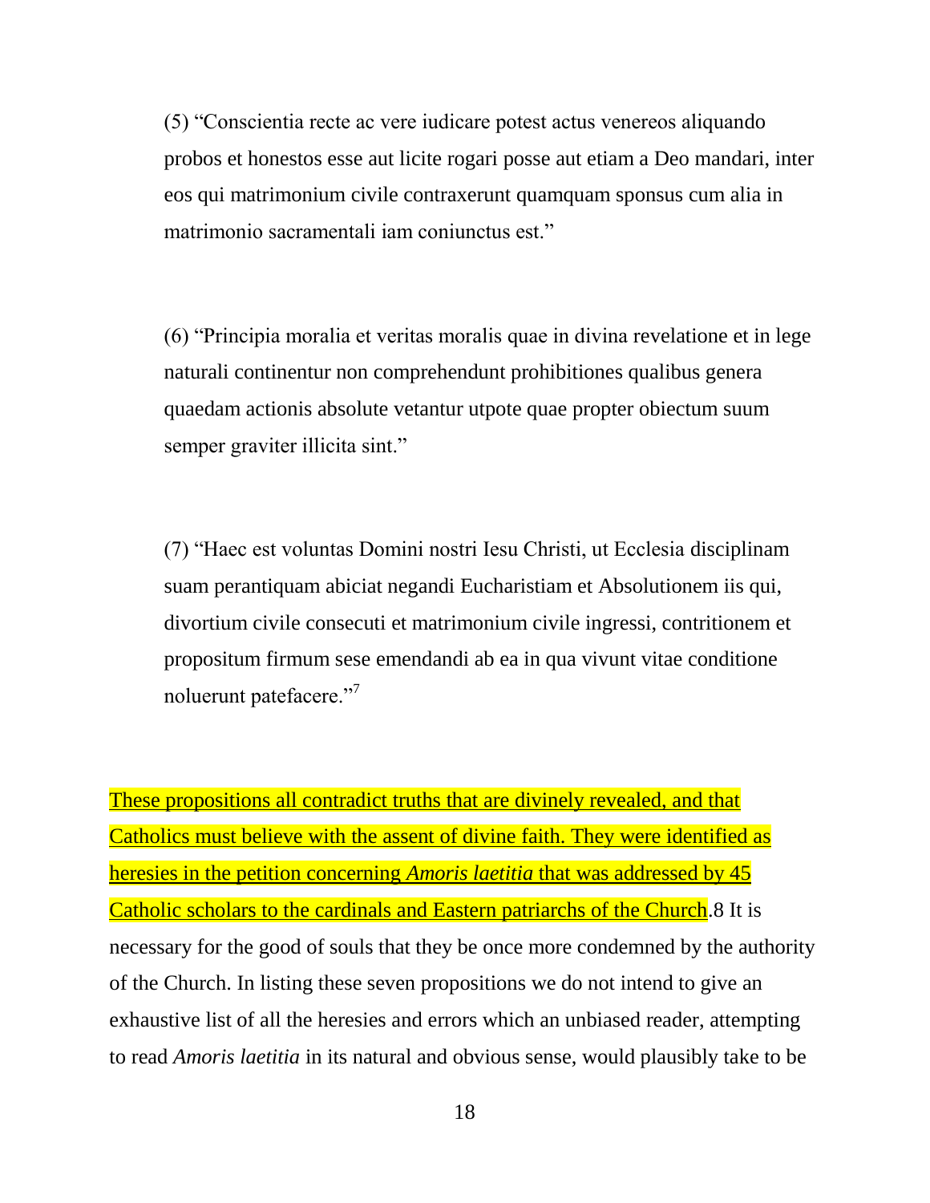(5) "Conscientia recte ac vere iudicare potest actus venereos aliquando probos et honestos esse aut licite rogari posse aut etiam a Deo mandari, inter eos qui matrimonium civile contraxerunt quamquam sponsus cum alia in matrimonio sacramentali iam coniunctus est."

(6) "Principia moralia et veritas moralis quae in divina revelatione et in lege naturali continentur non comprehendunt prohibitiones qualibus genera quaedam actionis absolute vetantur utpote quae propter obiectum suum semper graviter illicita sint."

(7) "Haec est voluntas Domini nostri Iesu Christi, ut Ecclesia disciplinam suam perantiquam abiciat negandi Eucharistiam et Absolutionem iis qui, divortium civile consecuti et matrimonium civile ingressi, contritionem et propositum firmum sese emendandi ab ea in qua vivunt vitae conditione noluerunt patefacere."[7]

These propositions all contradict truths that are divinely revealed, and that Catholics must believe with the assent of divine faith. They were identified as heresies in the petition concerning *Amoris laetitia* that was addressed by 45 Catholic scholars to the cardinals and Eastern patriarchs of the Church.[8] It is necessary for the good of souls that they be once more condemned by the authority of the Church. In listing these seven propositions we do not intend to give an exhaustive list of all the heresies and errors which an unbiased reader, attempting to read *Amoris laetitia* in its natural and obvious sense, would plausibly take to be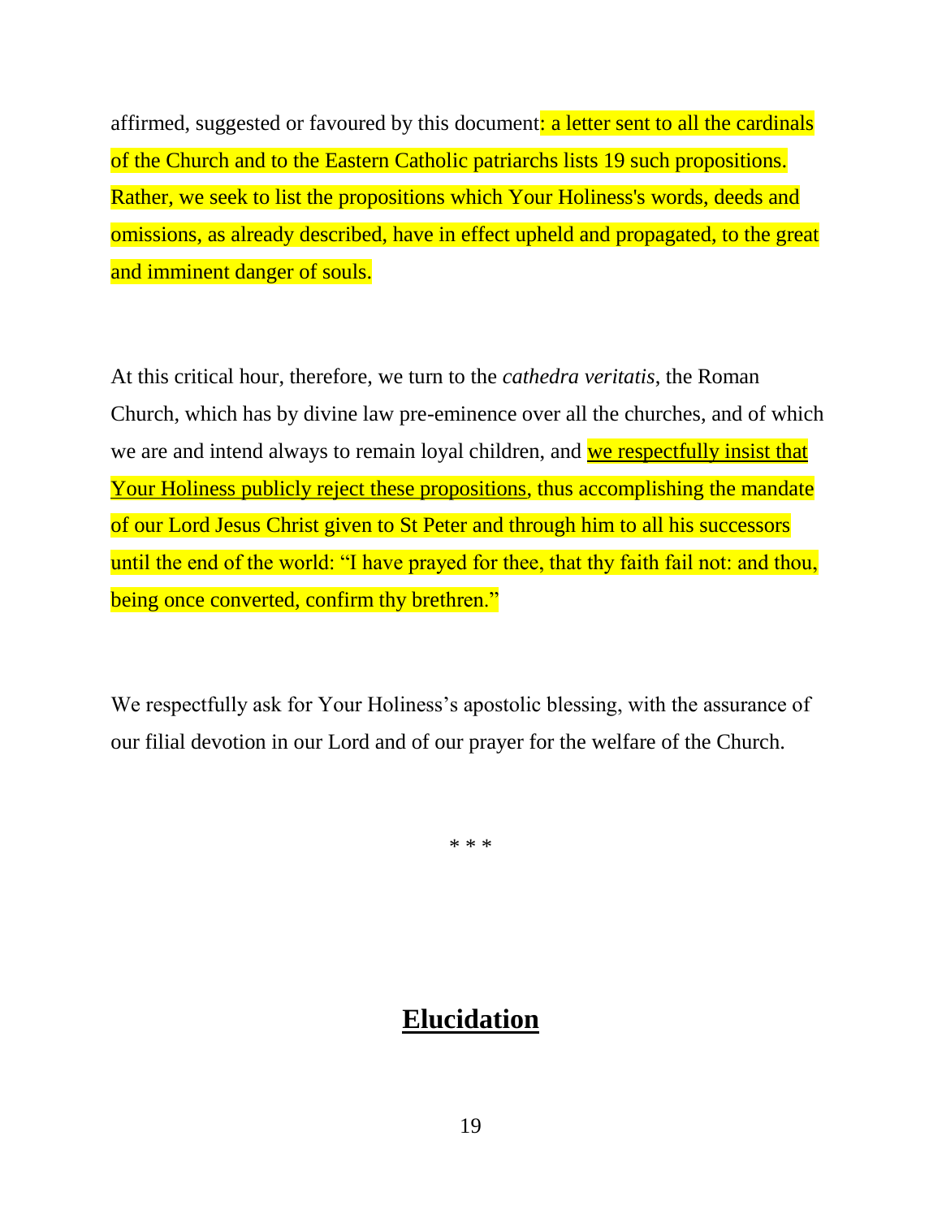affirmed, suggested or favoured by this document: a letter sent to all the cardinals of the Church and to the Eastern Catholic patriarchs lists 19 such propositions. Rather, we seek to list the propositions which Your Holiness's words, deeds and omissions, as already described, have in effect upheld and propagated, to the great and imminent danger of souls.

At this critical hour, therefore, we turn to the *cathedra veritatis*, the Roman Church, which has by divine law pre-eminence over all the churches, and of which we are and intend always to remain loyal children, and we respectfully insist that Your Holiness publicly reject these propositions, thus accomplishing the mandate of our Lord Jesus Christ given to St Peter and through him to all his successors until the end of the world: "I have prayed for thee, that thy faith fail not: and thou, being once converted, confirm thy brethren."

We respectfully ask for Your Holiness's apostolic blessing, with the assurance of our filial devotion in our Lord and of our prayer for the welfare of the Church.

\* \* \*

## Elucidation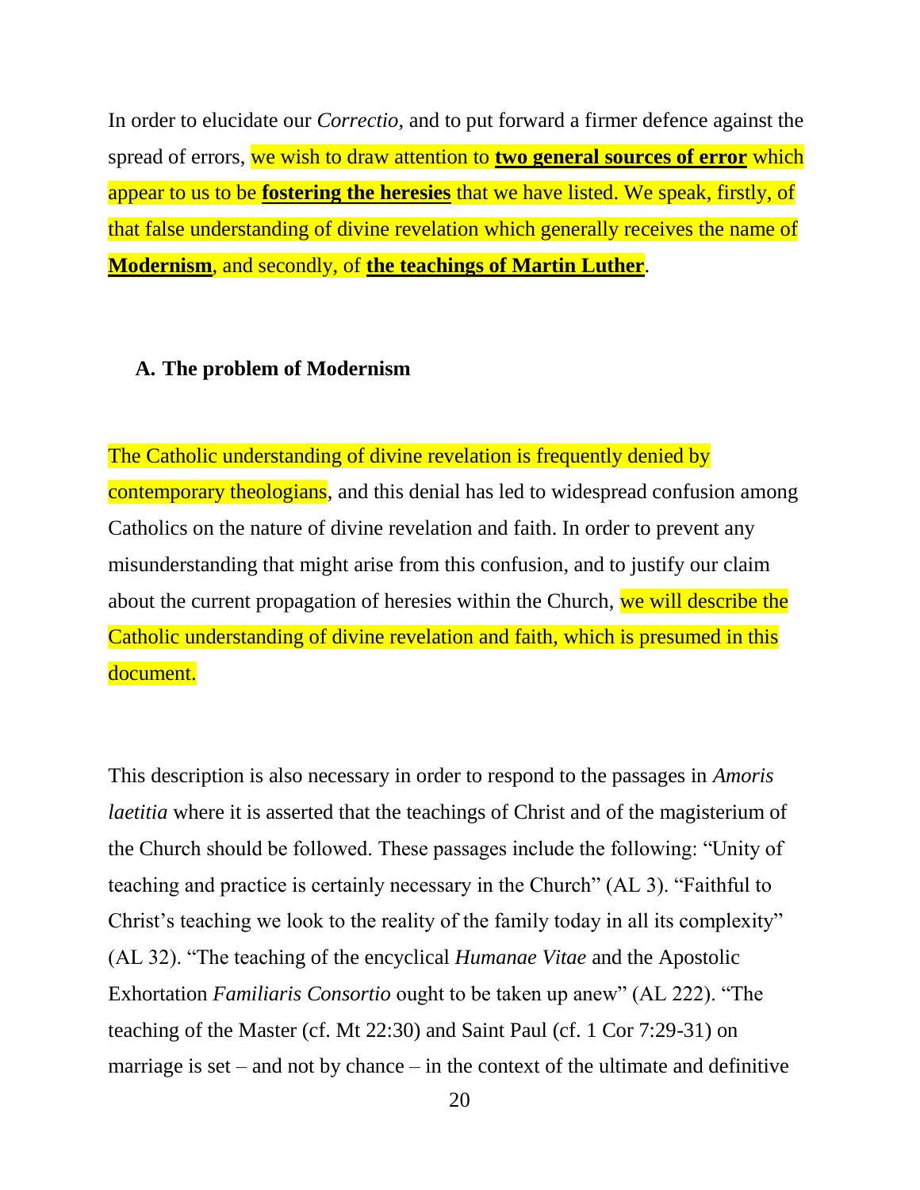In order to elucidate our *Correctio*, and to put forward a firmer defence against the spread of errors, we wish to draw attention to **two general sources of error** which appear to us to be **fostering the heresies** that we have listed. We speak, firstly, of that false understanding of divine revelation which generally receives the name of **Modernism**, and secondly, of **the teachings of Martin Luther**.

### A. The problem of Modernism

The Catholic understanding of divine revelation is frequently denied by contemporary theologians, and this denial has led to widespread confusion among Catholics on the nature of divine revelation and faith. In order to prevent any misunderstanding that might arise from this confusion, and to justify our claim about the current propagation of heresies within the Church, we will describe the Catholic understanding of divine revelation and faith, which is presumed in this document.

This description is also necessary in order to respond to the passages in *Amoris laetitia* where it is asserted that the teachings of Christ and of the magisterium of the Church should be followed. These passages include the following: "Unity of teaching and practice is certainly necessary in the Church" (AL 3). "Faithful to Christ's teaching we look to the reality of the family today in all its complexity" (AL 32). "The teaching of the encyclical *Humanae Vitae* and the Apostolic Exhortation *Familiaris Consortio* ought to be taken up anew" (AL 222). "The teaching of the Master (cf. Mt 22:30) and Saint Paul (cf. 1 Cor 7:29-31) on marriage is set – and not by chance – in the context of the ultimate and definitive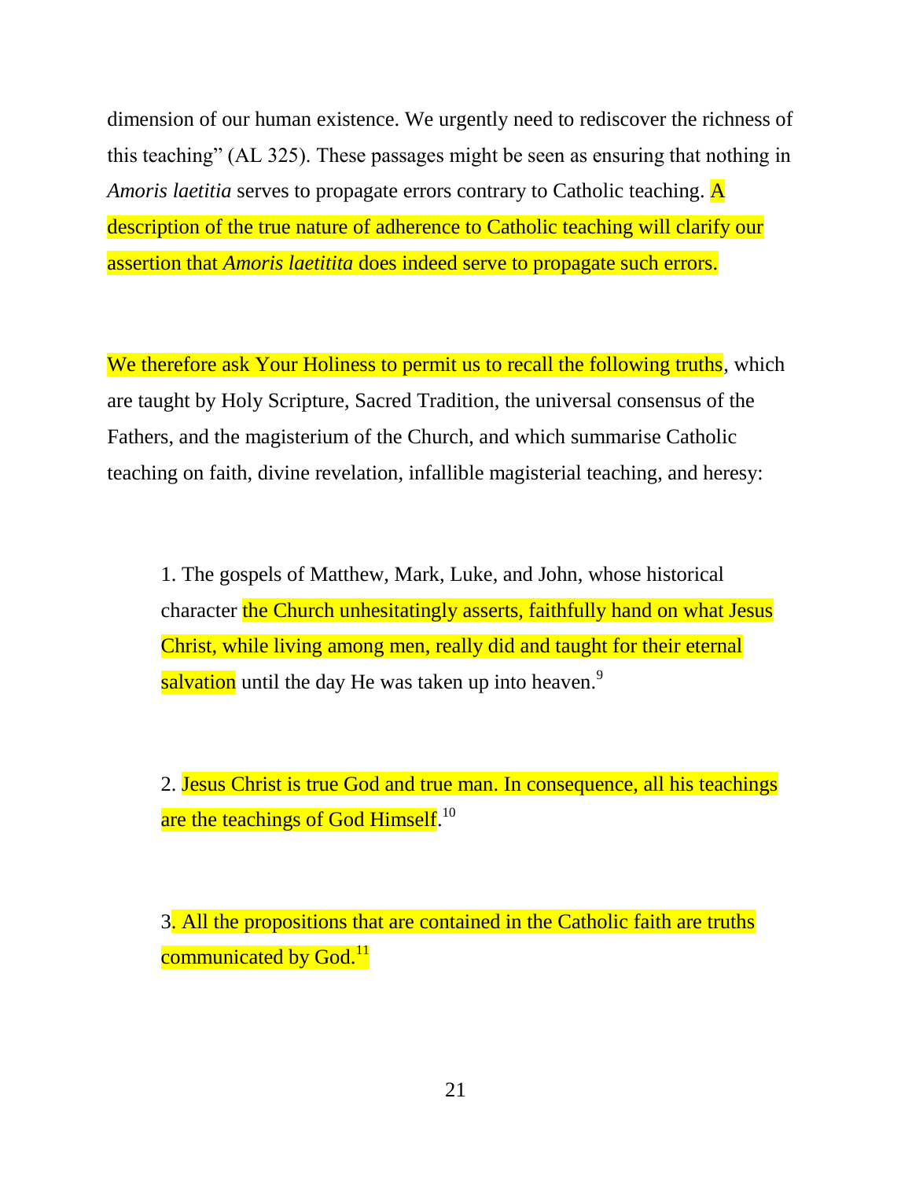dimension of our human existence. We urgently need to rediscover the richness of this teaching" (AL 325). These passages might be seen as ensuring that nothing in *Amoris laetitia* serves to propagate errors contrary to Catholic teaching. A description of the true nature of adherence to Catholic teaching will clarify our assertion that *Amoris laetitita* does indeed serve to propagate such errors.

We therefore ask Your Holiness to permit us to recall the following truths, which are taught by Holy Scripture, Sacred Tradition, the universal consensus of the Fathers, and the magisterium of the Church, and which summarise Catholic teaching on faith, divine revelation, infallible magisterial teaching, and heresy:

> 1. The gospels of Matthew, Mark, Luke, and John, whose historical character the Church unhesitatingly asserts, faithfully hand on what Jesus Christ, while living among men, really did and taught for their eternal salvation until the day He was taken up into heaven.[9]
>
> 2. Jesus Christ is true God and true man. In consequence, all his teachings are the teachings of God Himself.[10]
>
> 3. All the propositions that are contained in the Catholic faith are truths communicated by God.[11]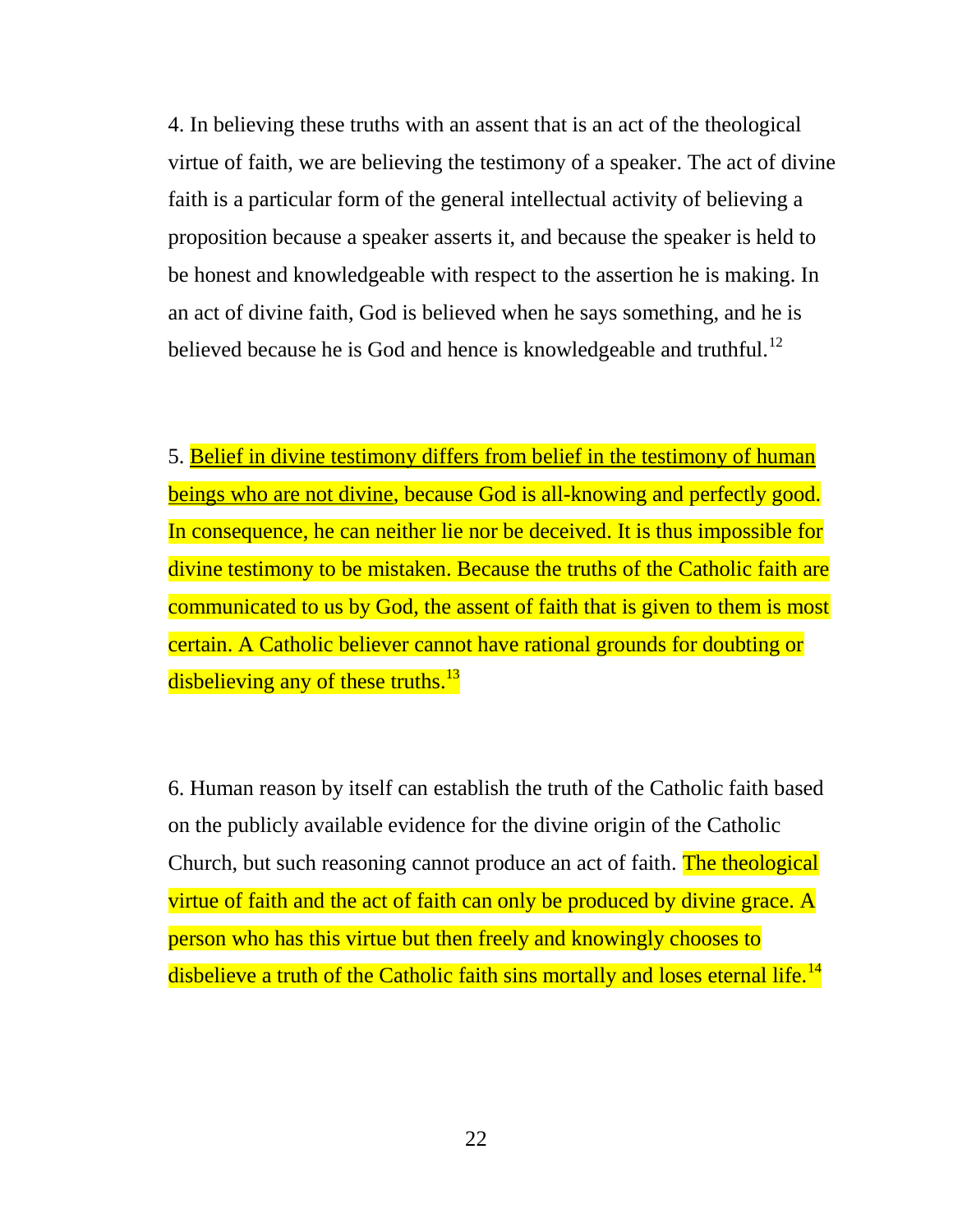4. In believing these truths with an assent that is an act of the theological virtue of faith, we are believing the testimony of a speaker. The act of divine faith is a particular form of the general intellectual activity of believing a proposition because a speaker asserts it, and because the speaker is held to be honest and knowledgeable with respect to the assertion he is making. In an act of divine faith, God is believed when he says something, and he is believed because he is God and hence is knowledgeable and truthful.[12]

5. Belief in divine testimony differs from belief in the testimony of human beings who are not divine, because God is all-knowing and perfectly good. In consequence, he can neither lie nor be deceived. It is thus impossible for divine testimony to be mistaken. Because the truths of the Catholic faith are communicated to us by God, the assent of faith that is given to them is most certain. A Catholic believer cannot have rational grounds for doubting or disbelieving any of these truths.[13]

6. Human reason by itself can establish the truth of the Catholic faith based on the publicly available evidence for the divine origin of the Catholic Church, but such reasoning cannot produce an act of faith. The theological virtue of faith and the act of faith can only be produced by divine grace. A person who has this virtue but then freely and knowingly chooses to disbelieve a truth of the Catholic faith sins mortally and loses eternal life.[14]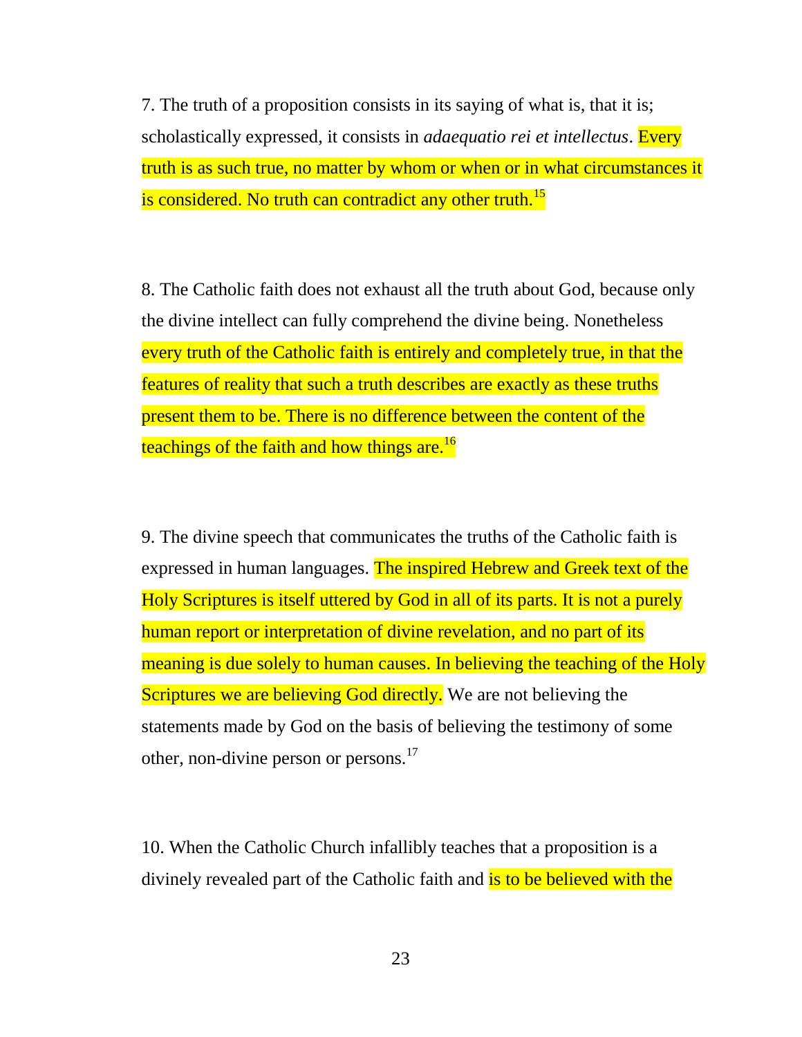7. The truth of a proposition consists in its saying of what is, that it is; scholastically expressed, it consists in *adaequatio rei et intellectus*. Every truth is as such true, no matter by whom or when or in what circumstances it is considered. No truth can contradict any other truth.[15]

8. The Catholic faith does not exhaust all the truth about God, because only the divine intellect can fully comprehend the divine being. Nonetheless every truth of the Catholic faith is entirely and completely true, in that the features of reality that such a truth describes are exactly as these truths present them to be. There is no difference between the content of the teachings of the faith and how things are.[16]

9. The divine speech that communicates the truths of the Catholic faith is expressed in human languages. The inspired Hebrew and Greek text of the Holy Scriptures is itself uttered by God in all of its parts. It is not a purely human report or interpretation of divine revelation, and no part of its meaning is due solely to human causes. In believing the teaching of the Holy Scriptures we are believing God directly. We are not believing the statements made by God on the basis of believing the testimony of some other, non-divine person or persons.[17]

10. When the Catholic Church infallibly teaches that a proposition is a divinely revealed part of the Catholic faith and is to be believed with the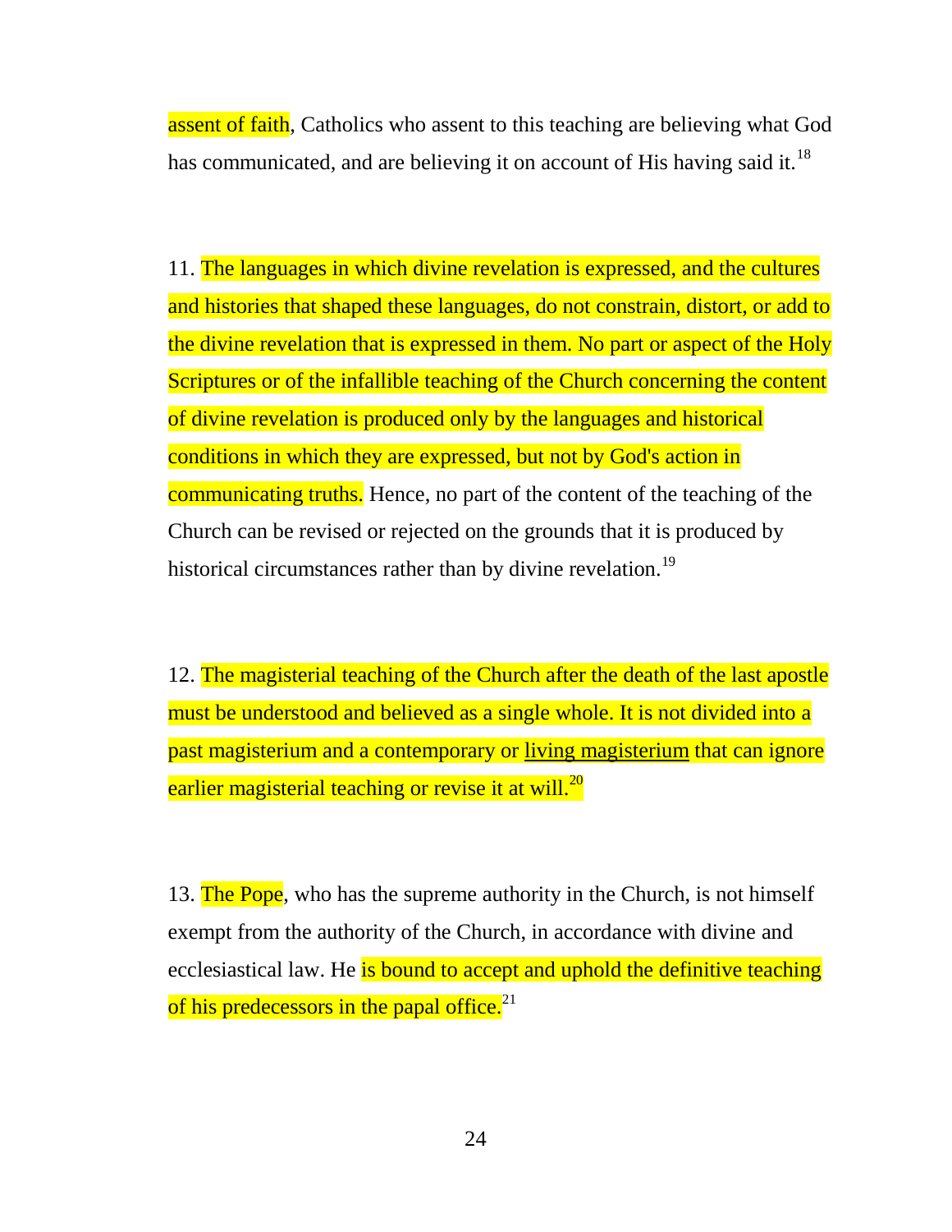assent of faith, Catholics who assent to this teaching are believing what God has communicated, and are believing it on account of His having said it.[18]

11. The languages in which divine revelation is expressed, and the cultures and histories that shaped these languages, do not constrain, distort, or add to the divine revelation that is expressed in them. No part or aspect of the Holy Scriptures or of the infallible teaching of the Church concerning the content of divine revelation is produced only by the languages and historical conditions in which they are expressed, but not by God's action in communicating truths. Hence, no part of the content of the teaching of the Church can be revised or rejected on the grounds that it is produced by historical circumstances rather than by divine revelation.[19]

12. The magisterial teaching of the Church after the death of the last apostle must be understood and believed as a single whole. It is not divided into a past magisterium and a contemporary or living magisterium that can ignore earlier magisterial teaching or revise it at will.[20]

13. The Pope, who has the supreme authority in the Church, is not himself exempt from the authority of the Church, in accordance with divine and ecclesiastical law. He is bound to accept and uphold the definitive teaching of his predecessors in the papal office.[21]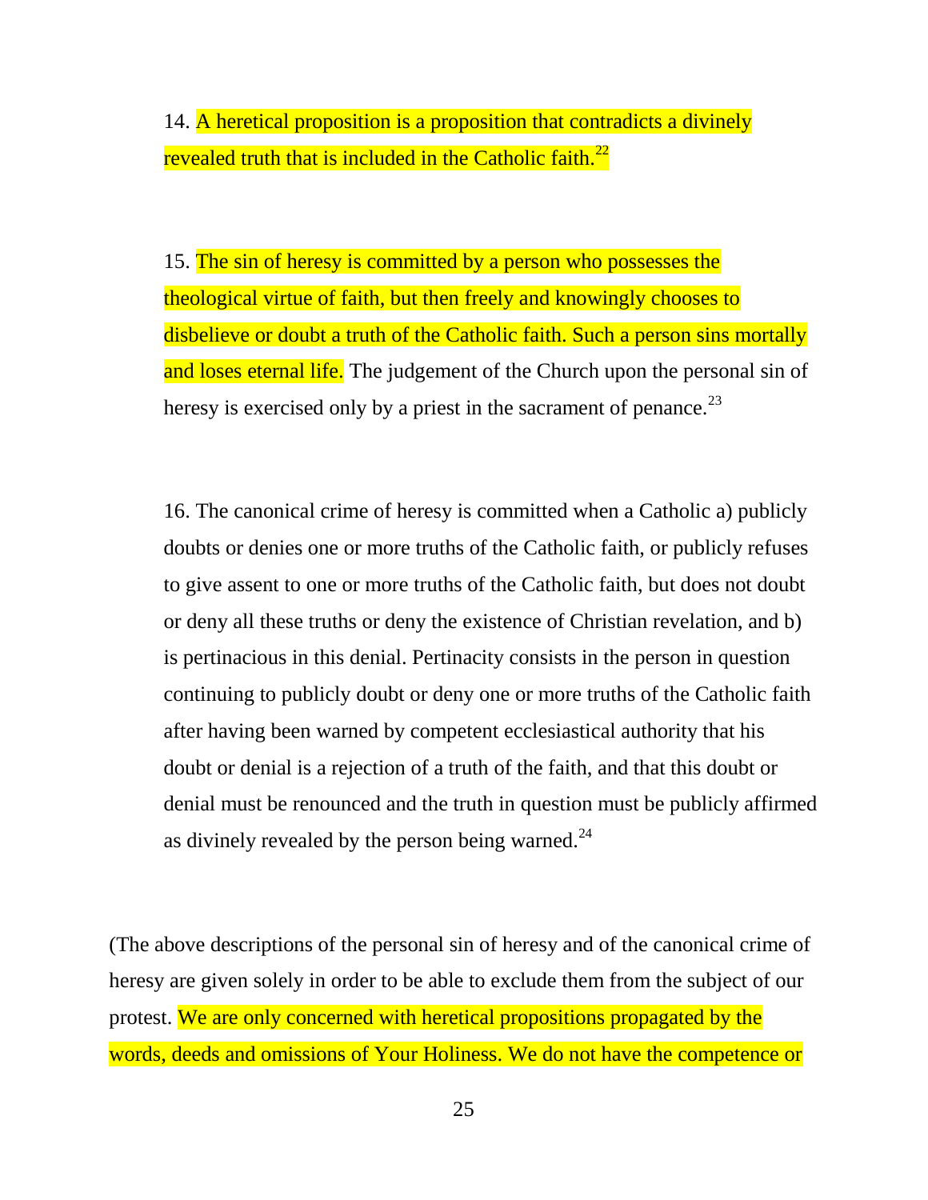14. A heretical proposition is a proposition that contradicts a divinely revealed truth that is included in the Catholic faith.[22]

15. The sin of heresy is committed by a person who possesses the theological virtue of faith, but then freely and knowingly chooses to disbelieve or doubt a truth of the Catholic faith. Such a person sins mortally and loses eternal life. The judgement of the Church upon the personal sin of heresy is exercised only by a priest in the sacrament of penance.[23]

16. The canonical crime of heresy is committed when a Catholic a) publicly doubts or denies one or more truths of the Catholic faith, or publicly refuses to give assent to one or more truths of the Catholic faith, but does not doubt or deny all these truths or deny the existence of Christian revelation, and b) is pertinacious in this denial. Pertinacity consists in the person in question continuing to publicly doubt or deny one or more truths of the Catholic faith after having been warned by competent ecclesiastical authority that his doubt or denial is a rejection of a truth of the faith, and that this doubt or denial must be renounced and the truth in question must be publicly affirmed as divinely revealed by the person being warned.[24]

(The above descriptions of the personal sin of heresy and of the canonical crime of heresy are given solely in order to be able to exclude them from the subject of our protest. We are only concerned with heretical propositions propagated by the words, deeds and omissions of Your Holiness. We do not have the competence or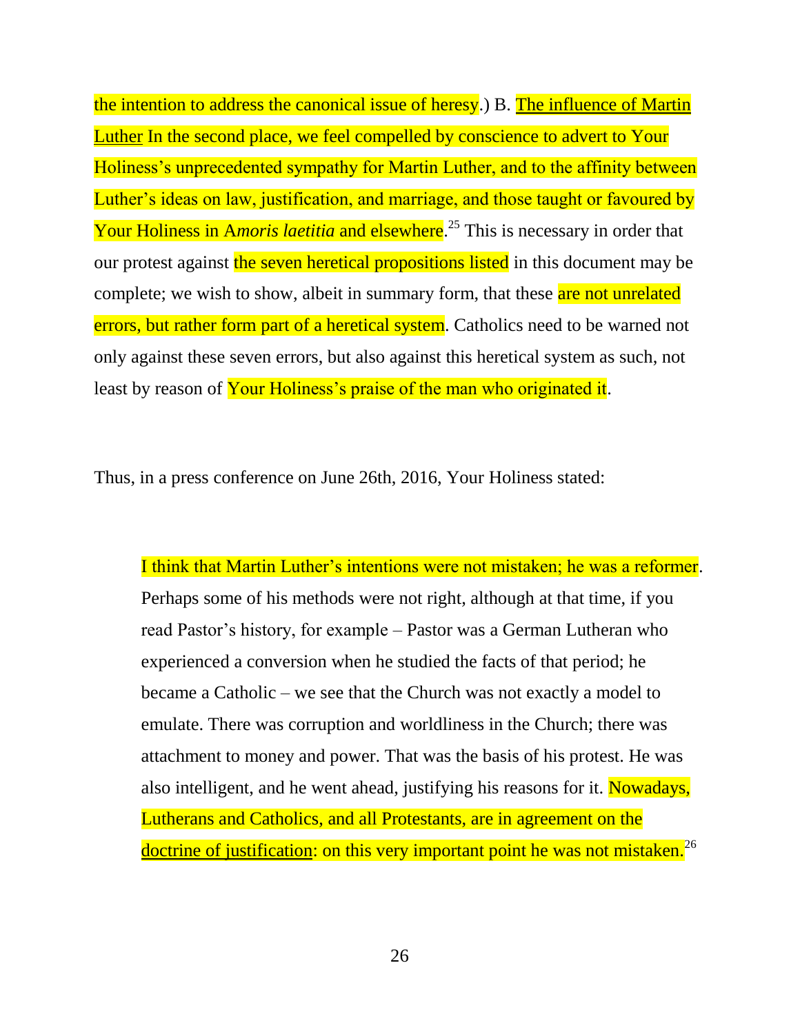the intention to address the canonical issue of heresy.) B. The influence of Martin Luther In the second place, we feel compelled by conscience to advert to Your Holiness's unprecedented sympathy for Martin Luther, and to the affinity between Luther's ideas on law, justification, and marriage, and those taught or favoured by Your Holiness in A*moris laetitia* and elsewhere.[25] This is necessary in order that our protest against the seven heretical propositions listed in this document may be complete; we wish to show, albeit in summary form, that these are not unrelated errors, but rather form part of a heretical system. Catholics need to be warned not only against these seven errors, but also against this heretical system as such, not least by reason of Your Holiness's praise of the man who originated it.

Thus, in a press conference on June 26th, 2016, Your Holiness stated:

> I think that Martin Luther's intentions were not mistaken; he was a reformer. Perhaps some of his methods were not right, although at that time, if you read Pastor's history, for example – Pastor was a German Lutheran who experienced a conversion when he studied the facts of that period; he became a Catholic – we see that the Church was not exactly a model to emulate. There was corruption and worldliness in the Church; there was attachment to money and power. That was the basis of his protest. He was also intelligent, and he went ahead, justifying his reasons for it. Nowadays, Lutherans and Catholics, and all Protestants, are in agreement on the doctrine of justification: on this very important point he was not mistaken.[26]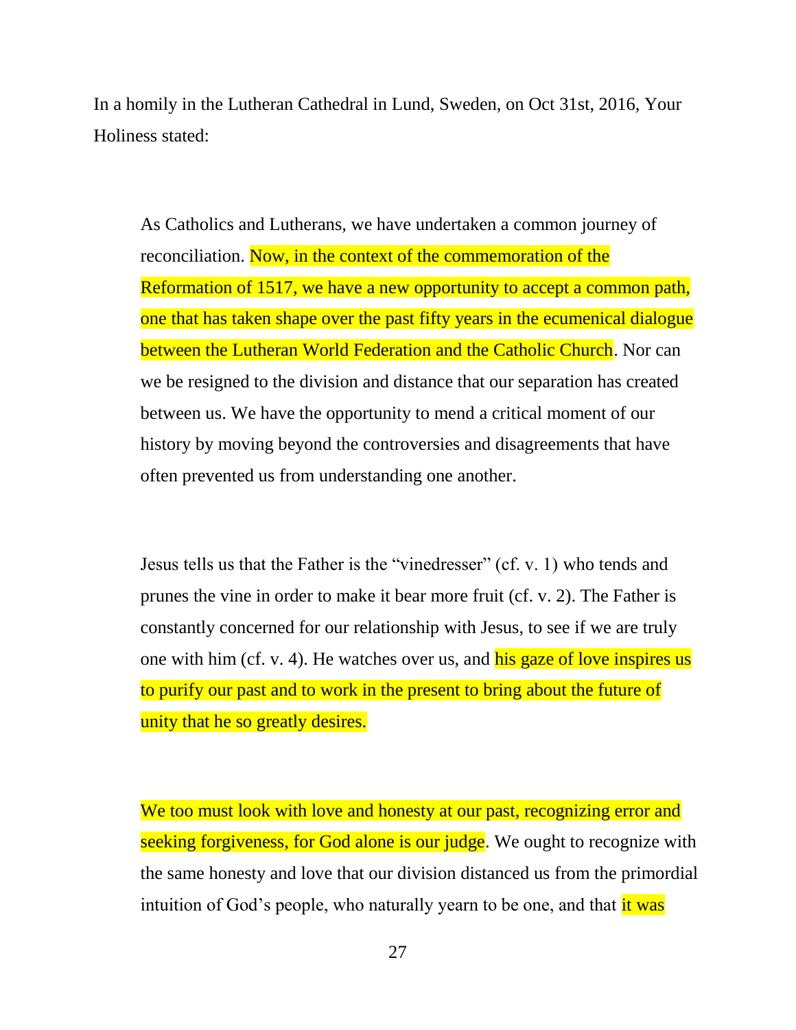In a homily in the Lutheran Cathedral in Lund, Sweden, on Oct 31st, 2016, Your Holiness stated:

> As Catholics and Lutherans, we have undertaken a common journey of reconciliation. Now, in the context of the commemoration of the Reformation of 1517, we have a new opportunity to accept a common path, one that has taken shape over the past fifty years in the ecumenical dialogue between the Lutheran World Federation and the Catholic Church. Nor can we be resigned to the division and distance that our separation has created between us. We have the opportunity to mend a critical moment of our history by moving beyond the controversies and disagreements that have often prevented us from understanding one another.
>
> Jesus tells us that the Father is the "vinedresser" (cf. v. 1) who tends and prunes the vine in order to make it bear more fruit (cf. v. 2). The Father is constantly concerned for our relationship with Jesus, to see if we are truly one with him (cf. v. 4). He watches over us, and his gaze of love inspires us to purify our past and to work in the present to bring about the future of unity that he so greatly desires.
>
> We too must look with love and honesty at our past, recognizing error and seeking forgiveness, for God alone is our judge. We ought to recognize with the same honesty and love that our division distanced us from the primordial intuition of God's people, who naturally yearn to be one, and that it was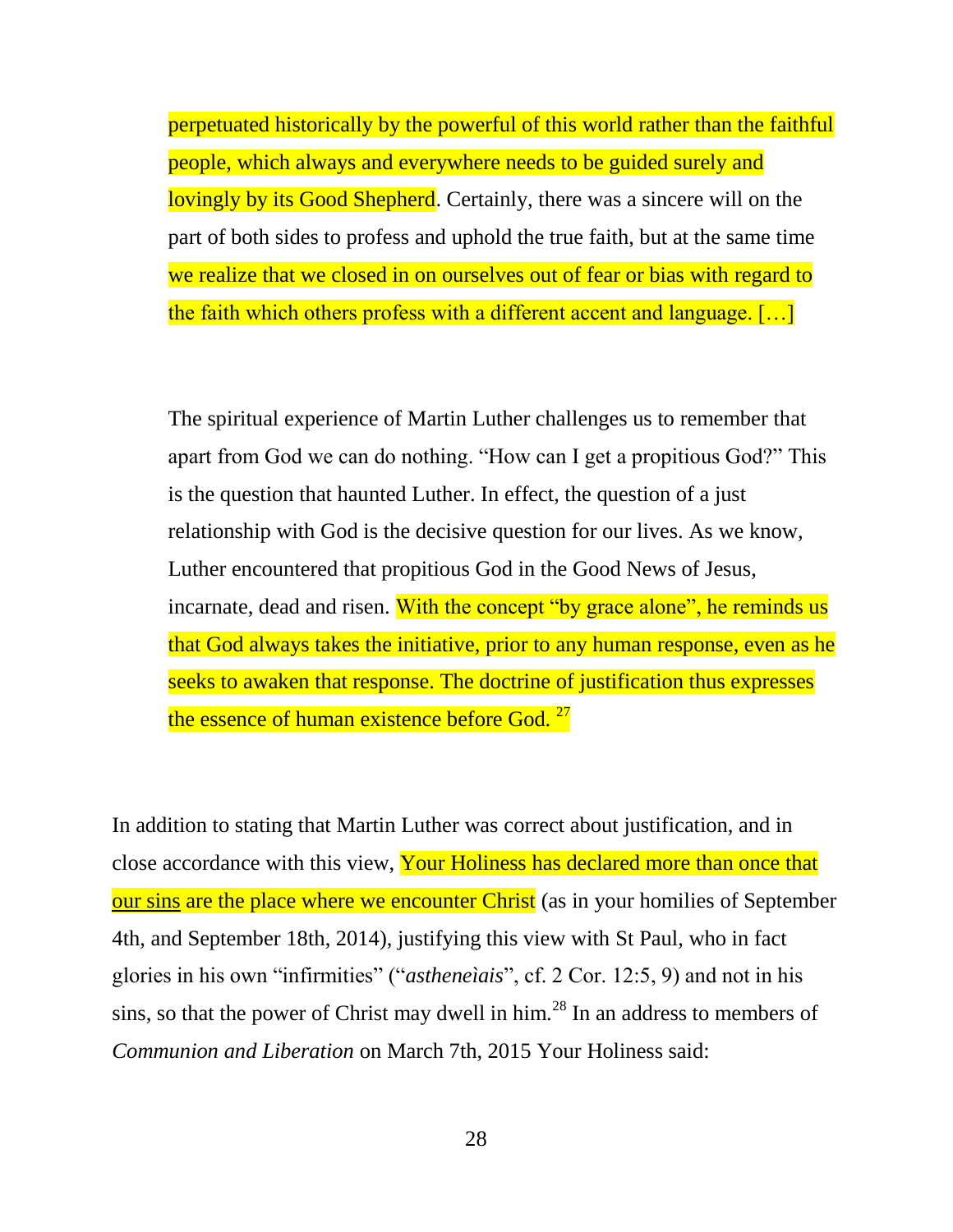> perpetuated historically by the powerful of this world rather than the faithful people, which always and everywhere needs to be guided surely and lovingly by its Good Shepherd. Certainly, there was a sincere will on the part of both sides to profess and uphold the true faith, but at the same time we realize that we closed in on ourselves out of fear or bias with regard to the faith which others profess with a different accent and language. […]
>
> The spiritual experience of Martin Luther challenges us to remember that apart from God we can do nothing. "How can I get a propitious God?" This is the question that haunted Luther. In effect, the question of a just relationship with God is the decisive question for our lives. As we know, Luther encountered that propitious God in the Good News of Jesus, incarnate, dead and risen. With the concept "by grace alone", he reminds us that God always takes the initiative, prior to any human response, even as he seeks to awaken that response. The doctrine of justification thus expresses the essence of human existence before God. [27]

In addition to stating that Martin Luther was correct about justification, and in close accordance with this view, Your Holiness has declared more than once that our sins are the place where we encounter Christ (as in your homilies of September 4th, and September 18th, 2014), justifying this view with St Paul, who in fact glories in his own "infirmities" ("*astheneìais*", cf. 2 Cor. 12:5, 9) and not in his sins, so that the power of Christ may dwell in him.[28] In an address to members of *Communion and Liberation* on March 7th, 2015 Your Holiness said: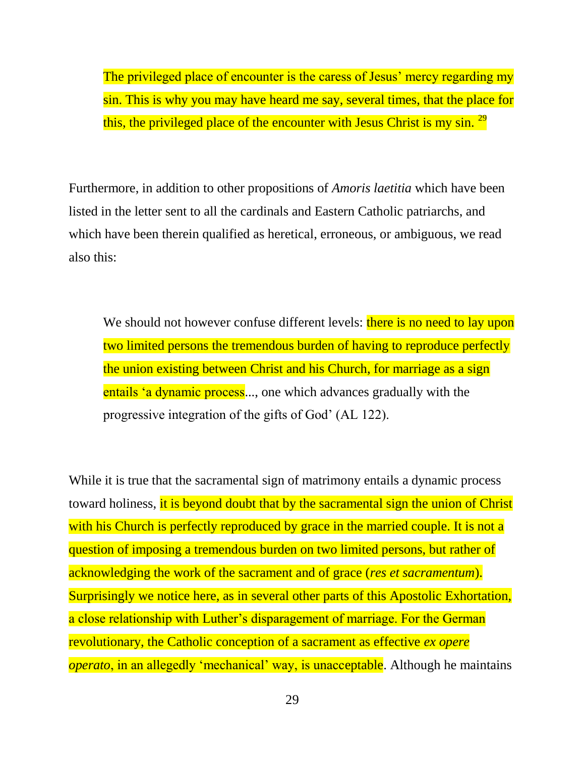> The privileged place of encounter is the caress of Jesus' mercy regarding my sin. This is why you may have heard me say, several times, that the place for this, the privileged place of the encounter with Jesus Christ is my sin. [29]

Furthermore, in addition to other propositions of *Amoris laetitia* which have been listed in the letter sent to all the cardinals and Eastern Catholic patriarchs, and which have been therein qualified as heretical, erroneous, or ambiguous, we read also this:

> We should not however confuse different levels: there is no need to lay upon two limited persons the tremendous burden of having to reproduce perfectly the union existing between Christ and his Church, for marriage as a sign entails 'a dynamic process..., one which advances gradually with the progressive integration of the gifts of God' (AL 122).

While it is true that the sacramental sign of matrimony entails a dynamic process toward holiness, it is beyond doubt that by the sacramental sign the union of Christ with his Church is perfectly reproduced by grace in the married couple. It is not a question of imposing a tremendous burden on two limited persons, but rather of acknowledging the work of the sacrament and of grace (*res et sacramentum*). Surprisingly we notice here, as in several other parts of this Apostolic Exhortation, a close relationship with Luther's disparagement of marriage. For the German revolutionary, the Catholic conception of a sacrament as effective *ex opere operato*, in an allegedly 'mechanical' way, is unacceptable. Although he maintains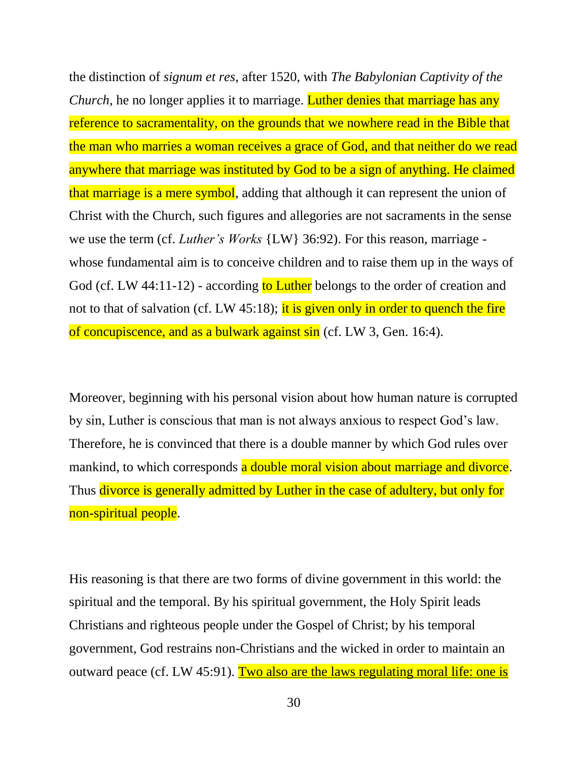the distinction of *signum et res*, after 1520, with *The Babylonian Captivity of the Church*, he no longer applies it to marriage. Luther denies that marriage has any reference to sacramentality, on the grounds that we nowhere read in the Bible that the man who marries a woman receives a grace of God, and that neither do we read anywhere that marriage was instituted by God to be a sign of anything. He claimed that marriage is a mere symbol, adding that although it can represent the union of Christ with the Church, such figures and allegories are not sacraments in the sense we use the term (cf. *Luther's Works* {LW} 36:92). For this reason, marriage - whose fundamental aim is to conceive children and to raise them up in the ways of God (cf. LW 44:11-12) - according to Luther belongs to the order of creation and not to that of salvation (cf. LW 45:18); it is given only in order to quench the fire of concupiscence, and as a bulwark against sin (cf. LW 3, Gen. 16:4).

Moreover, beginning with his personal vision about how human nature is corrupted by sin, Luther is conscious that man is not always anxious to respect God's law. Therefore, he is convinced that there is a double manner by which God rules over mankind, to which corresponds a double moral vision about marriage and divorce. Thus divorce is generally admitted by Luther in the case of adultery, but only for non-spiritual people.

His reasoning is that there are two forms of divine government in this world: the spiritual and the temporal. By his spiritual government, the Holy Spirit leads Christians and righteous people under the Gospel of Christ; by his temporal government, God restrains non-Christians and the wicked in order to maintain an outward peace (cf. LW 45:91). Two also are the laws regulating moral life: one is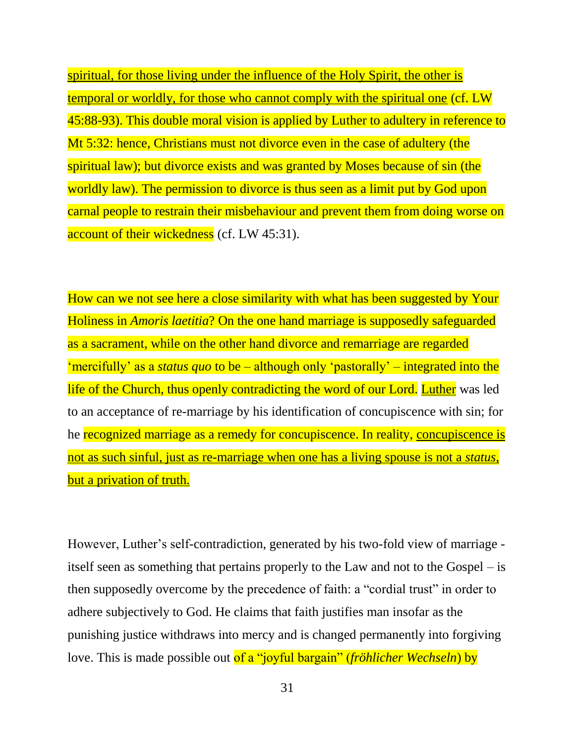spiritual, for those living under the influence of the Holy Spirit, the other is temporal or worldly, for those who cannot comply with the spiritual one (cf. LW 45:88-93). This double moral vision is applied by Luther to adultery in reference to Mt 5:32: hence, Christians must not divorce even in the case of adultery (the spiritual law); but divorce exists and was granted by Moses because of sin (the worldly law). The permission to divorce is thus seen as a limit put by God upon carnal people to restrain their misbehaviour and prevent them from doing worse on account of their wickedness (cf. LW 45:31).

How can we not see here a close similarity with what has been suggested by Your Holiness in *Amoris laetitia*? On the one hand marriage is supposedly safeguarded as a sacrament, while on the other hand divorce and remarriage are regarded 'mercifully' as a *status quo* to be – although only 'pastorally' – integrated into the life of the Church, thus openly contradicting the word of our Lord. Luther was led to an acceptance of re-marriage by his identification of concupiscence with sin; for he recognized marriage as a remedy for concupiscence. In reality, concupiscence is not as such sinful, just as re-marriage when one has a living spouse is not a *status*, but a privation of truth.

However, Luther's self-contradiction, generated by his two-fold view of marriage - itself seen as something that pertains properly to the Law and not to the Gospel – is then supposedly overcome by the precedence of faith: a "cordial trust" in order to adhere subjectively to God. He claims that faith justifies man insofar as the punishing justice withdraws into mercy and is changed permanently into forgiving love. This is made possible out of a "joyful bargain" (*fröhlicher Wechseln*) by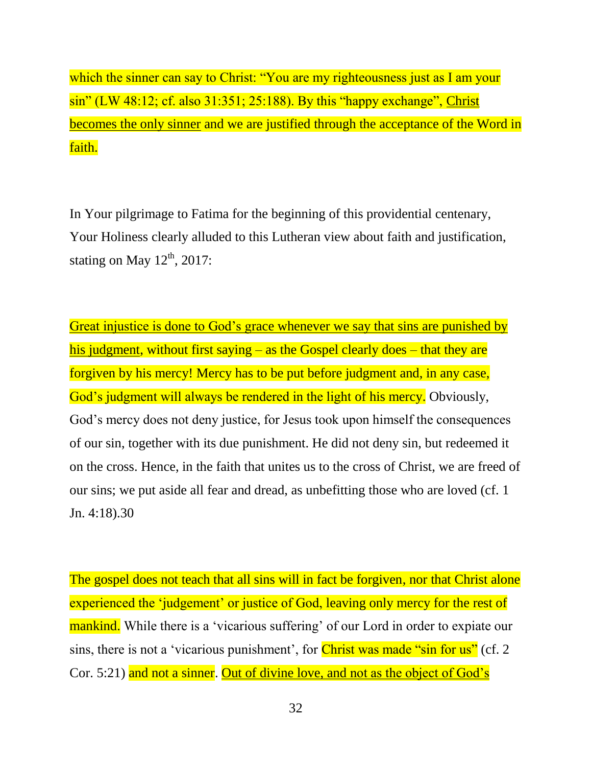which the sinner can say to Christ: "You are my righteousness just as I am your sin" (LW 48:12; cf. also 31:351; 25:188). By this "happy exchange", Christ becomes the only sinner and we are justified through the acceptance of the Word in faith.

In Your pilgrimage to Fatima for the beginning of this providential centenary, Your Holiness clearly alluded to this Lutheran view about faith and justification, stating on May 12th, 2017:

Great injustice is done to God's grace whenever we say that sins are punished by his judgment, without first saying – as the Gospel clearly does – that they are forgiven by his mercy! Mercy has to be put before judgment and, in any case, God's judgment will always be rendered in the light of his mercy. Obviously, God's mercy does not deny justice, for Jesus took upon himself the consequences of our sin, together with its due punishment. He did not deny sin, but redeemed it on the cross. Hence, in the faith that unites us to the cross of Christ, we are freed of our sins; we put aside all fear and dread, as unbefitting those who are loved (cf. 1 Jn. 4:18).30

The gospel does not teach that all sins will in fact be forgiven, nor that Christ alone experienced the 'judgement' or justice of God, leaving only mercy for the rest of mankind. While there is a 'vicarious suffering' of our Lord in order to expiate our sins, there is not a 'vicarious punishment', for Christ was made "sin for us" (cf. 2 Cor. 5:21) and not a sinner. Out of divine love, and not as the object of God's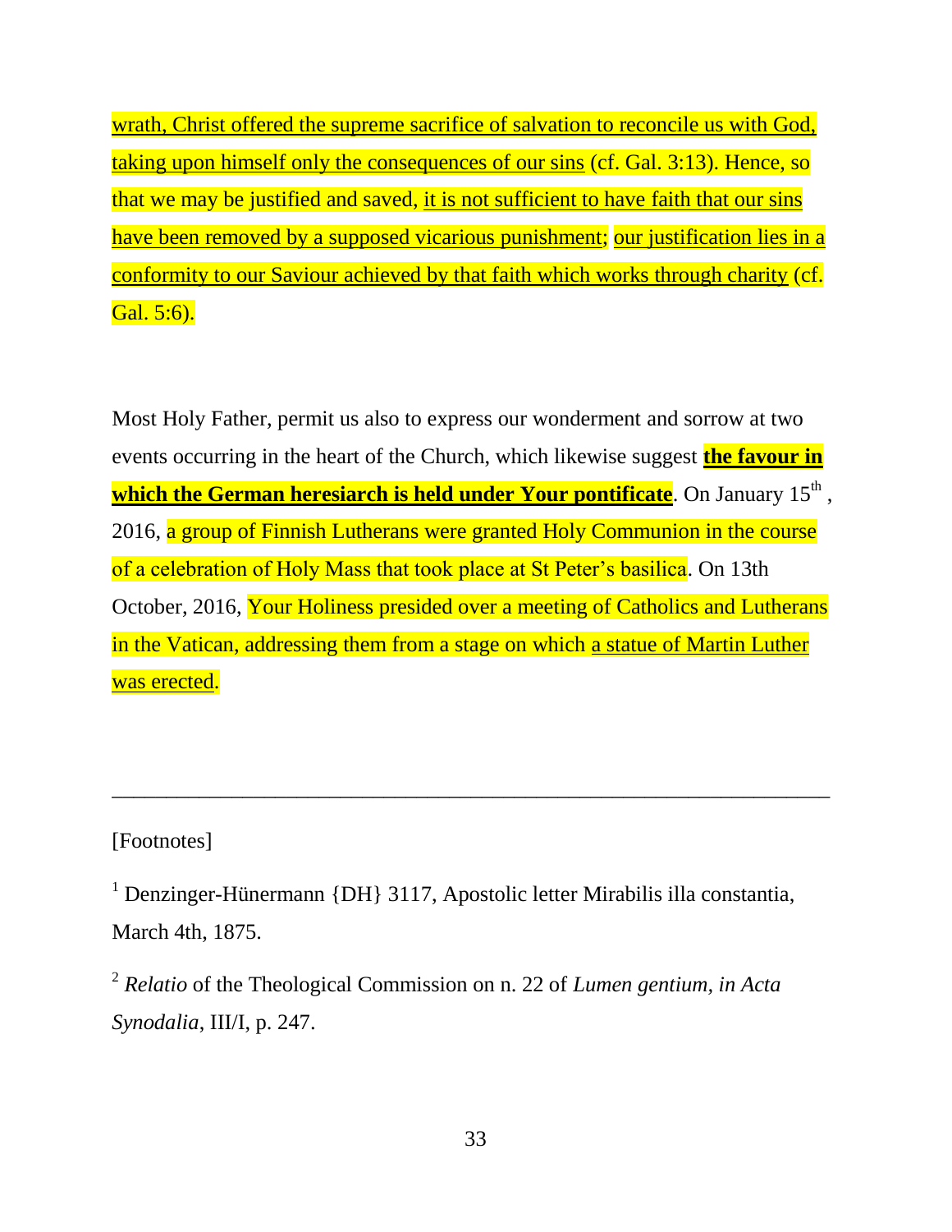wrath, Christ offered the supreme sacrifice of salvation to reconcile us with God, taking upon himself only the consequences of our sins (cf. Gal. 3:13). Hence, so that we may be justified and saved, it is not sufficient to have faith that our sins have been removed by a supposed vicarious punishment; our justification lies in a conformity to our Saviour achieved by that faith which works through charity (cf. Gal. 5:6).

Most Holy Father, permit us also to express our wonderment and sorrow at two events occurring in the heart of the Church, which likewise suggest **the favour in which the German heresiarch is held under Your pontificate**. On January 15th, 2016, a group of Finnish Lutherans were granted Holy Communion in the course of a celebration of Holy Mass that took place at St Peter's basilica. On 13th October, 2016, Your Holiness presided over a meeting of Catholics and Lutherans in the Vatican, addressing them from a stage on which a statue of Martin Luther was erected.

---

[Footnotes]

[1] Denzinger-Hünermann {DH} 3117, Apostolic letter Mirabilis illa constantia, March 4th, 1875.

[2] *Relatio* of the Theological Commission on n. 22 of *Lumen gentium, in Acta Synodalia*, III/I, p. 247.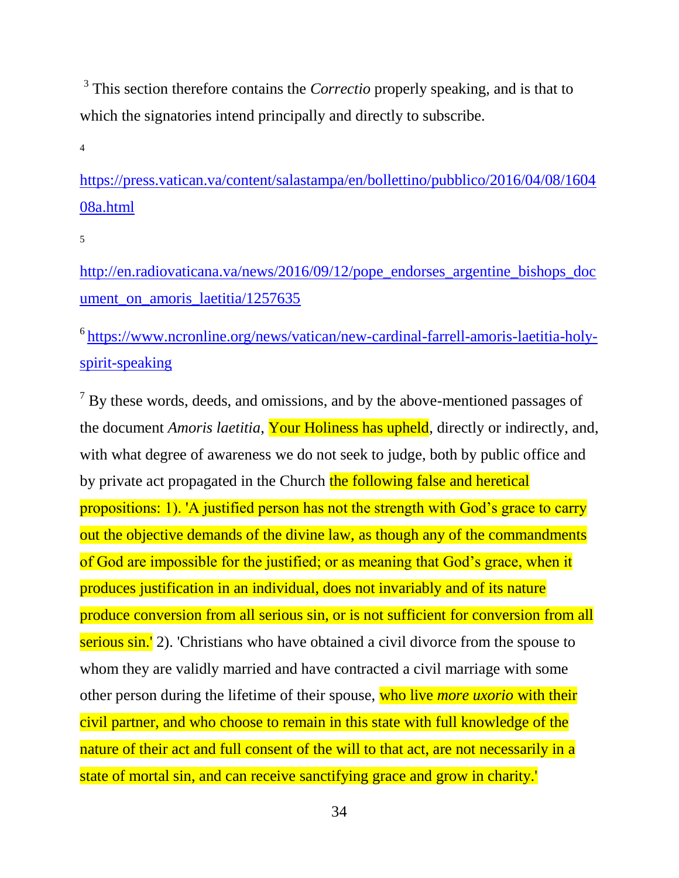[3] This section therefore contains the *Correctio* properly speaking, and is that to which the signatories intend principally and directly to subscribe.

[4] https://press.vatican.va/content/salastampa/en/bollettino/pubblico/2016/04/08/160408a.html

[5] http://en.radiovaticana.va/news/2016/09/12/pope_endorses_argentine_bishops_document_on_amoris_laetitia/1257635

[6] https://www.ncronline.org/news/vatican/new-cardinal-farrell-amoris-laetitia-holy-spirit-speaking

[7] By these words, deeds, and omissions, and by the above-mentioned passages of the document *Amoris laetitia*, Your Holiness has upheld, directly or indirectly, and, with what degree of awareness we do not seek to judge, both by public office and by private act propagated in the Church the following false and heretical propositions: 1). 'A justified person has not the strength with God's grace to carry out the objective demands of the divine law, as though any of the commandments of God are impossible for the justified; or as meaning that God's grace, when it produces justification in an individual, does not invariably and of its nature produce conversion from all serious sin, or is not sufficient for conversion from all serious sin.' 2). 'Christians who have obtained a civil divorce from the spouse to whom they are validly married and have contracted a civil marriage with some other person during the lifetime of their spouse, who live *more uxorio* with their civil partner, and who choose to remain in this state with full knowledge of the nature of their act and full consent of the will to that act, are not necessarily in a state of mortal sin, and can receive sanctifying grace and grow in charity.'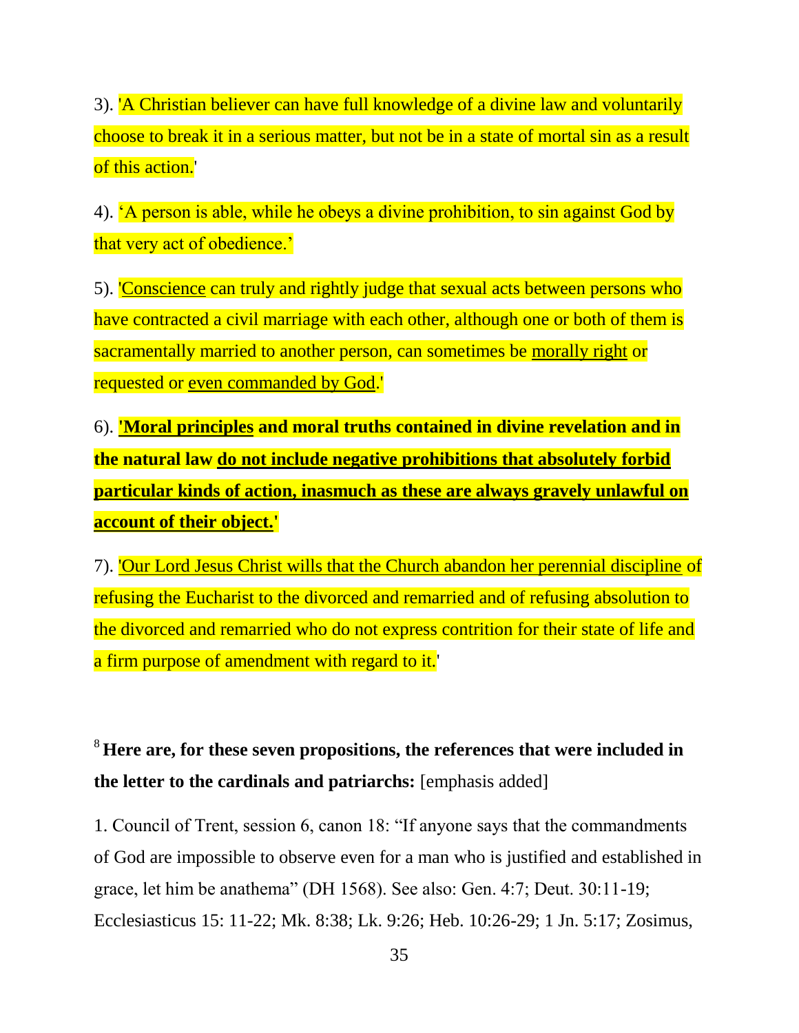3). 'A Christian believer can have full knowledge of a divine law and voluntarily choose to break it in a serious matter, but not be in a state of mortal sin as a result of this action.'

4). 'A person is able, while he obeys a divine prohibition, to sin against God by that very act of obedience.'

5). '<u>Conscience</u> can truly and rightly judge that sexual acts between persons who have contracted a civil marriage with each other, although one or both of them is sacramentally married to another person, can sometimes be <u>morally right</u> or requested or <u>even commanded by God</u>.'

6). **'<u>Moral principles</u> and moral truths contained in divine revelation and in the natural law <u>do not include negative prohibitions that absolutely forbid particular kinds of action, inasmuch as these are always gravely unlawful on account of their object.</u>'**

7). '<u>Our Lord Jesus Christ wills that the Church abandon her perennial discipline</u> of refusing the Eucharist to the divorced and remarried and of refusing absolution to the divorced and remarried who do not express contrition for their state of life and a firm purpose of amendment with regard to it.'

[8] **Here are, for these seven propositions, the references that were included in the letter to the cardinals and patriarchs:** [emphasis added]

1. Council of Trent, session 6, canon 18: "If anyone says that the commandments of God are impossible to observe even for a man who is justified and established in grace, let him be anathema" (DH 1568). See also: Gen. 4:7; Deut. 30:11-19; Ecclesiasticus 15: 11-22; Mk. 8:38; Lk. 9:26; Heb. 10:26-29; 1 Jn. 5:17; Zosimus,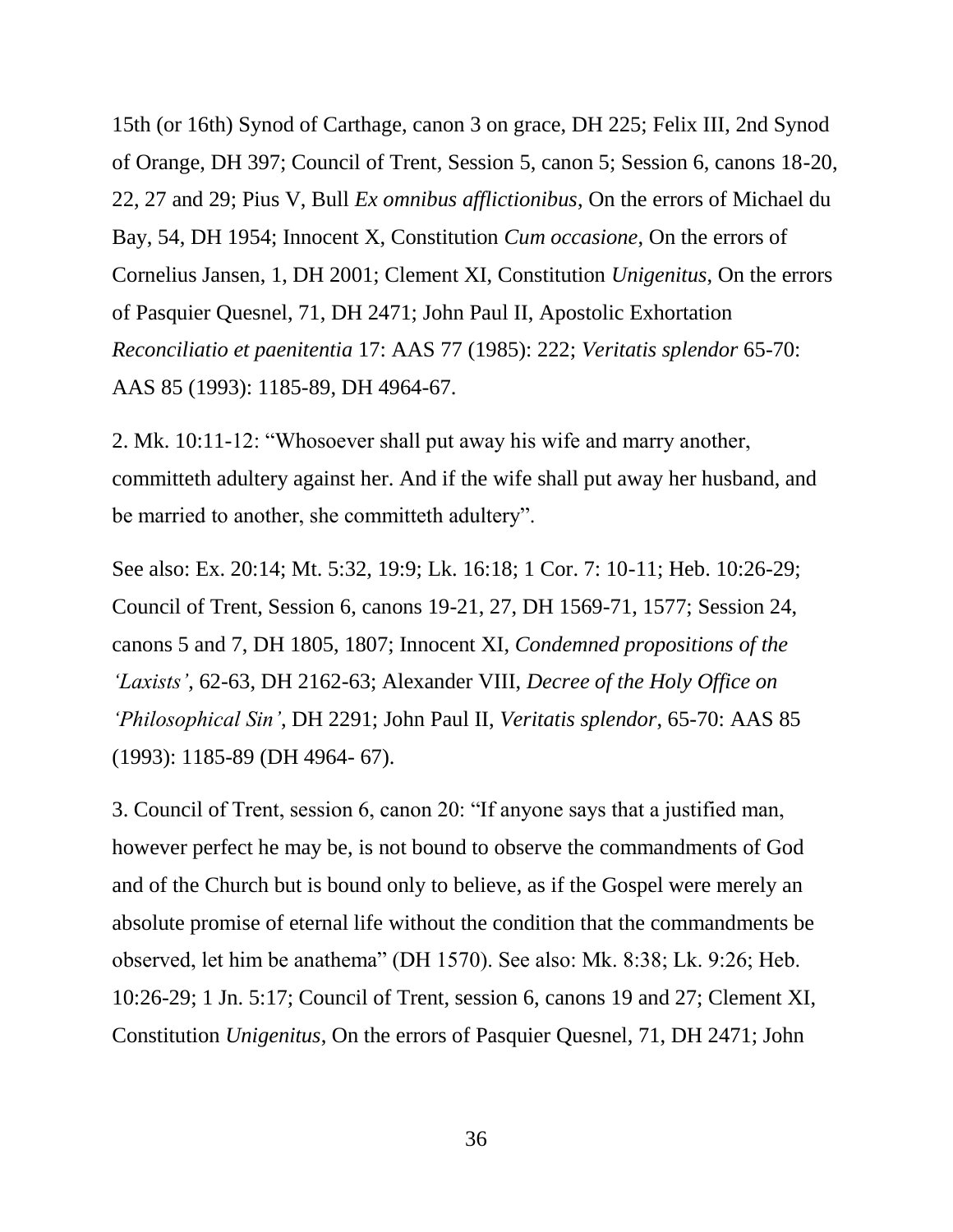15th (or 16th) Synod of Carthage, canon 3 on grace, DH 225; Felix III, 2nd Synod of Orange, DH 397; Council of Trent, Session 5, canon 5; Session 6, canons 18-20, 22, 27 and 29; Pius V, Bull *Ex omnibus afflictionibus*, On the errors of Michael du Bay, 54, DH 1954; Innocent X, Constitution *Cum occasione*, On the errors of Cornelius Jansen, 1, DH 2001; Clement XI, Constitution *Unigenitus*, On the errors of Pasquier Quesnel, 71, DH 2471; John Paul II, Apostolic Exhortation *Reconciliatio et paenitentia* 17: AAS 77 (1985): 222; *Veritatis splendor* 65-70: AAS 85 (1993): 1185-89, DH 4964-67.

2. Mk. 10:11-12: "Whosoever shall put away his wife and marry another, committeth adultery against her. And if the wife shall put away her husband, and be married to another, she committeth adultery".

See also: Ex. 20:14; Mt. 5:32, 19:9; Lk. 16:18; 1 Cor. 7: 10-11; Heb. 10:26-29; Council of Trent, Session 6, canons 19-21, 27, DH 1569-71, 1577; Session 24, canons 5 and 7, DH 1805, 1807; Innocent XI, *Condemned propositions of the 'Laxists'*, 62-63, DH 2162-63; Alexander VIII, *Decree of the Holy Office on 'Philosophical Sin'*, DH 2291; John Paul II, *Veritatis splendor*, 65-70: AAS 85 (1993): 1185-89 (DH 4964- 67).

3. Council of Trent, session 6, canon 20: "If anyone says that a justified man, however perfect he may be, is not bound to observe the commandments of God and of the Church but is bound only to believe, as if the Gospel were merely an absolute promise of eternal life without the condition that the commandments be observed, let him be anathema" (DH 1570). See also: Mk. 8:38; Lk. 9:26; Heb. 10:26-29; 1 Jn. 5:17; Council of Trent, session 6, canons 19 and 27; Clement XI, Constitution *Unigenitus*, On the errors of Pasquier Quesnel, 71, DH 2471; John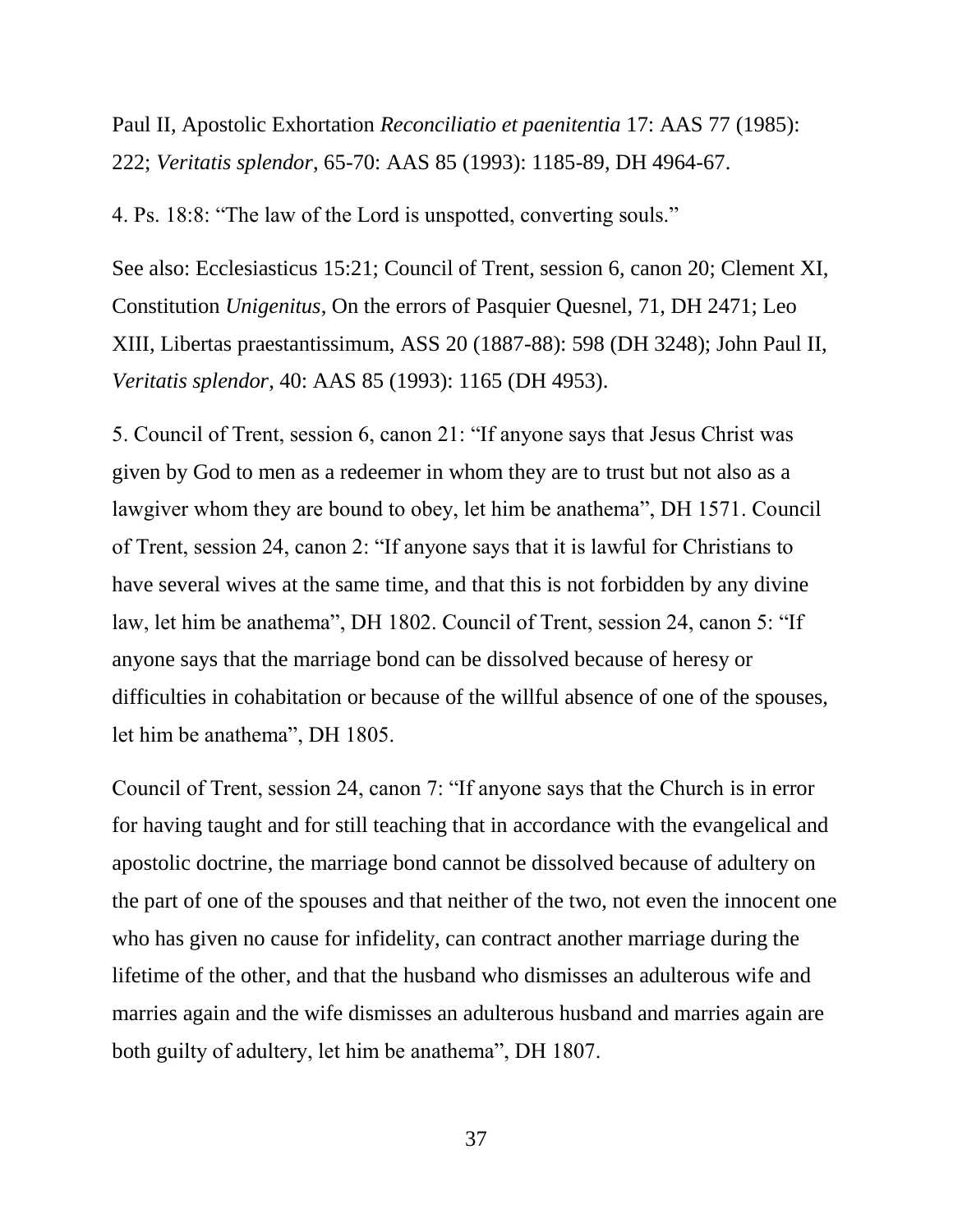Paul II, Apostolic Exhortation *Reconciliatio et paenitentia* 17: AAS 77 (1985): 222; *Veritatis splendor*, 65-70: AAS 85 (1993): 1185-89, DH 4964-67.

4. Ps. 18:8: "The law of the Lord is unspotted, converting souls."

See also: Ecclesiasticus 15:21; Council of Trent, session 6, canon 20; Clement XI, Constitution *Unigenitus*, On the errors of Pasquier Quesnel, 71, DH 2471; Leo XIII, Libertas praestantissimum, ASS 20 (1887-88): 598 (DH 3248); John Paul II, *Veritatis splendor*, 40: AAS 85 (1993): 1165 (DH 4953).

5. Council of Trent, session 6, canon 21: "If anyone says that Jesus Christ was given by God to men as a redeemer in whom they are to trust but not also as a lawgiver whom they are bound to obey, let him be anathema", DH 1571. Council of Trent, session 24, canon 2: "If anyone says that it is lawful for Christians to have several wives at the same time, and that this is not forbidden by any divine law, let him be anathema", DH 1802. Council of Trent, session 24, canon 5: "If anyone says that the marriage bond can be dissolved because of heresy or difficulties in cohabitation or because of the willful absence of one of the spouses, let him be anathema", DH 1805.

Council of Trent, session 24, canon 7: "If anyone says that the Church is in error for having taught and for still teaching that in accordance with the evangelical and apostolic doctrine, the marriage bond cannot be dissolved because of adultery on the part of one of the spouses and that neither of the two, not even the innocent one who has given no cause for infidelity, can contract another marriage during the lifetime of the other, and that the husband who dismisses an adulterous wife and marries again and the wife dismisses an adulterous husband and marries again are both guilty of adultery, let him be anathema", DH 1807.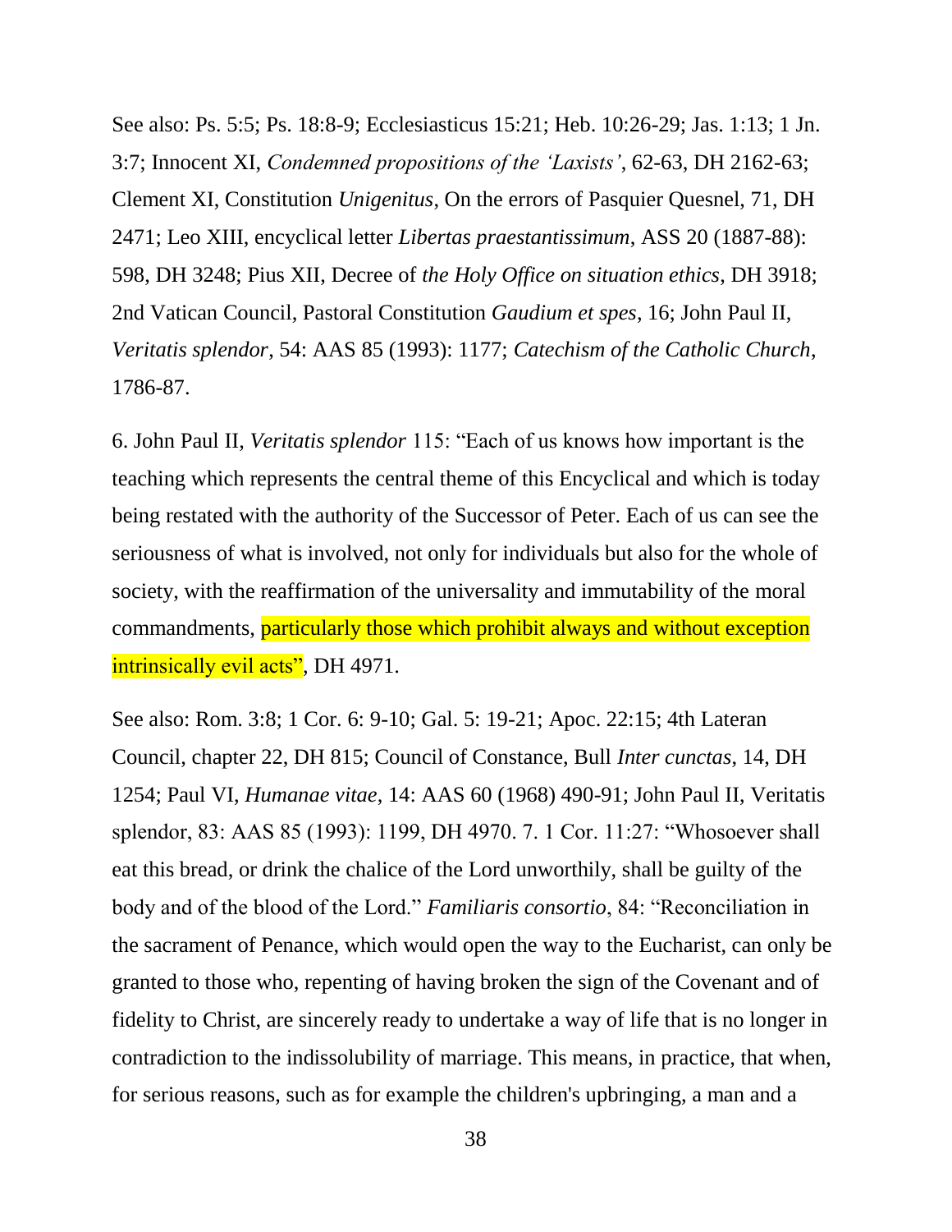See also: Ps. 5:5; Ps. 18:8-9; Ecclesiasticus 15:21; Heb. 10:26-29; Jas. 1:13; 1 Jn. 3:7; Innocent XI, *Condemned propositions of the 'Laxists'*, 62-63, DH 2162-63; Clement XI, Constitution *Unigenitus*, On the errors of Pasquier Quesnel, 71, DH 2471; Leo XIII, encyclical letter *Libertas praestantissimum*, ASS 20 (1887-88): 598, DH 3248; Pius XII, Decree of *the Holy Office on situation ethics*, DH 3918; 2nd Vatican Council, Pastoral Constitution *Gaudium et spes*, 16; John Paul II, *Veritatis splendor*, 54: AAS 85 (1993): 1177; *Catechism of the Catholic Church*, 1786-87.

6. John Paul II, *Veritatis splendor* 115: "Each of us knows how important is the teaching which represents the central theme of this Encyclical and which is today being restated with the authority of the Successor of Peter. Each of us can see the seriousness of what is involved, not only for individuals but also for the whole of society, with the reaffirmation of the universality and immutability of the moral commandments, particularly those which prohibit always and without exception intrinsically evil acts", DH 4971.

See also: Rom. 3:8; 1 Cor. 6: 9-10; Gal. 5: 19-21; Apoc. 22:15; 4th Lateran Council, chapter 22, DH 815; Council of Constance, Bull *Inter cunctas*, 14, DH 1254; Paul VI, *Humanae vitae*, 14: AAS 60 (1968) 490-91; John Paul II, Veritatis splendor, 83: AAS 85 (1993): 1199, DH 4970. 7. 1 Cor. 11:27: "Whosoever shall eat this bread, or drink the chalice of the Lord unworthily, shall be guilty of the body and of the blood of the Lord." *Familiaris consortio*, 84: "Reconciliation in the sacrament of Penance, which would open the way to the Eucharist, can only be granted to those who, repenting of having broken the sign of the Covenant and of fidelity to Christ, are sincerely ready to undertake a way of life that is no longer in contradiction to the indissolubility of marriage. This means, in practice, that when, for serious reasons, such as for example the children's upbringing, a man and a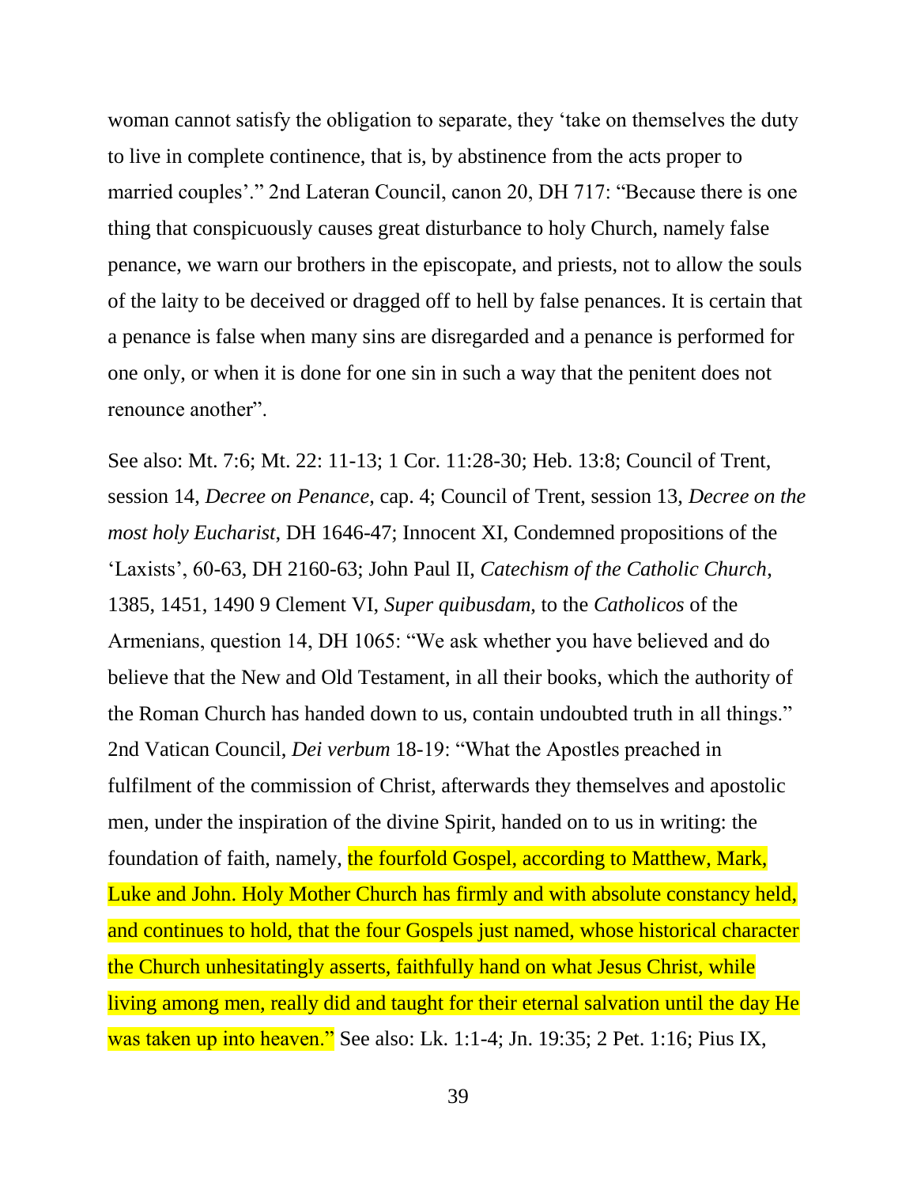woman cannot satisfy the obligation to separate, they 'take on themselves the duty to live in complete continence, that is, by abstinence from the acts proper to married couples'." 2nd Lateran Council, canon 20, DH 717: "Because there is one thing that conspicuously causes great disturbance to holy Church, namely false penance, we warn our brothers in the episcopate, and priests, not to allow the souls of the laity to be deceived or dragged off to hell by false penances. It is certain that a penance is false when many sins are disregarded and a penance is performed for one only, or when it is done for one sin in such a way that the penitent does not renounce another".

See also: Mt. 7:6; Mt. 22: 11-13; 1 Cor. 11:28-30; Heb. 13:8; Council of Trent, session 14, *Decree on Penance*, cap. 4; Council of Trent, session 13, *Decree on the most holy Eucharist*, DH 1646-47; Innocent XI, Condemned propositions of the 'Laxists', 60-63, DH 2160-63; John Paul II, *Catechism of the Catholic Church*, 1385, 1451, 1490 9 Clement VI, *Super quibusdam*, to the *Catholicos* of the Armenians, question 14, DH 1065: "We ask whether you have believed and do believe that the New and Old Testament, in all their books, which the authority of the Roman Church has handed down to us, contain undoubted truth in all things." 2nd Vatican Council, *Dei verbum* 18-19: "What the Apostles preached in fulfilment of the commission of Christ, afterwards they themselves and apostolic men, under the inspiration of the divine Spirit, handed on to us in writing: the foundation of faith, namely, the fourfold Gospel, according to Matthew, Mark, Luke and John. Holy Mother Church has firmly and with absolute constancy held, and continues to hold, that the four Gospels just named, whose historical character the Church unhesitatingly asserts, faithfully hand on what Jesus Christ, while living among men, really did and taught for their eternal salvation until the day He was taken up into heaven." See also: Lk. 1:1-4; Jn. 19:35; 2 Pet. 1:16; Pius IX,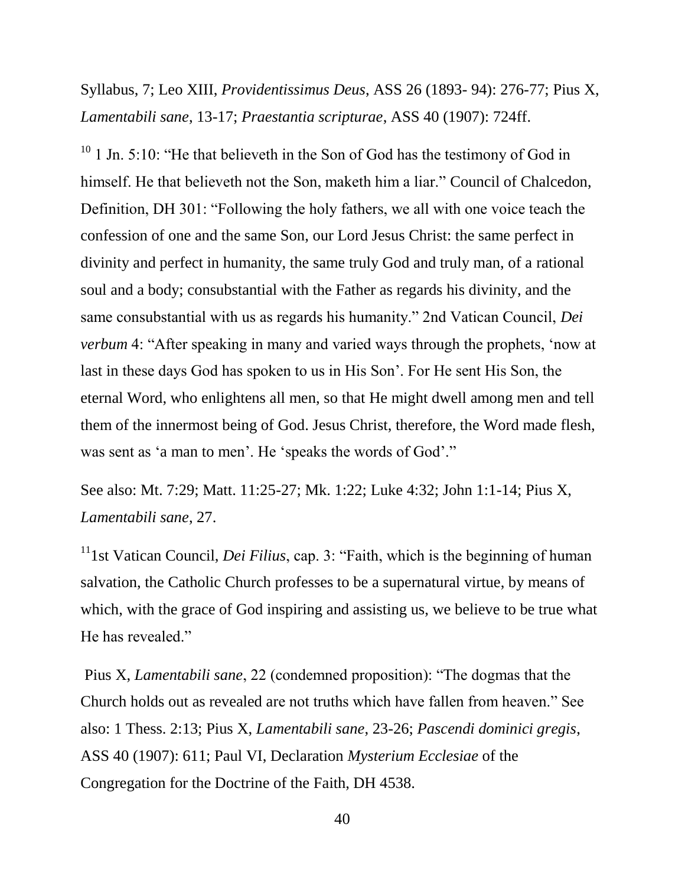Syllabus, 7; Leo XIII, *Providentissimus Deus*, ASS 26 (1893- 94): 276-77; Pius X, *Lamentabili sane*, 13-17; *Praestantia scripturae*, ASS 40 (1907): 724ff.

[10] 1 Jn. 5:10: "He that believeth in the Son of God has the testimony of God in himself. He that believeth not the Son, maketh him a liar." Council of Chalcedon, Definition, DH 301: "Following the holy fathers, we all with one voice teach the confession of one and the same Son, our Lord Jesus Christ: the same perfect in divinity and perfect in humanity, the same truly God and truly man, of a rational soul and a body; consubstantial with the Father as regards his divinity, and the same consubstantial with us as regards his humanity." 2nd Vatican Council, *Dei verbum* 4: "After speaking in many and varied ways through the prophets, 'now at last in these days God has spoken to us in His Son'. For He sent His Son, the eternal Word, who enlightens all men, so that He might dwell among men and tell them of the innermost being of God. Jesus Christ, therefore, the Word made flesh, was sent as 'a man to men'. He 'speaks the words of God'."

See also: Mt. 7:29; Matt. 11:25-27; Mk. 1:22; Luke 4:32; John 1:1-14; Pius X, *Lamentabili sane*, 27.

[11] 1st Vatican Council, *Dei Filius*, cap. 3: "Faith, which is the beginning of human salvation, the Catholic Church professes to be a supernatural virtue, by means of which, with the grace of God inspiring and assisting us, we believe to be true what He has revealed."

Pius X, *Lamentabili sane*, 22 (condemned proposition): "The dogmas that the Church holds out as revealed are not truths which have fallen from heaven." See also: 1 Thess. 2:13; Pius X, *Lamentabili sane*, 23-26; *Pascendi dominici gregis*, ASS 40 (1907): 611; Paul VI, Declaration *Mysterium Ecclesiae* of the Congregation for the Doctrine of the Faith, DH 4538.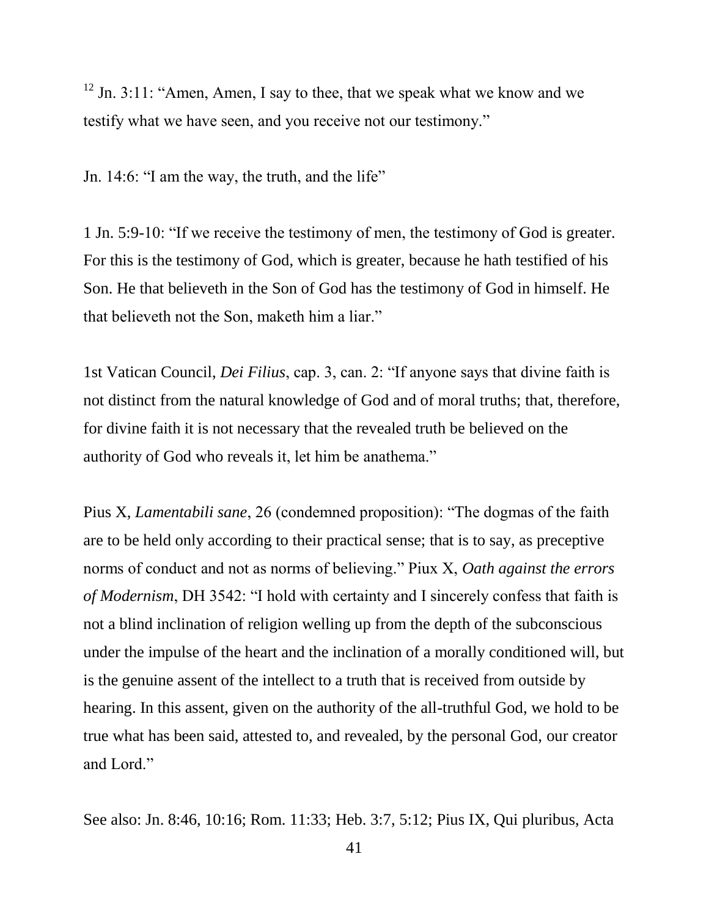[12] Jn. 3:11: “Amen, Amen, I say to thee, that we speak what we know and we testify what we have seen, and you receive not our testimony.”

Jn. 14:6: “I am the way, the truth, and the life”

1 Jn. 5:9-10: “If we receive the testimony of men, the testimony of God is greater. For this is the testimony of God, which is greater, because he hath testified of his Son. He that believeth in the Son of God has the testimony of God in himself. He that believeth not the Son, maketh him a liar.”

1st Vatican Council, *Dei Filius*, cap. 3, can. 2: “If anyone says that divine faith is not distinct from the natural knowledge of God and of moral truths; that, therefore, for divine faith it is not necessary that the revealed truth be believed on the authority of God who reveals it, let him be anathema.”

Pius X, *Lamentabili sane*, 26 (condemned proposition): “The dogmas of the faith are to be held only according to their practical sense; that is to say, as preceptive norms of conduct and not as norms of believing.” Piux X, *Oath against the errors of Modernism*, DH 3542: “I hold with certainty and I sincerely confess that faith is not a blind inclination of religion welling up from the depth of the subconscious under the impulse of the heart and the inclination of a morally conditioned will, but is the genuine assent of the intellect to a truth that is received from outside by hearing. In this assent, given on the authority of the all-truthful God, we hold to be true what has been said, attested to, and revealed, by the personal God, our creator and Lord.”

See also: Jn. 8:46, 10:16; Rom. 11:33; Heb. 3:7, 5:12; Pius IX, Qui pluribus, Acta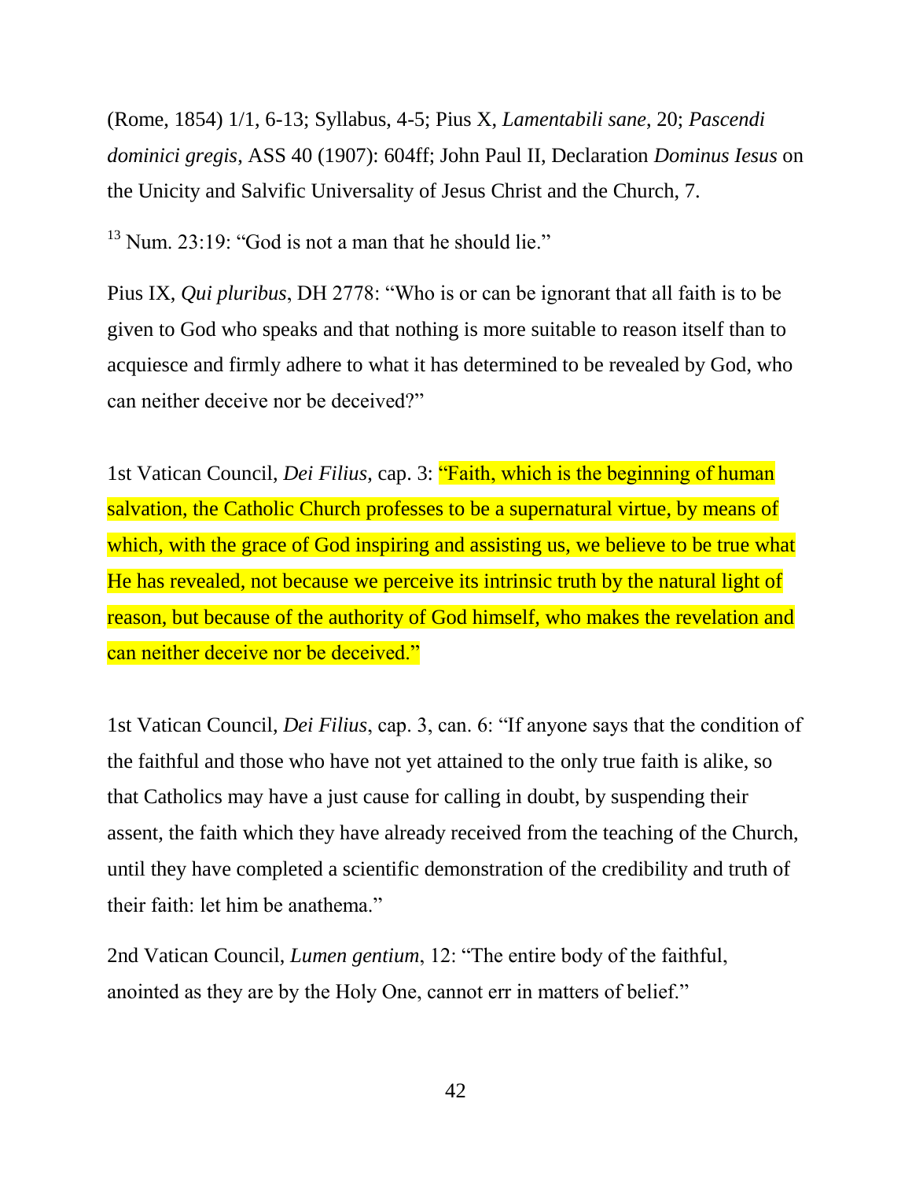(Rome, 1854) 1/1, 6-13; Syllabus, 4-5; Pius X, *Lamentabili sane*, 20; *Pascendi dominici gregis*, ASS 40 (1907): 604ff; John Paul II, Declaration *Dominus Iesus* on the Unicity and Salvific Universality of Jesus Christ and the Church, 7.

[13] Num. 23:19: "God is not a man that he should lie."

Pius IX, *Qui pluribus*, DH 2778: "Who is or can be ignorant that all faith is to be given to God who speaks and that nothing is more suitable to reason itself than to acquiesce and firmly adhere to what it has determined to be revealed by God, who can neither deceive nor be deceived?"

1st Vatican Council, *Dei Filius*, cap. 3: "Faith, which is the beginning of human salvation, the Catholic Church professes to be a supernatural virtue, by means of which, with the grace of God inspiring and assisting us, we believe to be true what He has revealed, not because we perceive its intrinsic truth by the natural light of reason, but because of the authority of God himself, who makes the revelation and can neither deceive nor be deceived."

1st Vatican Council, *Dei Filius*, cap. 3, can. 6: "If anyone says that the condition of the faithful and those who have not yet attained to the only true faith is alike, so that Catholics may have a just cause for calling in doubt, by suspending their assent, the faith which they have already received from the teaching of the Church, until they have completed a scientific demonstration of the credibility and truth of their faith: let him be anathema."

2nd Vatican Council, *Lumen gentium*, 12: "The entire body of the faithful, anointed as they are by the Holy One, cannot err in matters of belief."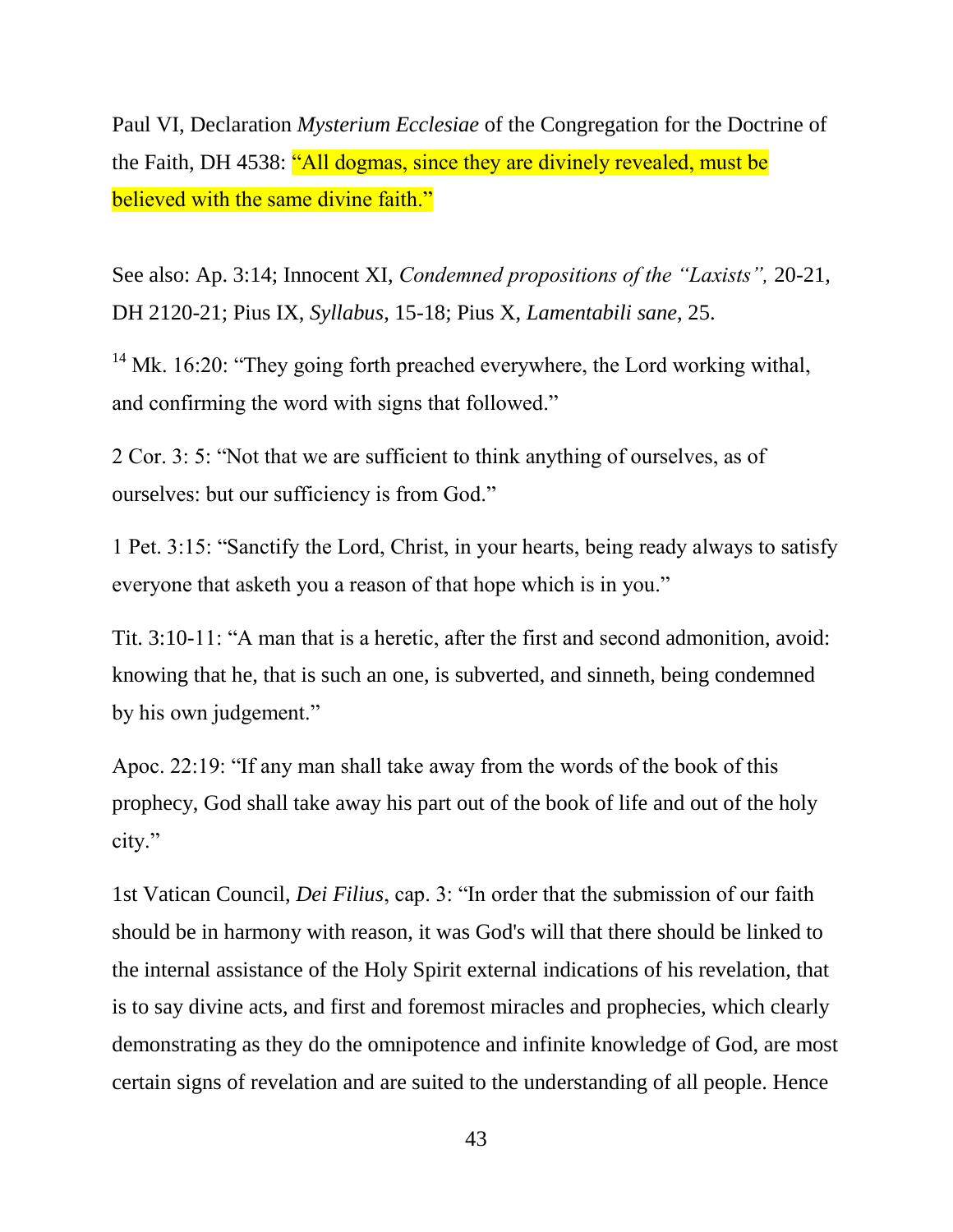Paul VI, Declaration *Mysterium Ecclesiae* of the Congregation for the Doctrine of the Faith, DH 4538: "All dogmas, since they are divinely revealed, must be believed with the same divine faith."

See also: Ap. 3:14; Innocent XI, *Condemned propositions of the "Laxists",* 20-21, DH 2120-21; Pius IX, *Syllabus*, 15-18; Pius X, *Lamentabili sane*, 25.

[14] Mk. 16:20: "They going forth preached everywhere, the Lord working withal, and confirming the word with signs that followed."

2 Cor. 3: 5: "Not that we are sufficient to think anything of ourselves, as of ourselves: but our sufficiency is from God."

1 Pet. 3:15: "Sanctify the Lord, Christ, in your hearts, being ready always to satisfy everyone that asketh you a reason of that hope which is in you."

Tit. 3:10-11: "A man that is a heretic, after the first and second admonition, avoid: knowing that he, that is such an one, is subverted, and sinneth, being condemned by his own judgement."

Apoc. 22:19: "If any man shall take away from the words of the book of this prophecy, God shall take away his part out of the book of life and out of the holy city."

1st Vatican Council, *Dei Filius*, cap. 3: "In order that the submission of our faith should be in harmony with reason, it was God's will that there should be linked to the internal assistance of the Holy Spirit external indications of his revelation, that is to say divine acts, and first and foremost miracles and prophecies, which clearly demonstrating as they do the omnipotence and infinite knowledge of God, are most certain signs of revelation and are suited to the understanding of all people. Hence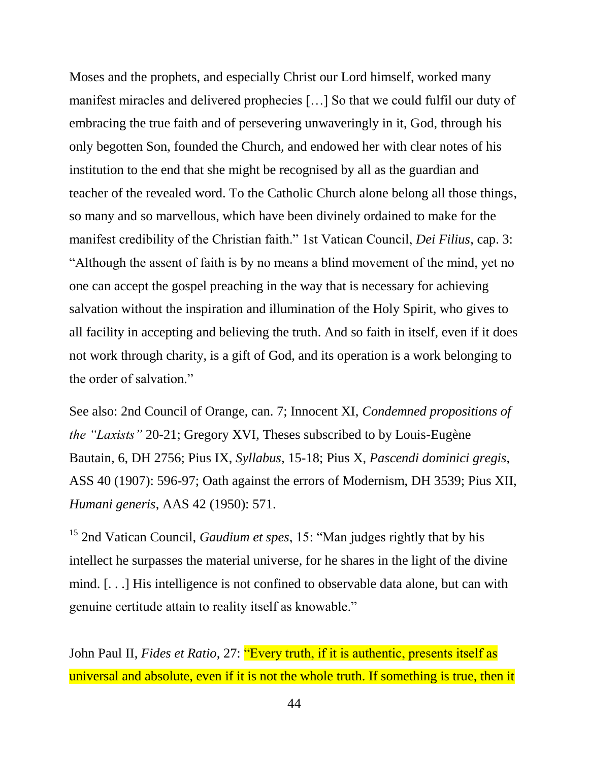Moses and the prophets, and especially Christ our Lord himself, worked many manifest miracles and delivered prophecies […] So that we could fulfil our duty of embracing the true faith and of persevering unwaveringly in it, God, through his only begotten Son, founded the Church, and endowed her with clear notes of his institution to the end that she might be recognised by all as the guardian and teacher of the revealed word. To the Catholic Church alone belong all those things, so many and so marvellous, which have been divinely ordained to make for the manifest credibility of the Christian faith." 1st Vatican Council, *Dei Filius*, cap. 3: "Although the assent of faith is by no means a blind movement of the mind, yet no one can accept the gospel preaching in the way that is necessary for achieving salvation without the inspiration and illumination of the Holy Spirit, who gives to all facility in accepting and believing the truth. And so faith in itself, even if it does not work through charity, is a gift of God, and its operation is a work belonging to the order of salvation."

See also: 2nd Council of Orange, can. 7; Innocent XI, *Condemned propositions of the "Laxists"* 20-21; Gregory XVI, Theses subscribed to by Louis-Eugène Bautain, 6, DH 2756; Pius IX, *Syllabus*, 15-18; Pius X, *Pascendi dominici gregis*, ASS 40 (1907): 596-97; Oath against the errors of Modernism, DH 3539; Pius XII, *Humani generis*, AAS 42 (1950): 571.

[15] 2nd Vatican Council, *Gaudium et spes*, 15: "Man judges rightly that by his intellect he surpasses the material universe, for he shares in the light of the divine mind. [. . .] His intelligence is not confined to observable data alone, but can with genuine certitude attain to reality itself as knowable."

John Paul II, *Fides et Ratio*, 27: "Every truth, if it is authentic, presents itself as universal and absolute, even if it is not the whole truth. If something is true, then it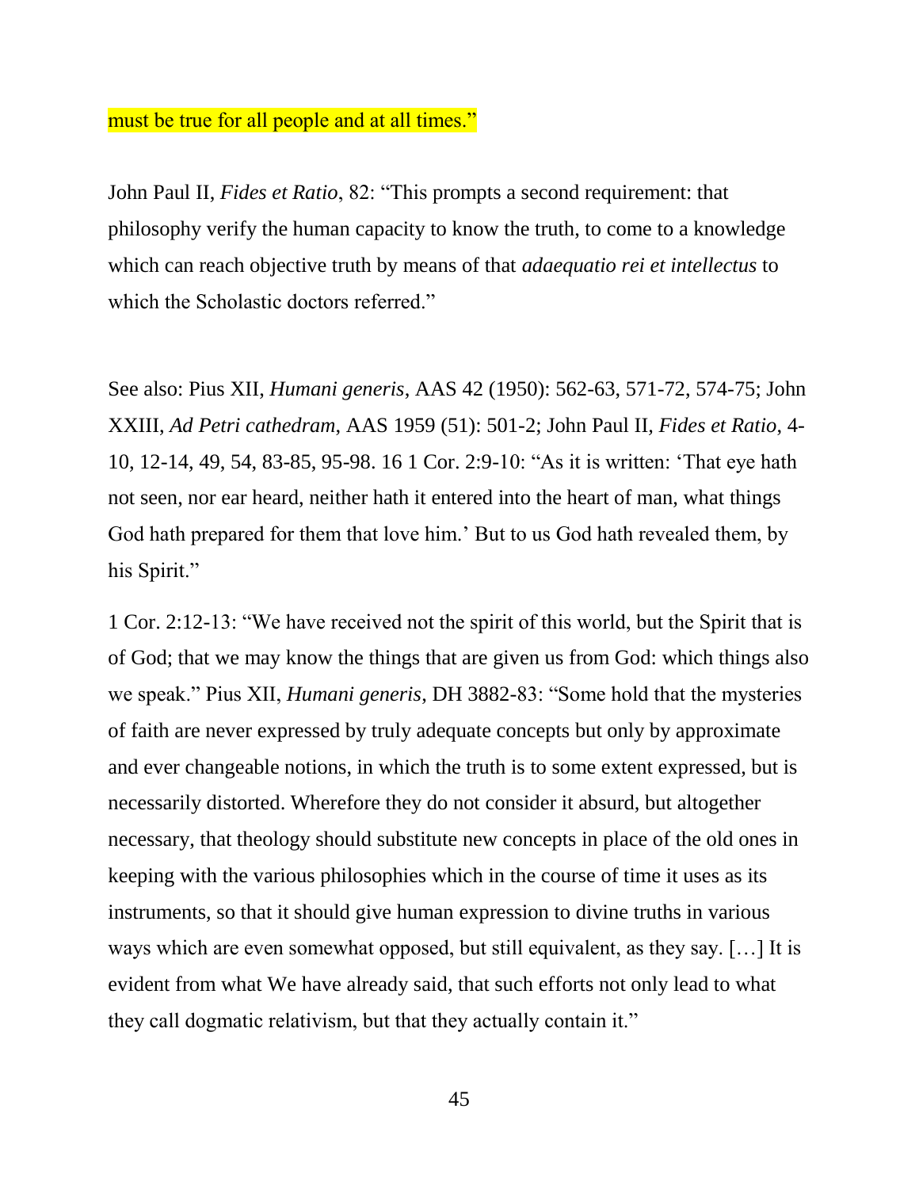must be true for all people and at all times."

John Paul II, *Fides et Ratio*, 82: "This prompts a second requirement: that philosophy verify the human capacity to know the truth, to come to a knowledge which can reach objective truth by means of that *adaequatio rei et intellectus* to which the Scholastic doctors referred."

See also: Pius XII, *Humani generis*, AAS 42 (1950): 562-63, 571-72, 574-75; John XXIII, *Ad Petri cathedram*, AAS 1959 (51): 501-2; John Paul II, *Fides et Ratio*, 4-10, 12-14, 49, 54, 83-85, 95-98. 16 1 Cor. 2:9-10: "As it is written: 'That eye hath not seen, nor ear heard, neither hath it entered into the heart of man, what things God hath prepared for them that love him.' But to us God hath revealed them, by his Spirit."

1 Cor. 2:12-13: "We have received not the spirit of this world, but the Spirit that is of God; that we may know the things that are given us from God: which things also we speak." Pius XII, *Humani generis*, DH 3882-83: "Some hold that the mysteries of faith are never expressed by truly adequate concepts but only by approximate and ever changeable notions, in which the truth is to some extent expressed, but is necessarily distorted. Wherefore they do not consider it absurd, but altogether necessary, that theology should substitute new concepts in place of the old ones in keeping with the various philosophies which in the course of time it uses as its instruments, so that it should give human expression to divine truths in various ways which are even somewhat opposed, but still equivalent, as they say. […] It is evident from what We have already said, that such efforts not only lead to what they call dogmatic relativism, but that they actually contain it."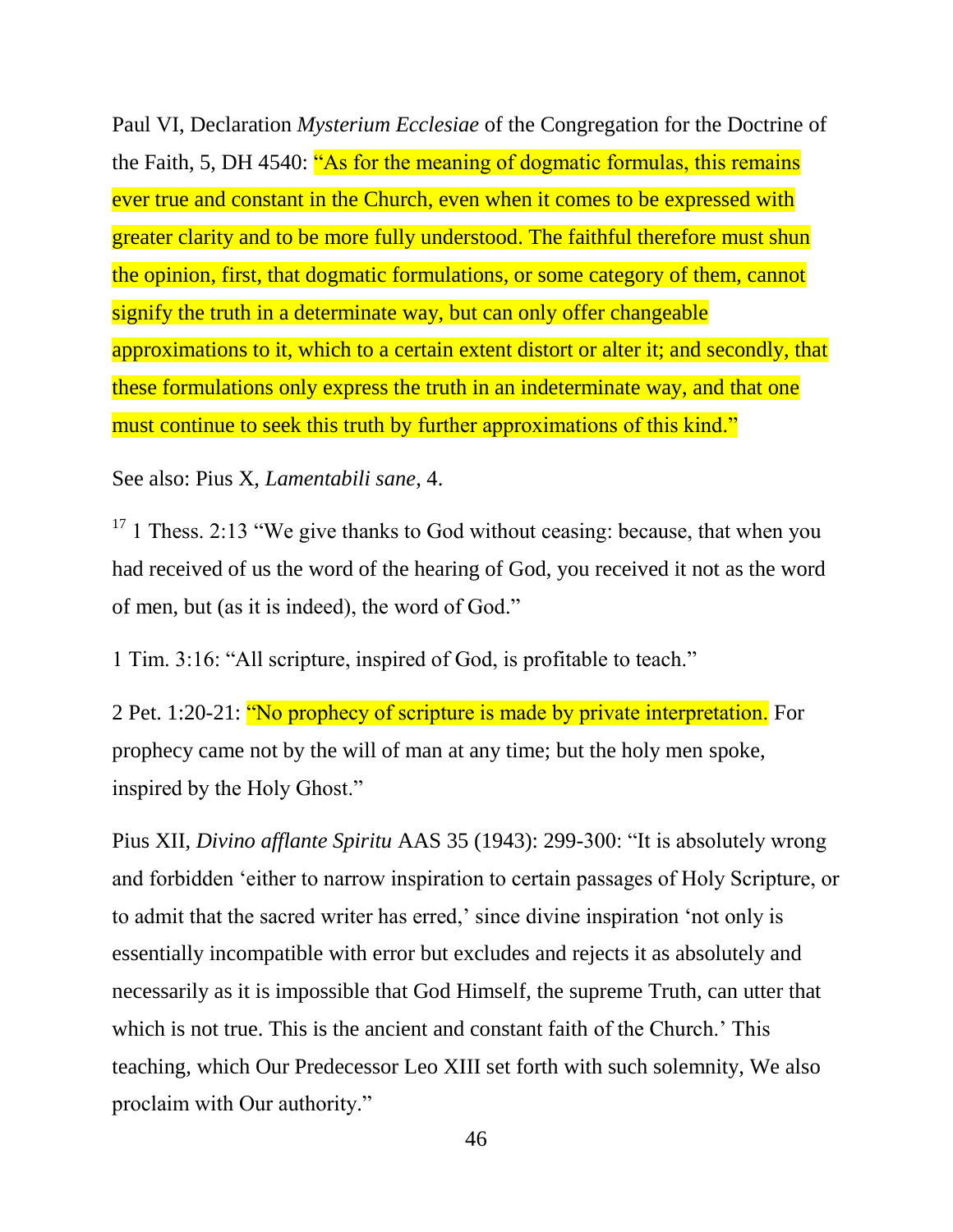Paul VI, Declaration *Mysterium Ecclesiae* of the Congregation for the Doctrine of the Faith, 5, DH 4540: "As for the meaning of dogmatic formulas, this remains ever true and constant in the Church, even when it comes to be expressed with greater clarity and to be more fully understood. The faithful therefore must shun the opinion, first, that dogmatic formulations, or some category of them, cannot signify the truth in a determinate way, but can only offer changeable approximations to it, which to a certain extent distort or alter it; and secondly, that these formulations only express the truth in an indeterminate way, and that one must continue to seek this truth by further approximations of this kind."

See also: Pius X, *Lamentabili sane*, 4.

[17] 1 Thess. 2:13 "We give thanks to God without ceasing: because, that when you had received of us the word of the hearing of God, you received it not as the word of men, but (as it is indeed), the word of God."

1 Tim. 3:16: "All scripture, inspired of God, is profitable to teach."

2 Pet. 1:20-21: "No prophecy of scripture is made by private interpretation. For prophecy came not by the will of man at any time; but the holy men spoke, inspired by the Holy Ghost."

Pius XII, *Divino afflante Spiritu* AAS 35 (1943): 299-300: "It is absolutely wrong and forbidden 'either to narrow inspiration to certain passages of Holy Scripture, or to admit that the sacred writer has erred,' since divine inspiration 'not only is essentially incompatible with error but excludes and rejects it as absolutely and necessarily as it is impossible that God Himself, the supreme Truth, can utter that which is not true. This is the ancient and constant faith of the Church.' This teaching, which Our Predecessor Leo XIII set forth with such solemnity, We also proclaim with Our authority."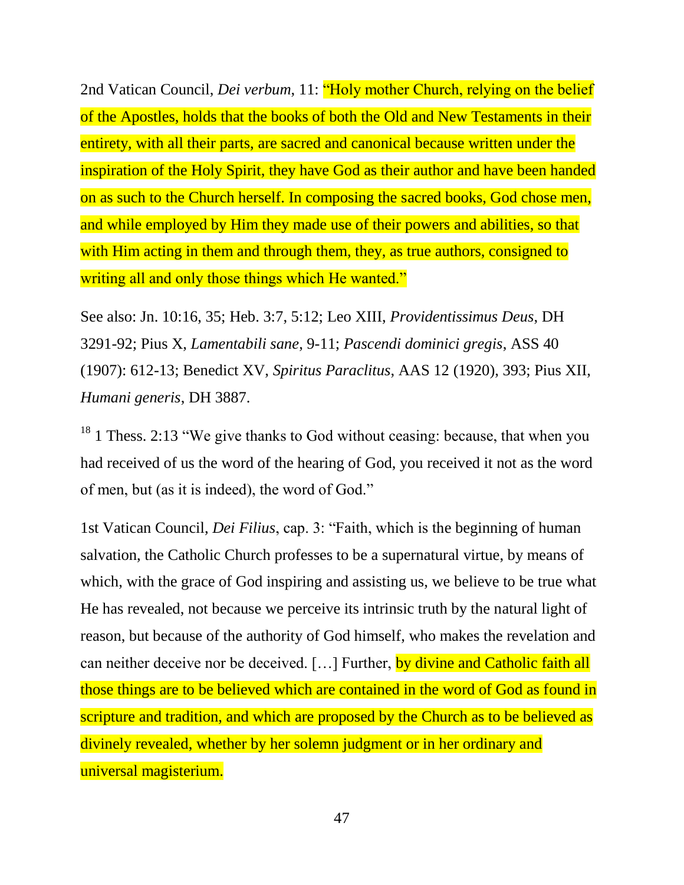2nd Vatican Council, *Dei verbum*, 11: "Holy mother Church, relying on the belief of the Apostles, holds that the books of both the Old and New Testaments in their entirety, with all their parts, are sacred and canonical because written under the inspiration of the Holy Spirit, they have God as their author and have been handed on as such to the Church herself. In composing the sacred books, God chose men, and while employed by Him they made use of their powers and abilities, so that with Him acting in them and through them, they, as true authors, consigned to writing all and only those things which He wanted."

See also: Jn. 10:16, 35; Heb. 3:7, 5:12; Leo XIII, *Providentissimus Deus*, DH 3291-92; Pius X, *Lamentabili sane*, 9-11; *Pascendi dominici gregis*, ASS 40 (1907): 612-13; Benedict XV, *Spiritus Paraclitus*, AAS 12 (1920), 393; Pius XII, *Humani generis*, DH 3887.

[18] 1 Thess. 2:13 "We give thanks to God without ceasing: because, that when you had received of us the word of the hearing of God, you received it not as the word of men, but (as it is indeed), the word of God."

1st Vatican Council, *Dei Filius*, cap. 3: "Faith, which is the beginning of human salvation, the Catholic Church professes to be a supernatural virtue, by means of which, with the grace of God inspiring and assisting us, we believe to be true what He has revealed, not because we perceive its intrinsic truth by the natural light of reason, but because of the authority of God himself, who makes the revelation and can neither deceive nor be deceived. […] Further, by divine and Catholic faith all those things are to be believed which are contained in the word of God as found in scripture and tradition, and which are proposed by the Church as to be believed as divinely revealed, whether by her solemn judgment or in her ordinary and universal magisterium.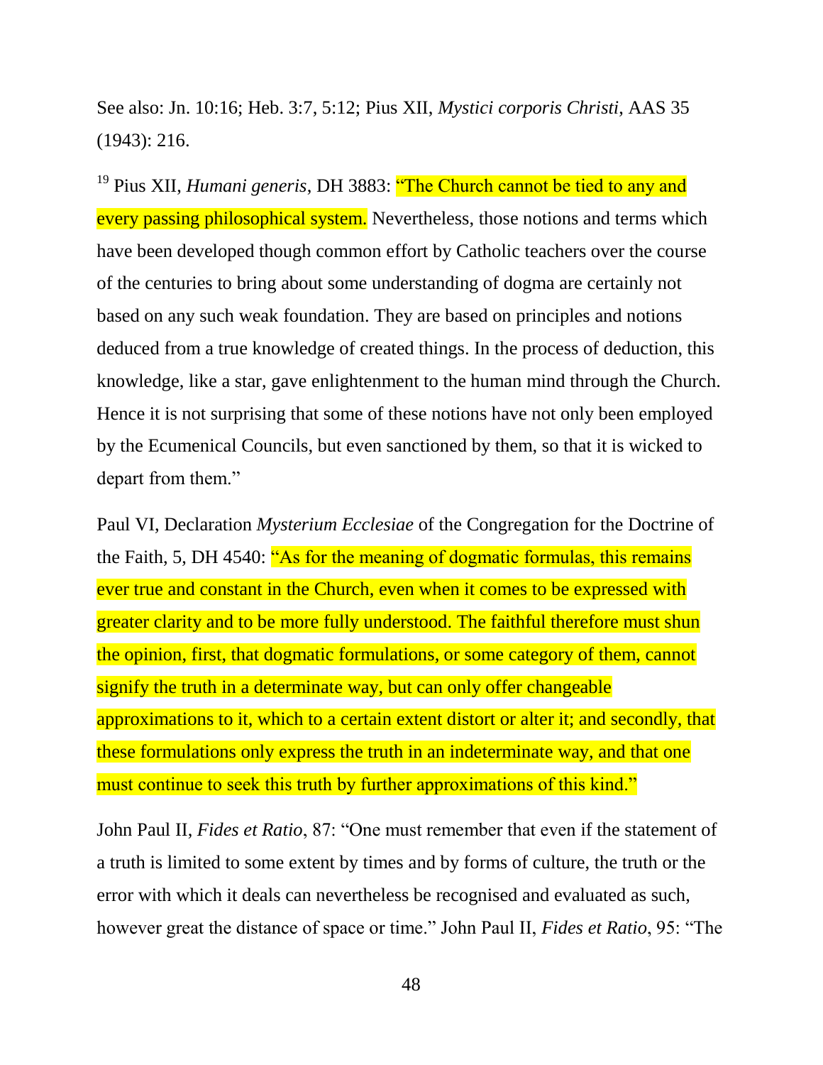See also: Jn. 10:16; Heb. 3:7, 5:12; Pius XII, *Mystici corporis Christi*, AAS 35 (1943): 216.

[19] Pius XII, *Humani generis*, DH 3883: "The Church cannot be tied to any and every passing philosophical system. Nevertheless, those notions and terms which have been developed though common effort by Catholic teachers over the course of the centuries to bring about some understanding of dogma are certainly not based on any such weak foundation. They are based on principles and notions deduced from a true knowledge of created things. In the process of deduction, this knowledge, like a star, gave enlightenment to the human mind through the Church. Hence it is not surprising that some of these notions have not only been employed by the Ecumenical Councils, but even sanctioned by them, so that it is wicked to depart from them."

Paul VI, Declaration *Mysterium Ecclesiae* of the Congregation for the Doctrine of the Faith, 5, DH 4540: "As for the meaning of dogmatic formulas, this remains ever true and constant in the Church, even when it comes to be expressed with greater clarity and to be more fully understood. The faithful therefore must shun the opinion, first, that dogmatic formulations, or some category of them, cannot signify the truth in a determinate way, but can only offer changeable approximations to it, which to a certain extent distort or alter it; and secondly, that these formulations only express the truth in an indeterminate way, and that one must continue to seek this truth by further approximations of this kind."

John Paul II, *Fides et Ratio*, 87: "One must remember that even if the statement of a truth is limited to some extent by times and by forms of culture, the truth or the error with which it deals can nevertheless be recognised and evaluated as such, however great the distance of space or time." John Paul II, *Fides et Ratio*, 95: "The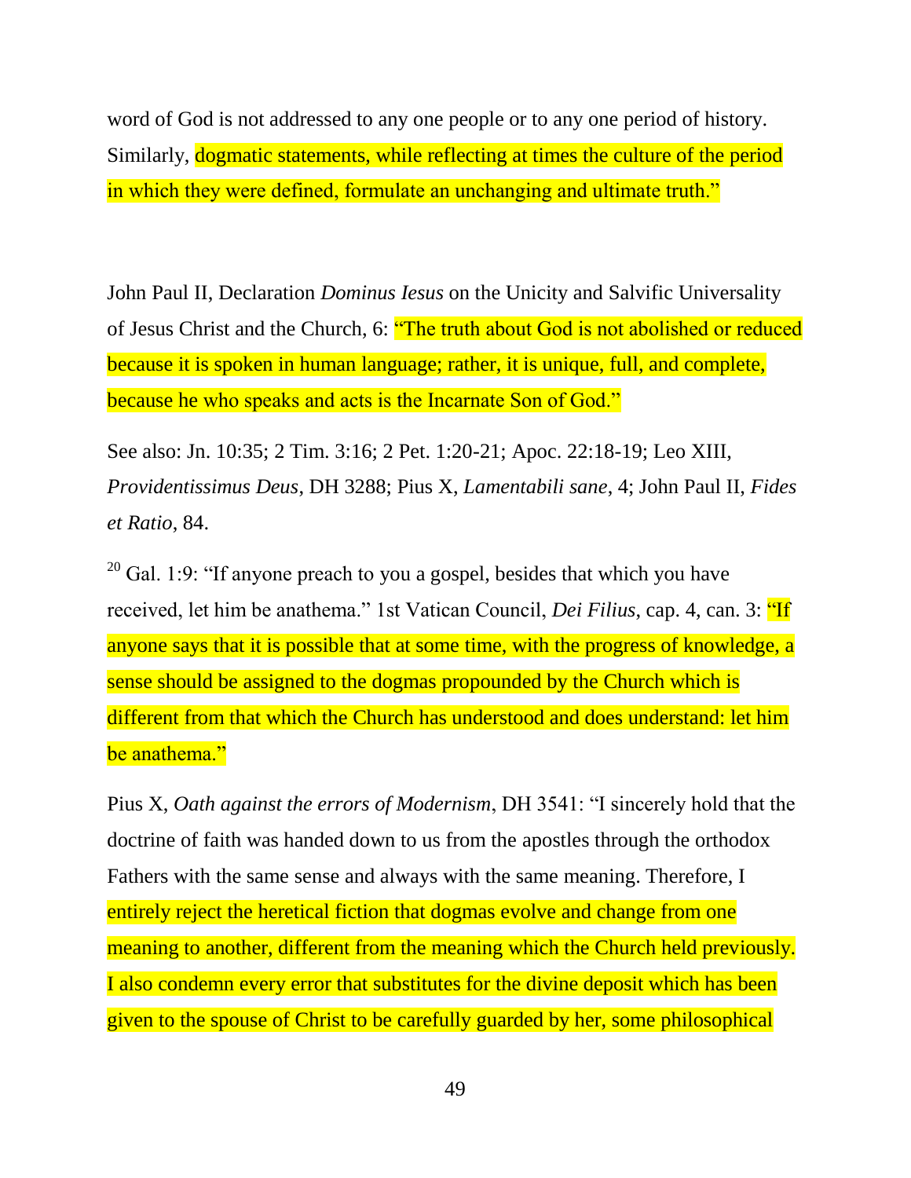word of God is not addressed to any one people or to any one period of history. Similarly, dogmatic statements, while reflecting at times the culture of the period in which they were defined, formulate an unchanging and ultimate truth."

John Paul II, Declaration *Dominus Iesus* on the Unicity and Salvific Universality of Jesus Christ and the Church, 6: "The truth about God is not abolished or reduced because it is spoken in human language; rather, it is unique, full, and complete, because he who speaks and acts is the Incarnate Son of God."

See also: Jn. 10:35; 2 Tim. 3:16; 2 Pet. 1:20-21; Apoc. 22:18-19; Leo XIII, *Providentissimus Deus*, DH 3288; Pius X, *Lamentabili sane*, 4; John Paul II, *Fides et Ratio*, 84.

[20] Gal. 1:9: "If anyone preach to you a gospel, besides that which you have received, let him be anathema." 1st Vatican Council, *Dei Filius*, cap. 4, can. 3: "If anyone says that it is possible that at some time, with the progress of knowledge, a sense should be assigned to the dogmas propounded by the Church which is different from that which the Church has understood and does understand: let him be anathema."

Pius X, *Oath against the errors of Modernism*, DH 3541: "I sincerely hold that the doctrine of faith was handed down to us from the apostles through the orthodox Fathers with the same sense and always with the same meaning. Therefore, I entirely reject the heretical fiction that dogmas evolve and change from one meaning to another, different from the meaning which the Church held previously. I also condemn every error that substitutes for the divine deposit which has been given to the spouse of Christ to be carefully guarded by her, some philosophical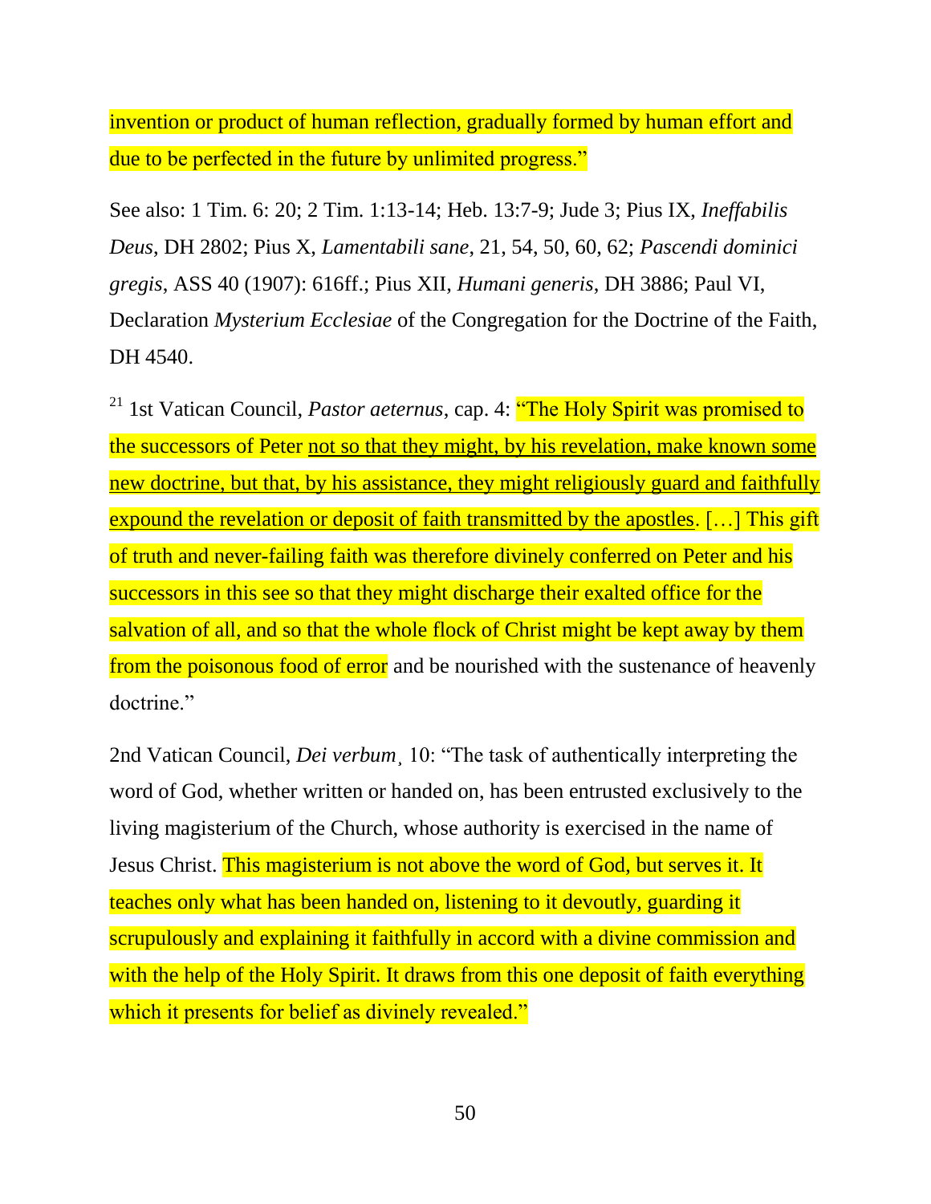invention or product of human reflection, gradually formed by human effort and due to be perfected in the future by unlimited progress."

See also: 1 Tim. 6: 20; 2 Tim. 1:13-14; Heb. 13:7-9; Jude 3; Pius IX, *Ineffabilis Deus*, DH 2802; Pius X, *Lamentabili sane*, 21, 54, 50, 60, 62; *Pascendi dominici gregis*, ASS 40 (1907): 616ff.; Pius XII, *Humani generis*, DH 3886; Paul VI, Declaration *Mysterium Ecclesiae* of the Congregation for the Doctrine of the Faith, DH 4540.

[21] 1st Vatican Council, *Pastor aeternus*, cap. 4: "The Holy Spirit was promised to the successors of Peter <u>not so that they might, by his revelation, make known some new doctrine, but that, by his assistance, they might religiously guard and faithfully expound the revelation or deposit of faith transmitted by the apostles</u>. […] This gift of truth and never-failing faith was therefore divinely conferred on Peter and his successors in this see so that they might discharge their exalted office for the salvation of all, and so that the whole flock of Christ might be kept away by them from the poisonous food of error and be nourished with the sustenance of heavenly doctrine."

2nd Vatican Council, *Dei verbum*, 10: "The task of authentically interpreting the word of God, whether written or handed on, has been entrusted exclusively to the living magisterium of the Church, whose authority is exercised in the name of Jesus Christ. This magisterium is not above the word of God, but serves it. It teaches only what has been handed on, listening to it devoutly, guarding it scrupulously and explaining it faithfully in accord with a divine commission and with the help of the Holy Spirit. It draws from this one deposit of faith everything which it presents for belief as divinely revealed."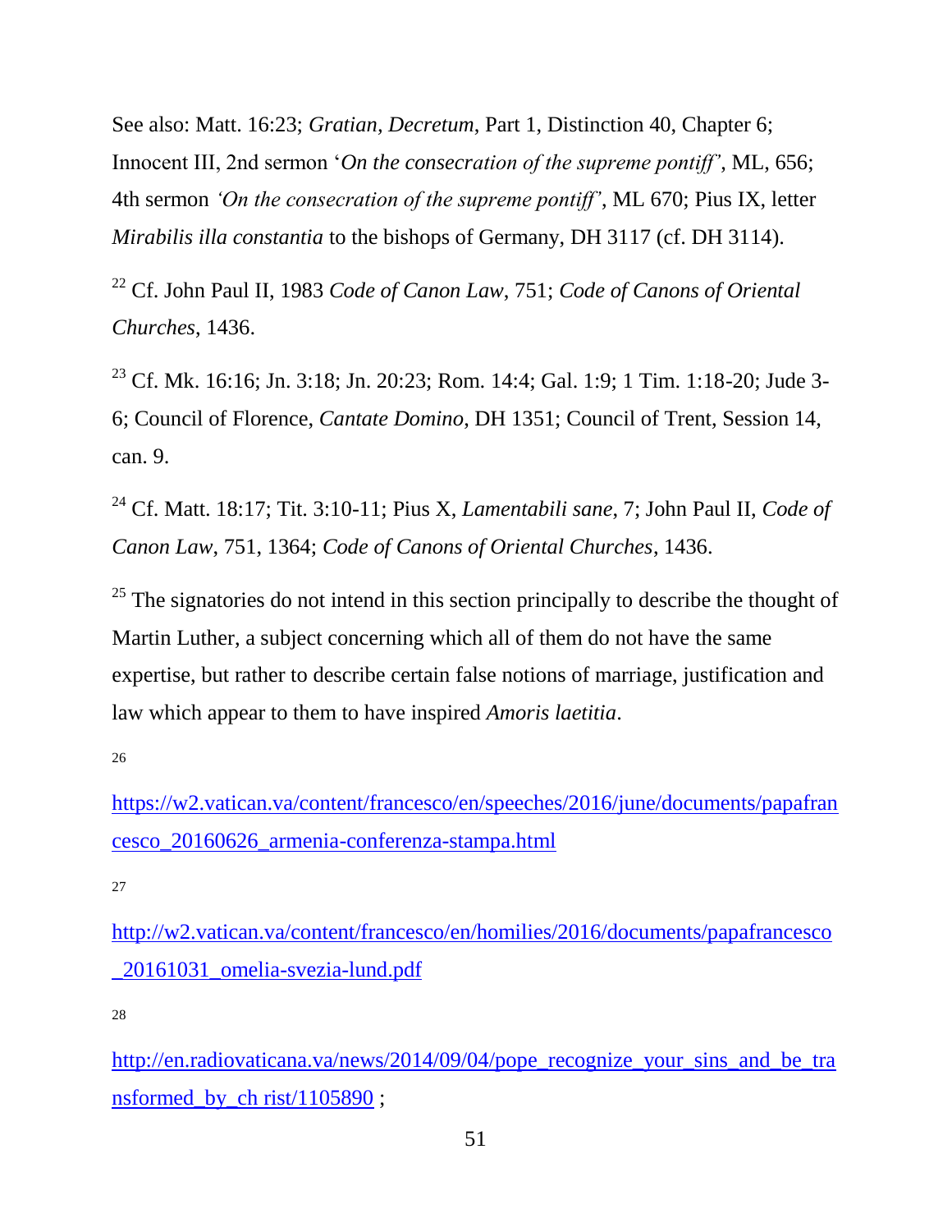See also: Matt. 16:23; *Gratian, Decretum*, Part 1, Distinction 40, Chapter 6; Innocent III, 2nd sermon '*On the consecration of the supreme pontiff'*, ML, 656; 4th sermon *'On the consecration of the supreme pontiff'*, ML 670; Pius IX, letter *Mirabilis illa constantia* to the bishops of Germany, DH 3117 (cf. DH 3114).

[22] Cf. John Paul II, 1983 *Code of Canon Law*, 751; *Code of Canons of Oriental Churches*, 1436.

[23] Cf. Mk. 16:16; Jn. 3:18; Jn. 20:23; Rom. 14:4; Gal. 1:9; 1 Tim. 1:18-20; Jude 3-6; Council of Florence, *Cantate Domino*, DH 1351; Council of Trent, Session 14, can. 9.

[24] Cf. Matt. 18:17; Tit. 3:10-11; Pius X, *Lamentabili sane*, 7; John Paul II, *Code of Canon Law*, 751, 1364; *Code of Canons of Oriental Churches*, 1436.

[25] The signatories do not intend in this section principally to describe the thought of Martin Luther, a subject concerning which all of them do not have the same expertise, but rather to describe certain false notions of marriage, justification and law which appear to them to have inspired *Amoris laetitia*.

[26] https://w2.vatican.va/content/francesco/en/speeches/2016/june/documents/papafrancesco_20160626_armenia-conferenza-stampa.html

[27] http://w2.vatican.va/content/francesco/en/homilies/2016/documents/papafrancesco_20161031_omelia-svezia-lund.pdf

[28] http://en.radiovaticana.va/news/2014/09/04/pope_recognize_your_sins_and_be_transformed_by_ch rist/1105890 ;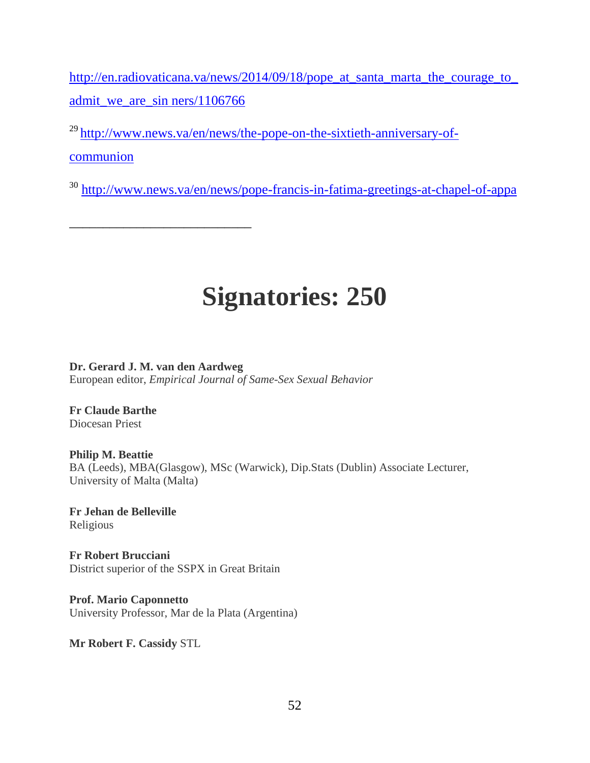http://en.radiovaticana.va/news/2014/09/18/pope_at_santa_marta_the_courage_to_admit_we_are_sin ners/1106766

[29] http://www.news.va/en/news/the-pope-on-the-sixtieth-anniversary-of-communion

[30] http://www.news.va/en/news/pope-francis-in-fatima-greetings-at-chapel-of-appa

---

# Signatories: 250

**Dr. Gerard J. M. van den Aardweg**
European editor, *Empirical Journal of Same-Sex Sexual Behavior*

**Fr Claude Barthe**
Diocesan Priest

**Philip M. Beattie**
BA (Leeds), MBA(Glasgow), MSc (Warwick), Dip.Stats (Dublin) Associate Lecturer, University of Malta (Malta)

**Fr Jehan de Belleville**
Religious

**Fr Robert Brucciani**
District superior of the SSPX in Great Britain

**Prof. Mario Caponnetto**
University Professor, Mar de la Plata (Argentina)

**Mr Robert F. Cassidy** STL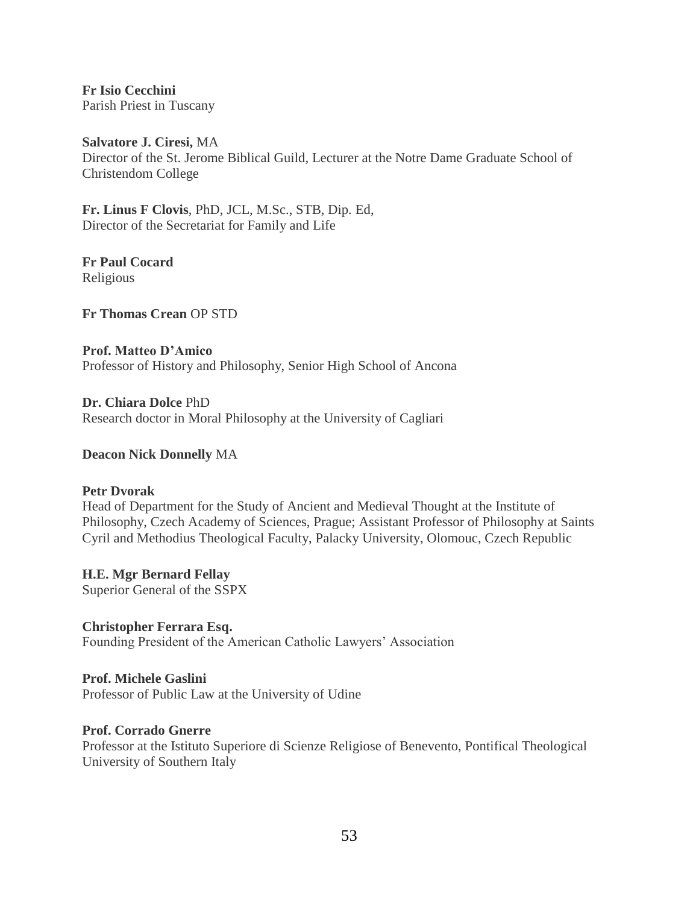**Fr Isio Cecchini**
Parish Priest in Tuscany

**Salvatore J. Ciresi,** MA
Director of the St. Jerome Biblical Guild, Lecturer at the Notre Dame Graduate School of Christendom College

**Fr. Linus F Clovis**, PhD, JCL, M.Sc., STB, Dip. Ed,
Director of the Secretariat for Family and Life

**Fr Paul Cocard**
Religious

**Fr Thomas Crean** OP STD

**Prof. Matteo D'Amico**
Professor of History and Philosophy, Senior High School of Ancona

**Dr. Chiara Dolce** PhD
Research doctor in Moral Philosophy at the University of Cagliari

**Deacon Nick Donnelly** MA

**Petr Dvorak**
Head of Department for the Study of Ancient and Medieval Thought at the Institute of Philosophy, Czech Academy of Sciences, Prague; Assistant Professor of Philosophy at Saints Cyril and Methodius Theological Faculty, Palacky University, Olomouc, Czech Republic

**H.E. Mgr Bernard Fellay**
Superior General of the SSPX

**Christopher Ferrara Esq.**
Founding President of the American Catholic Lawyers' Association

**Prof. Michele Gaslini**
Professor of Public Law at the University of Udine

**Prof. Corrado Gnerre**
Professor at the Istituto Superiore di Scienze Religiose of Benevento, Pontifical Theological University of Southern Italy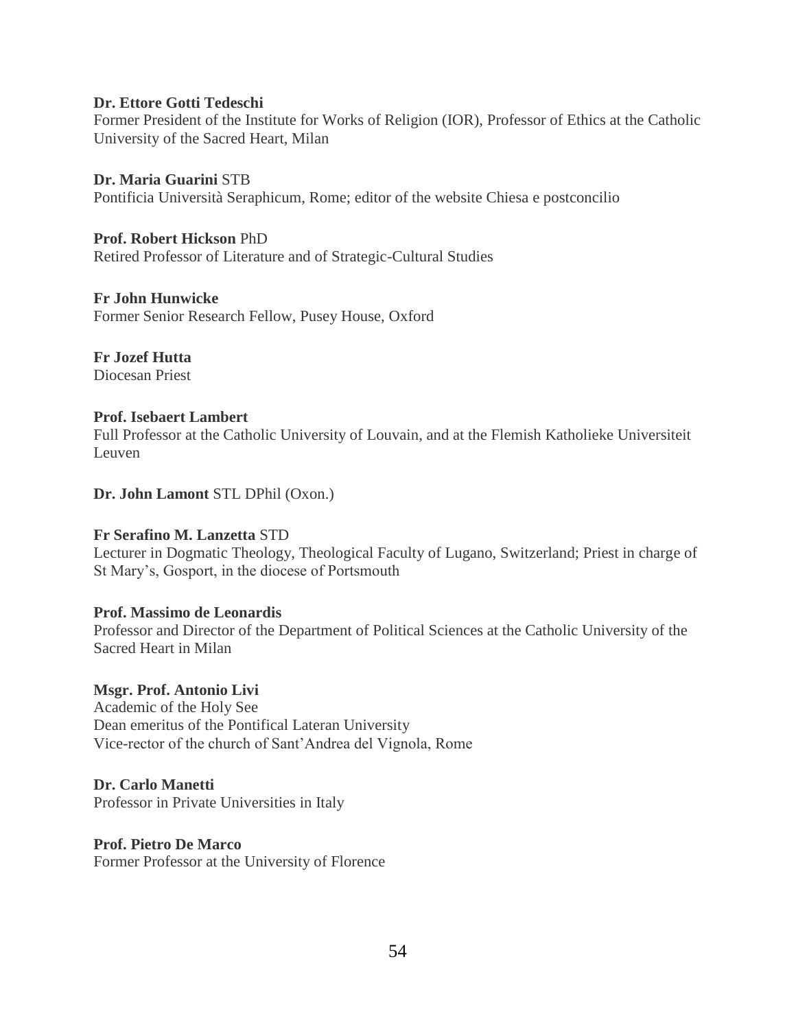**Dr. Ettore Gotti Tedeschi**
Former President of the Institute for Works of Religion (IOR), Professor of Ethics at the Catholic University of the Sacred Heart, Milan

**Dr. Maria Guarini** STB
Pontificia Università Seraphicum, Rome; editor of the website Chiesa e postconcilio

**Prof. Robert Hickson** PhD
Retired Professor of Literature and of Strategic-Cultural Studies

**Fr John Hunwicke**
Former Senior Research Fellow, Pusey House, Oxford

**Fr Jozef Hutta**
Diocesan Priest

**Prof. Isebaert Lambert**
Full Professor at the Catholic University of Louvain, and at the Flemish Katholieke Universiteit Leuven

**Dr. John Lamont** STL DPhil (Oxon.)

**Fr Serafino M. Lanzetta** STD
Lecturer in Dogmatic Theology, Theological Faculty of Lugano, Switzerland; Priest in charge of St Mary's, Gosport, in the diocese of Portsmouth

**Prof. Massimo de Leonardis**
Professor and Director of the Department of Political Sciences at the Catholic University of the Sacred Heart in Milan

**Msgr. Prof. Antonio Livi**
Academic of the Holy See
Dean emeritus of the Pontifical Lateran University
Vice-rector of the church of Sant'Andrea del Vignola, Rome

**Dr. Carlo Manetti**
Professor in Private Universities in Italy

**Prof. Pietro De Marco**
Former Professor at the University of Florence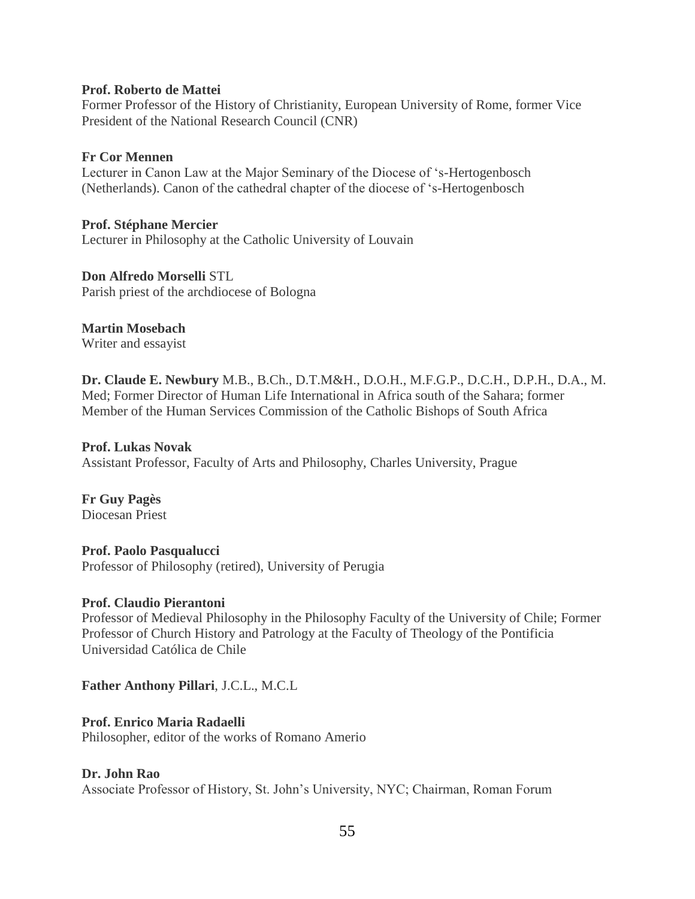**Prof. Roberto de Mattei**
Former Professor of the History of Christianity, European University of Rome, former Vice President of the National Research Council (CNR)

**Fr Cor Mennen**
Lecturer in Canon Law at the Major Seminary of the Diocese of 's-Hertogenbosch (Netherlands). Canon of the cathedral chapter of the diocese of 's-Hertogenbosch

**Prof. Stéphane Mercier**
Lecturer in Philosophy at the Catholic University of Louvain

**Don Alfredo Morselli** STL
Parish priest of the archdiocese of Bologna

**Martin Mosebach**
Writer and essayist

**Dr. Claude E. Newbury** M.B., B.Ch., D.T.M&H., D.O.H., M.F.G.P., D.C.H., D.P.H., D.A., M. Med; Former Director of Human Life International in Africa south of the Sahara; former Member of the Human Services Commission of the Catholic Bishops of South Africa

**Prof. Lukas Novak**
Assistant Professor, Faculty of Arts and Philosophy, Charles University, Prague

**Fr Guy Pagès**
Diocesan Priest

**Prof. Paolo Pasqualucci**
Professor of Philosophy (retired), University of Perugia

**Prof. Claudio Pierantoni**
Professor of Medieval Philosophy in the Philosophy Faculty of the University of Chile; Former Professor of Church History and Patrology at the Faculty of Theology of the Pontificia Universidad Católica de Chile

**Father Anthony Pillari**, J.C.L., M.C.L

**Prof. Enrico Maria Radaelli**
Philosopher, editor of the works of Romano Amerio

**Dr. John Rao**
Associate Professor of History, St. John's University, NYC; Chairman, Roman Forum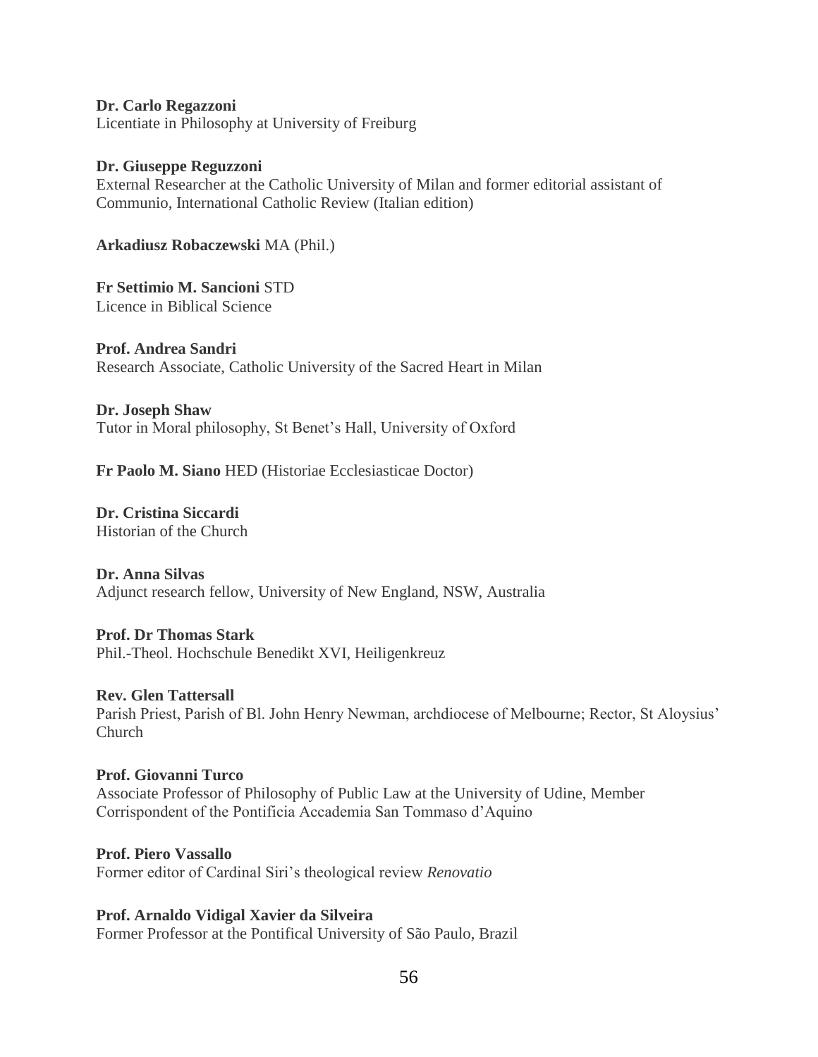**Dr. Carlo Regazzoni**
Licentiate in Philosophy at University of Freiburg

**Dr. Giuseppe Reguzzoni**
External Researcher at the Catholic University of Milan and former editorial assistant of Communio, International Catholic Review (Italian edition)

**Arkadiusz Robaczewski** MA (Phil.)

**Fr Settimio M. Sancioni** STD
Licence in Biblical Science

**Prof. Andrea Sandri**
Research Associate, Catholic University of the Sacred Heart in Milan

**Dr. Joseph Shaw**
Tutor in Moral philosophy, St Benet's Hall, University of Oxford

**Fr Paolo M. Siano** HED (Historiae Ecclesiasticae Doctor)

**Dr. Cristina Siccardi**
Historian of the Church

**Dr. Anna Silvas**
Adjunct research fellow, University of New England, NSW, Australia

**Prof. Dr Thomas Stark**
Phil.-Theol. Hochschule Benedikt XVI, Heiligenkreuz

**Rev. Glen Tattersall**
Parish Priest, Parish of Bl. John Henry Newman, archdiocese of Melbourne; Rector, St Aloysius' Church

**Prof. Giovanni Turco**
Associate Professor of Philosophy of Public Law at the University of Udine, Member Corrispondent of the Pontificia Accademia San Tommaso d'Aquino

**Prof. Piero Vassallo**
Former editor of Cardinal Siri's theological review *Renovatio*

**Prof. Arnaldo Vidigal Xavier da Silveira**
Former Professor at the Pontifical University of São Paulo, Brazil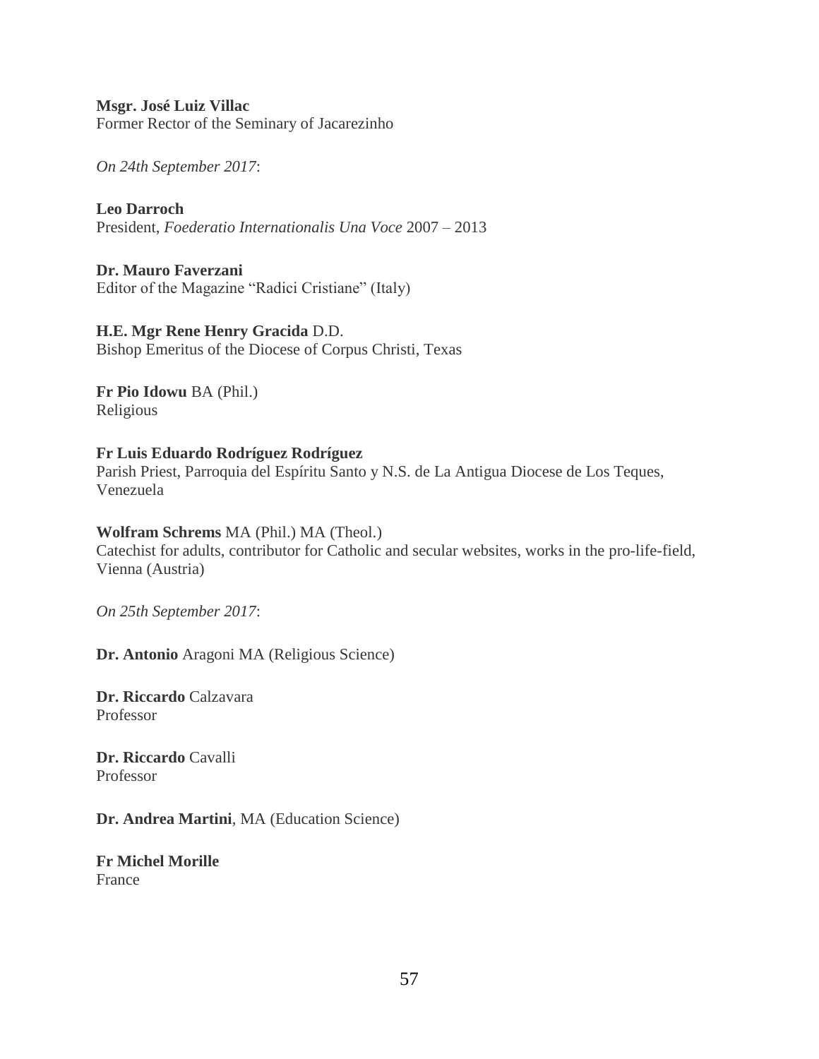**Msgr. José Luiz Villac**
Former Rector of the Seminary of Jacarezinho

*On 24th September 2017*:

**Leo Darroch**
President, *Foederatio Internationalis Una Voce* 2007 – 2013

**Dr. Mauro Faverzani**
Editor of the Magazine "Radici Cristiane" (Italy)

**H.E. Mgr Rene Henry Gracida** D.D.
Bishop Emeritus of the Diocese of Corpus Christi, Texas

**Fr Pio Idowu** BA (Phil.)
Religious

**Fr Luis Eduardo Rodríguez Rodríguez**
Parish Priest, Parroquia del Espíritu Santo y N.S. de La Antigua Diocese de Los Teques, Venezuela

**Wolfram Schrems** MA (Phil.) MA (Theol.)
Catechist for adults, contributor for Catholic and secular websites, works in the pro-life-field, Vienna (Austria)

*On 25th September 2017*:

**Dr. Antonio** Aragoni MA (Religious Science)

**Dr. Riccardo** Calzavara
Professor

**Dr. Riccardo** Cavalli
Professor

**Dr. Andrea Martini**, MA (Education Science)

**Fr Michel Morille**
France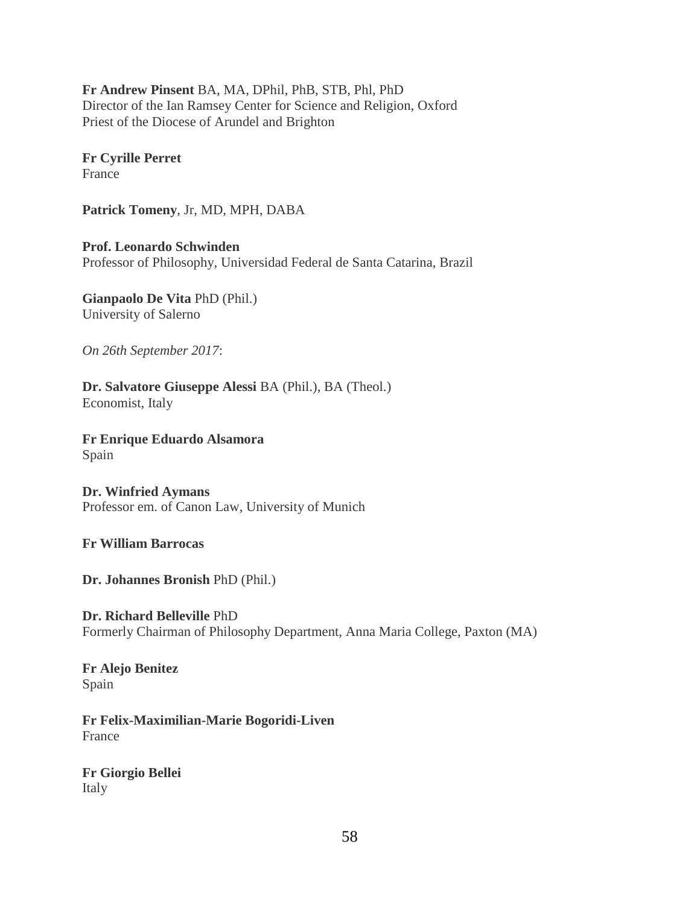**Fr Andrew Pinsent** BA, MA, DPhil, PhB, STB, Phl, PhD
Director of the Ian Ramsey Center for Science and Religion, Oxford
Priest of the Diocese of Arundel and Brighton

**Fr Cyrille Perret**
France

**Patrick Tomeny**, Jr, MD, MPH, DABA

**Prof. Leonardo Schwinden**
Professor of Philosophy, Universidad Federal de Santa Catarina, Brazil

**Gianpaolo De Vita** PhD (Phil.)
University of Salerno

*On 26th September 2017*:

**Dr. Salvatore Giuseppe Alessi** BA (Phil.), BA (Theol.)
Economist, Italy

**Fr Enrique Eduardo Alsamora**
Spain

**Dr. Winfried Aymans**
Professor em. of Canon Law, University of Munich

**Fr William Barrocas**

**Dr. Johannes Bronish** PhD (Phil.)

**Dr. Richard Belleville** PhD
Formerly Chairman of Philosophy Department, Anna Maria College, Paxton (MA)

**Fr Alejo Benitez**
Spain

**Fr Felix-Maximilian-Marie Bogoridi-Liven**
France

**Fr Giorgio Bellei**
Italy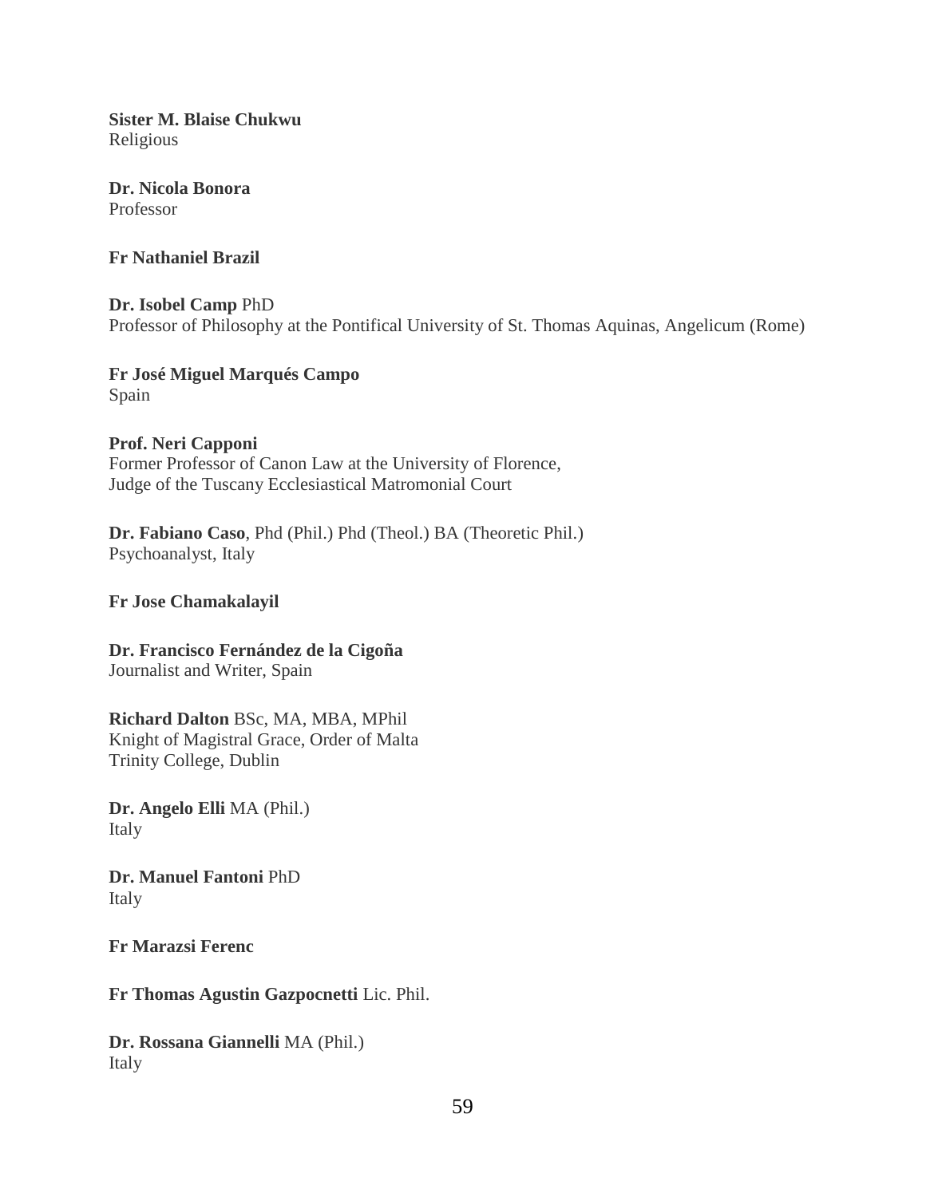**Sister M. Blaise Chukwu**
Religious

**Dr. Nicola Bonora**
Professor

**Fr Nathaniel Brazil**

**Dr. Isobel Camp** PhD
Professor of Philosophy at the Pontifical University of St. Thomas Aquinas, Angelicum (Rome)

**Fr José Miguel Marqués Campo**
Spain

**Prof. Neri Capponi**
Former Professor of Canon Law at the University of Florence,
Judge of the Tuscany Ecclesiastical Matromonial Court

**Dr. Fabiano Caso**, Phd (Phil.) Phd (Theol.) BA (Theoretic Phil.)
Psychoanalyst, Italy

**Fr Jose Chamakalayil**

**Dr. Francisco Fernández de la Cigoña**
Journalist and Writer, Spain

**Richard Dalton** BSc, MA, MBA, MPhil
Knight of Magistral Grace, Order of Malta
Trinity College, Dublin

**Dr. Angelo Elli** MA (Phil.)
Italy

**Dr. Manuel Fantoni** PhD
Italy

**Fr Marazsi Ferenc**

**Fr Thomas Agustin Gazpocnetti** Lic. Phil.

**Dr. Rossana Giannelli** MA (Phil.)
Italy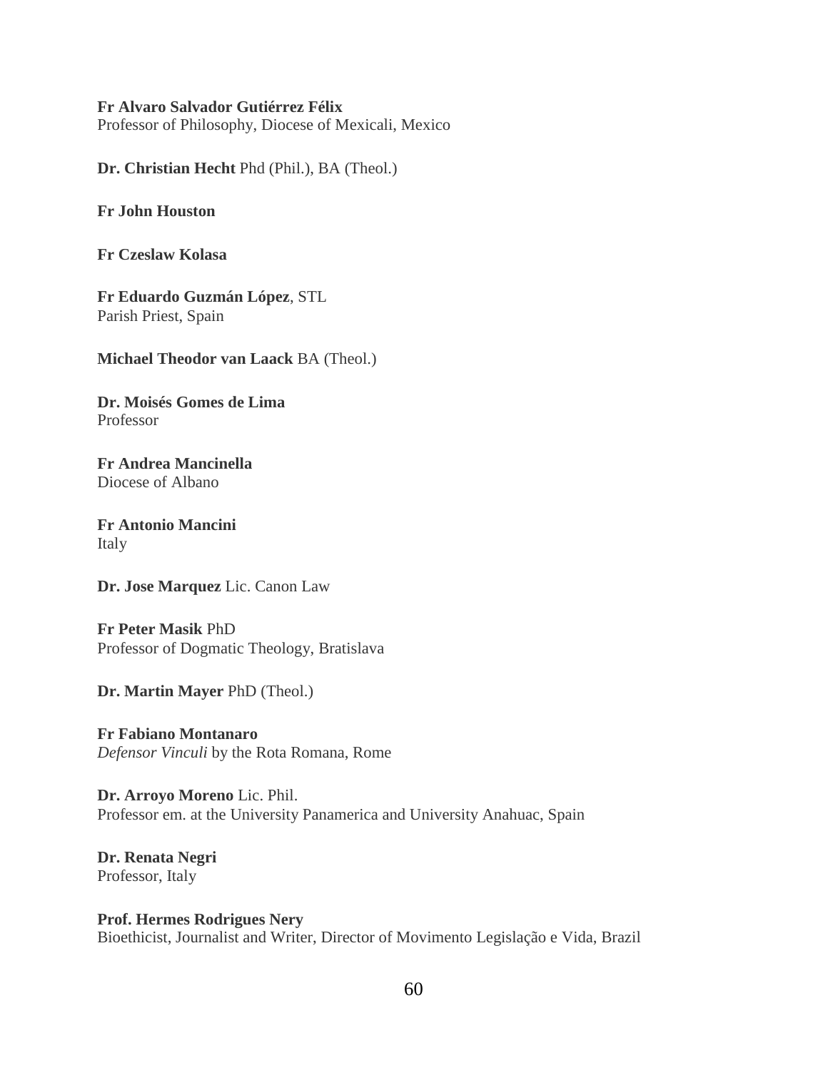**Fr Alvaro Salvador Gutiérrez Félix**
Professor of Philosophy, Diocese of Mexicali, Mexico

**Dr. Christian Hecht** Phd (Phil.), BA (Theol.)

**Fr John Houston**

**Fr Czeslaw Kolasa**

**Fr Eduardo Guzmán López**, STL
Parish Priest, Spain

**Michael Theodor van Laack** BA (Theol.)

**Dr. Moisés Gomes de Lima**
Professor

**Fr Andrea Mancinella**
Diocese of Albano

**Fr Antonio Mancini**
Italy

**Dr. Jose Marquez** Lic. Canon Law

**Fr Peter Masik** PhD
Professor of Dogmatic Theology, Bratislava

**Dr. Martin Mayer** PhD (Theol.)

**Fr Fabiano Montanaro**
*Defensor Vinculi* by the Rota Romana, Rome

**Dr. Arroyo Moreno** Lic. Phil.
Professor em. at the University Panamerica and University Anahuac, Spain

**Dr. Renata Negri**
Professor, Italy

**Prof. Hermes Rodrigues Nery**
Bioethicist, Journalist and Writer, Director of Movimento Legislação e Vida, Brazil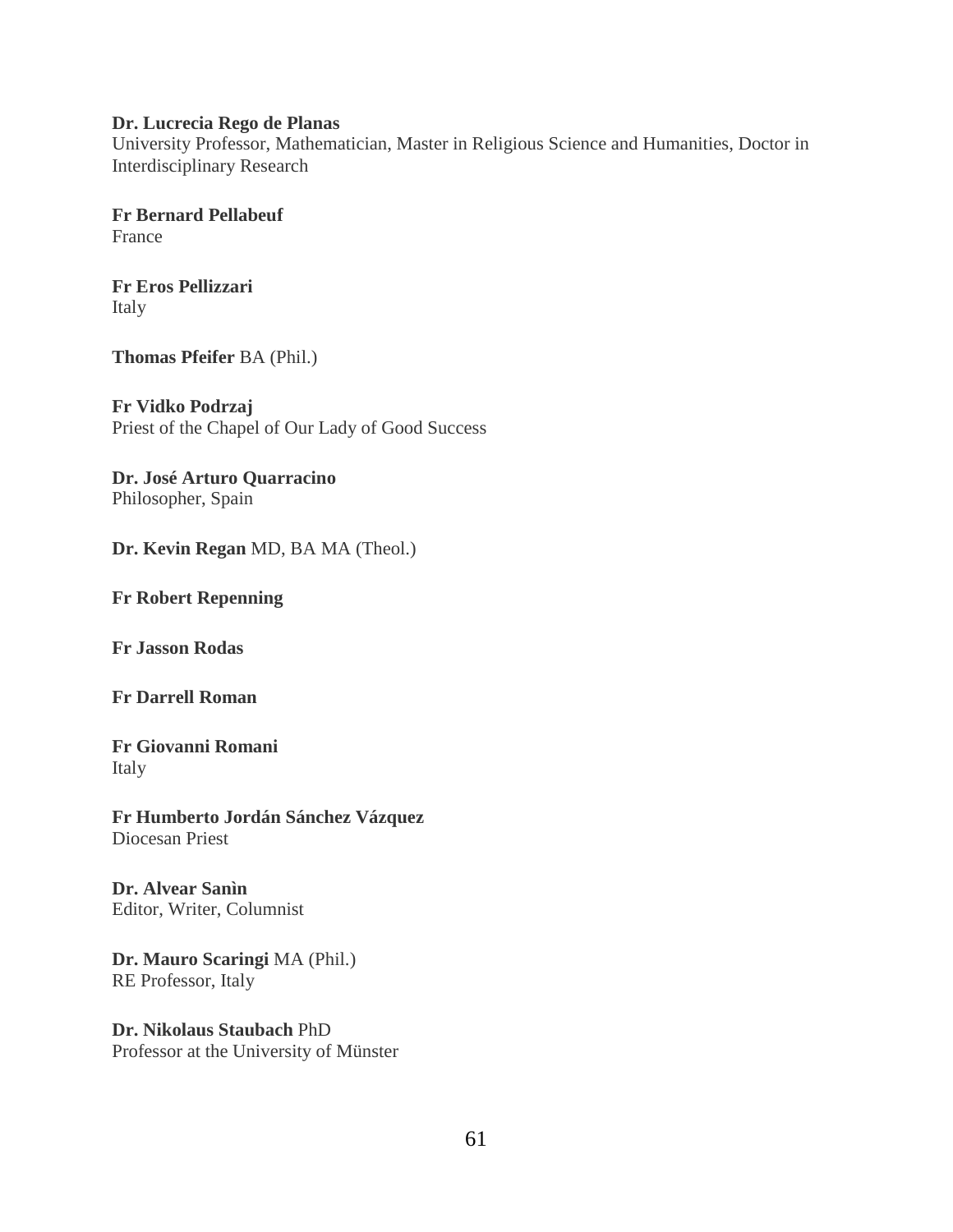**Dr. Lucrecia Rego de Planas**
University Professor, Mathematician, Master in Religious Science and Humanities, Doctor in Interdisciplinary Research

**Fr Bernard Pellabeuf**
France

**Fr Eros Pellizzari**
Italy

**Thomas Pfeifer** BA (Phil.)

**Fr Vidko Podrzaj**
Priest of the Chapel of Our Lady of Good Success

**Dr. José Arturo Quarracino**
Philosopher, Spain

**Dr. Kevin Regan** MD, BA MA (Theol.)

**Fr Robert Repenning**

**Fr Jasson Rodas**

**Fr Darrell Roman**

**Fr Giovanni Romani**
Italy

**Fr Humberto Jordán Sánchez Vázquez**
Diocesan Priest

**Dr. Alvear Sanìn**
Editor, Writer, Columnist

**Dr. Mauro Scaringi** MA (Phil.)
RE Professor, Italy

**Dr. Nikolaus Staubach** PhD
Professor at the University of Münster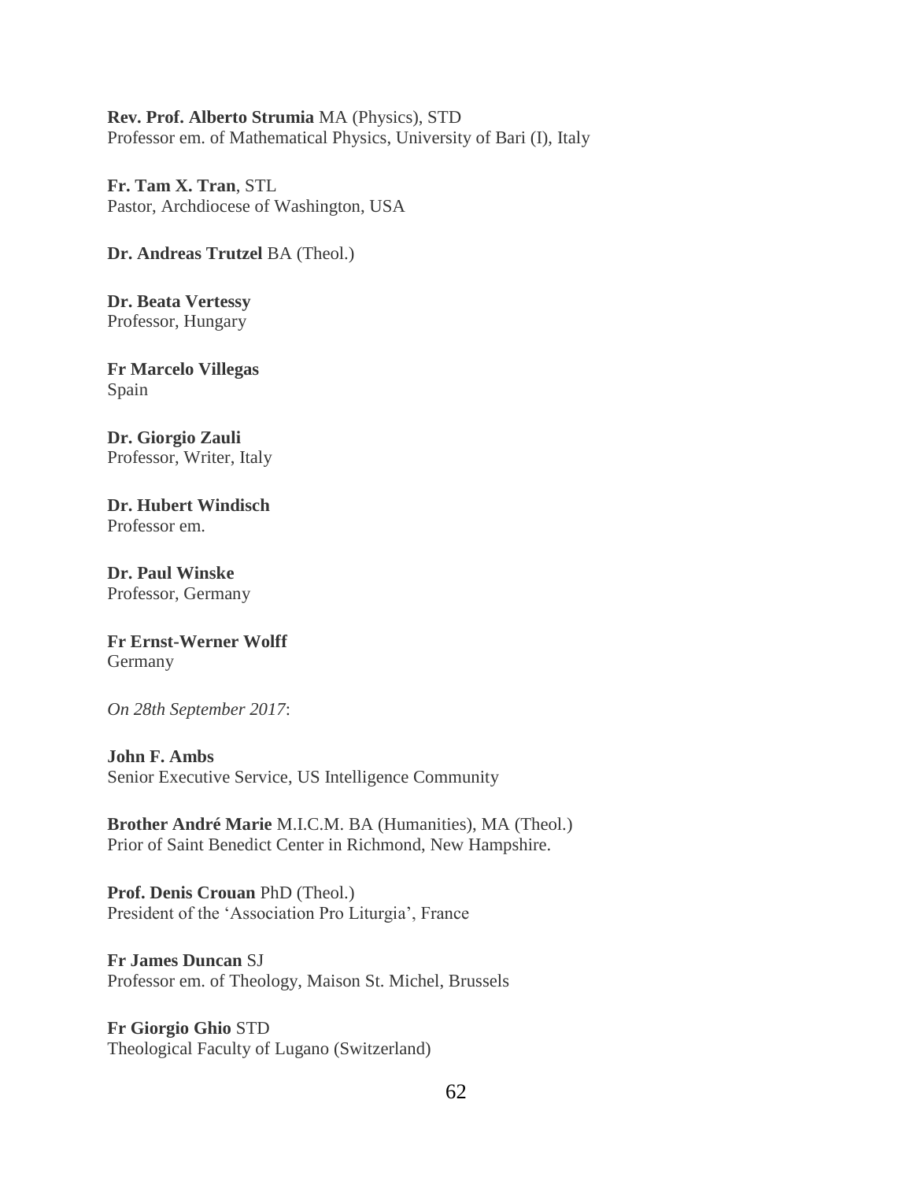**Rev. Prof. Alberto Strumia** MA (Physics), STD
Professor em. of Mathematical Physics, University of Bari (I), Italy

**Fr. Tam X. Tran**, STL
Pastor, Archdiocese of Washington, USA

**Dr. Andreas Trutzel** BA (Theol.)

**Dr. Beata Vertessy**
Professor, Hungary

**Fr Marcelo Villegas**
Spain

**Dr. Giorgio Zauli**
Professor, Writer, Italy

**Dr. Hubert Windisch**
Professor em.

**Dr. Paul Winske**
Professor, Germany

**Fr Ernst-Werner Wolff**
Germany

*On 28th September 2017*:

**John F. Ambs**
Senior Executive Service, US Intelligence Community

**Brother André Marie** M.I.C.M. BA (Humanities), MA (Theol.)
Prior of Saint Benedict Center in Richmond, New Hampshire.

**Prof. Denis Crouan** PhD (Theol.)
President of the 'Association Pro Liturgia', France

**Fr James Duncan** SJ
Professor em. of Theology, Maison St. Michel, Brussels

**Fr Giorgio Ghio** STD
Theological Faculty of Lugano (Switzerland)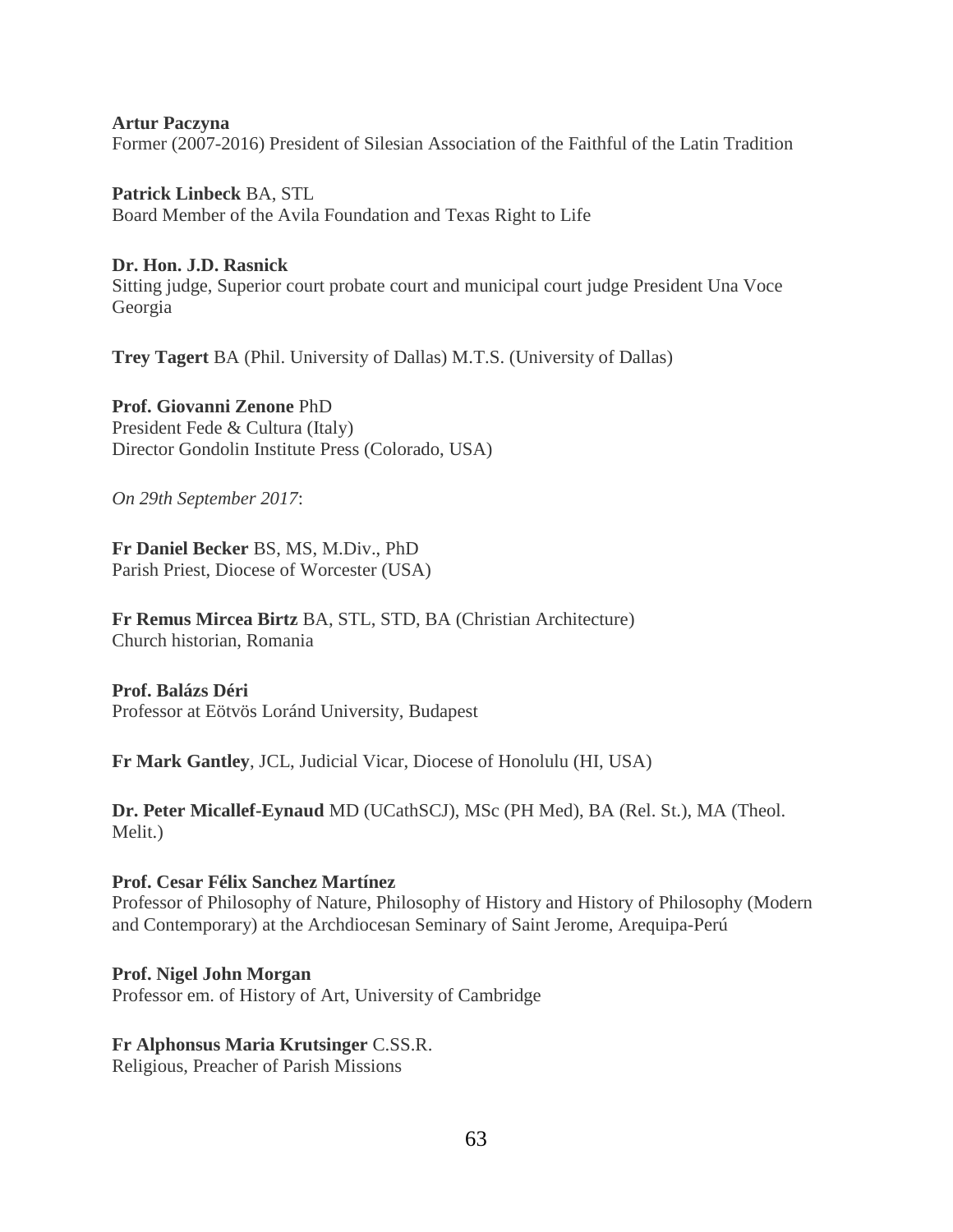**Artur Paczyna**
Former (2007-2016) President of Silesian Association of the Faithful of the Latin Tradition

**Patrick Linbeck** BA, STL
Board Member of the Avila Foundation and Texas Right to Life

**Dr. Hon. J.D. Rasnick**
Sitting judge, Superior court probate court and municipal court judge President Una Voce Georgia

**Trey Tagert** BA (Phil. University of Dallas) M.T.S. (University of Dallas)

**Prof. Giovanni Zenone** PhD
President Fede & Cultura (Italy)
Director Gondolin Institute Press (Colorado, USA)

*On 29th September 2017*:

**Fr Daniel Becker** BS, MS, M.Div., PhD
Parish Priest, Diocese of Worcester (USA)

**Fr Remus Mircea Birtz** BA, STL, STD, BA (Christian Architecture)
Church historian, Romania

**Prof. Balázs Déri**
Professor at Eötvös Loránd University, Budapest

**Fr Mark Gantley**, JCL, Judicial Vicar, Diocese of Honolulu (HI, USA)

**Dr. Peter Micallef-Eynaud** MD (UCathSCJ), MSc (PH Med), BA (Rel. St.), MA (Theol. Melit.)

**Prof. Cesar Félix Sanchez Martínez**
Professor of Philosophy of Nature, Philosophy of History and History of Philosophy (Modern and Contemporary) at the Archdiocesan Seminary of Saint Jerome, Arequipa-Perú

**Prof. Nigel John Morgan**
Professor em. of History of Art, University of Cambridge

**Fr Alphonsus Maria Krutsinger** C.SS.R.
Religious, Preacher of Parish Missions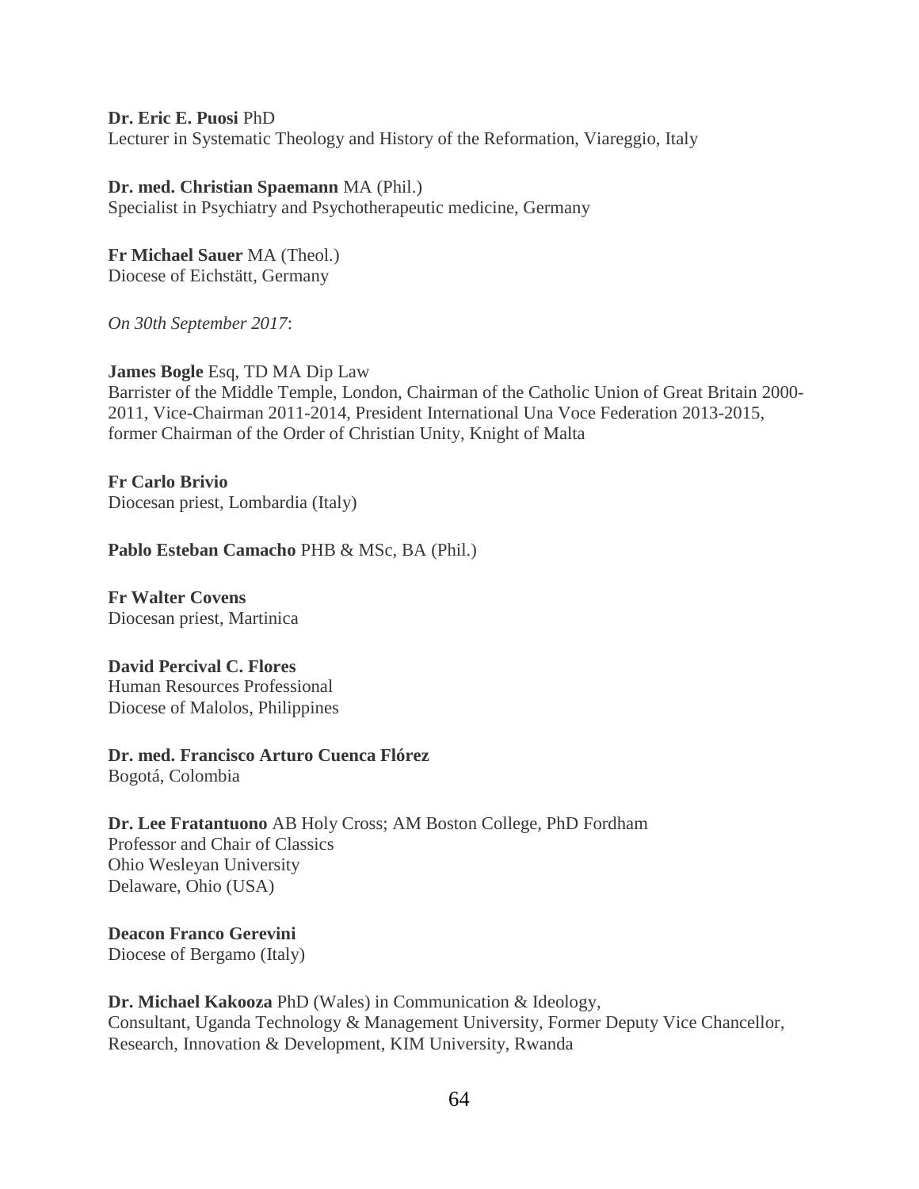**Dr. Eric E. Puosi** PhD
Lecturer in Systematic Theology and History of the Reformation, Viareggio, Italy

**Dr. med. Christian Spaemann** MA (Phil.)
Specialist in Psychiatry and Psychotherapeutic medicine, Germany

**Fr Michael Sauer** MA (Theol.)
Diocese of Eichstätt, Germany

*On 30th September 2017*:

**James Bogle** Esq, TD MA Dip Law
Barrister of the Middle Temple, London, Chairman of the Catholic Union of Great Britain 2000-2011, Vice-Chairman 2011-2014, President International Una Voce Federation 2013-2015, former Chairman of the Order of Christian Unity, Knight of Malta

**Fr Carlo Brivio**
Diocesan priest, Lombardia (Italy)

**Pablo Esteban Camacho** PHB & MSc, BA (Phil.)

**Fr Walter Covens**
Diocesan priest, Martinica

**David Percival C. Flores**
Human Resources Professional
Diocese of Malolos, Philippines

**Dr. med. Francisco Arturo Cuenca Flórez**
Bogotá, Colombia

**Dr. Lee Fratantuono** AB Holy Cross; AM Boston College, PhD Fordham
Professor and Chair of Classics
Ohio Wesleyan University
Delaware, Ohio (USA)

**Deacon Franco Gerevini**
Diocese of Bergamo (Italy)

**Dr. Michael Kakooza** PhD (Wales) in Communication & Ideology,
Consultant, Uganda Technology & Management University, Former Deputy Vice Chancellor, Research, Innovation & Development, KIM University, Rwanda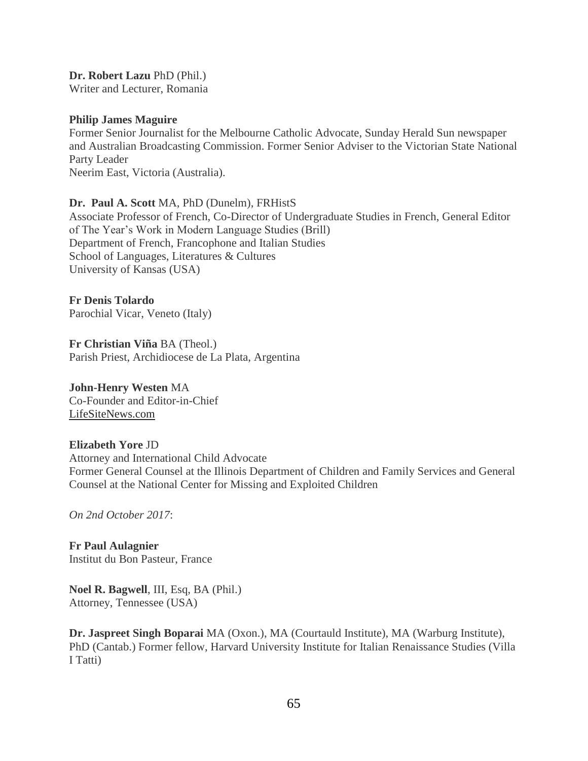**Dr. Robert Lazu** PhD (Phil.)
Writer and Lecturer, Romania

**Philip James Maguire**
Former Senior Journalist for the Melbourne Catholic Advocate, Sunday Herald Sun newspaper and Australian Broadcasting Commission. Former Senior Adviser to the Victorian State National Party Leader
Neerim East, Victoria (Australia).

**Dr. Paul A. Scott** MA, PhD (Dunelm), FRHistS
Associate Professor of French, Co-Director of Undergraduate Studies in French, General Editor of The Year's Work in Modern Language Studies (Brill)
Department of French, Francophone and Italian Studies
School of Languages, Literatures & Cultures
University of Kansas (USA)

**Fr Denis Tolardo**
Parochial Vicar, Veneto (Italy)

**Fr Christian Viña** BA (Theol.)
Parish Priest, Archidiocese de La Plata, Argentina

**John-Henry Westen** MA
Co-Founder and Editor-in-Chief
LifeSiteNews.com

**Elizabeth Yore** JD
Attorney and International Child Advocate
Former General Counsel at the Illinois Department of Children and Family Services and General Counsel at the National Center for Missing and Exploited Children

*On 2nd October 2017*:

**Fr Paul Aulagnier**
Institut du Bon Pasteur, France

**Noel R. Bagwell**, III, Esq, BA (Phil.)
Attorney, Tennessee (USA)

**Dr. Jaspreet Singh Boparai** MA (Oxon.), MA (Courtauld Institute), MA (Warburg Institute), PhD (Cantab.) Former fellow, Harvard University Institute for Italian Renaissance Studies (Villa I Tatti)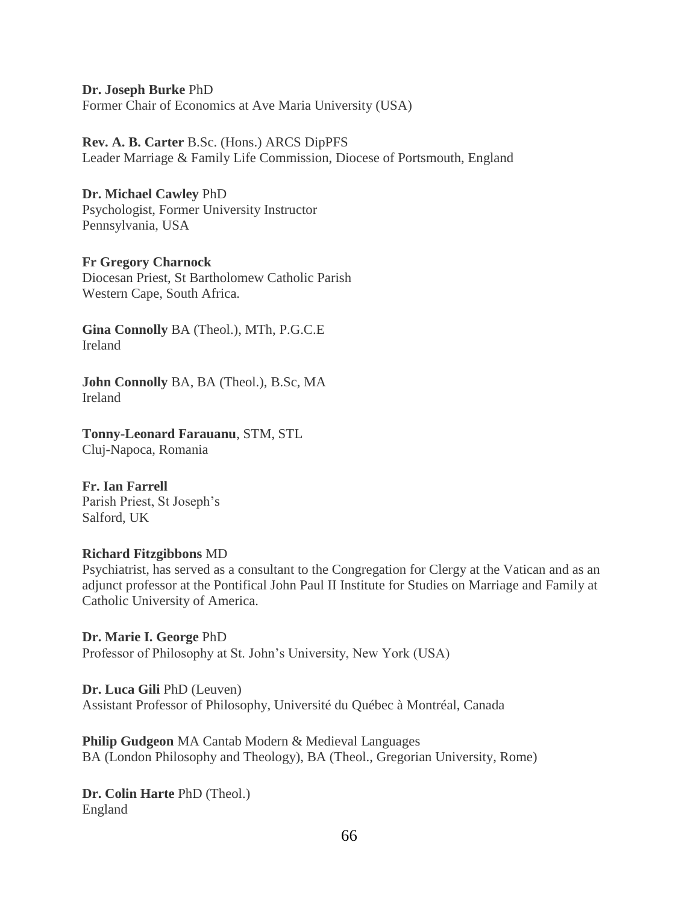**Dr. Joseph Burke** PhD
Former Chair of Economics at Ave Maria University (USA)

**Rev. A. B. Carter** B.Sc. (Hons.) ARCS DipPFS
Leader Marriage & Family Life Commission, Diocese of Portsmouth, England

**Dr. Michael Cawley** PhD
Psychologist, Former University Instructor
Pennsylvania, USA

**Fr Gregory Charnock**
Diocesan Priest, St Bartholomew Catholic Parish
Western Cape, South Africa.

**Gina Connolly** BA (Theol.), MTh, P.G.C.E
Ireland

**John Connolly** BA, BA (Theol.), B.Sc, MA
Ireland

**Tonny-Leonard Farauanu**, STM, STL
Cluj-Napoca, Romania

**Fr. Ian Farrell**
Parish Priest, St Joseph's
Salford, UK

**Richard Fitzgibbons** MD
Psychiatrist, has served as a consultant to the Congregation for Clergy at the Vatican and as an adjunct professor at the Pontifical John Paul II Institute for Studies on Marriage and Family at Catholic University of America.

**Dr. Marie I. George** PhD
Professor of Philosophy at St. John's University, New York (USA)

**Dr. Luca Gili** PhD (Leuven)
Assistant Professor of Philosophy, Université du Québec à Montréal, Canada

**Philip Gudgeon** MA Cantab Modern & Medieval Languages
BA (London Philosophy and Theology), BA (Theol., Gregorian University, Rome)

**Dr. Colin Harte** PhD (Theol.)
England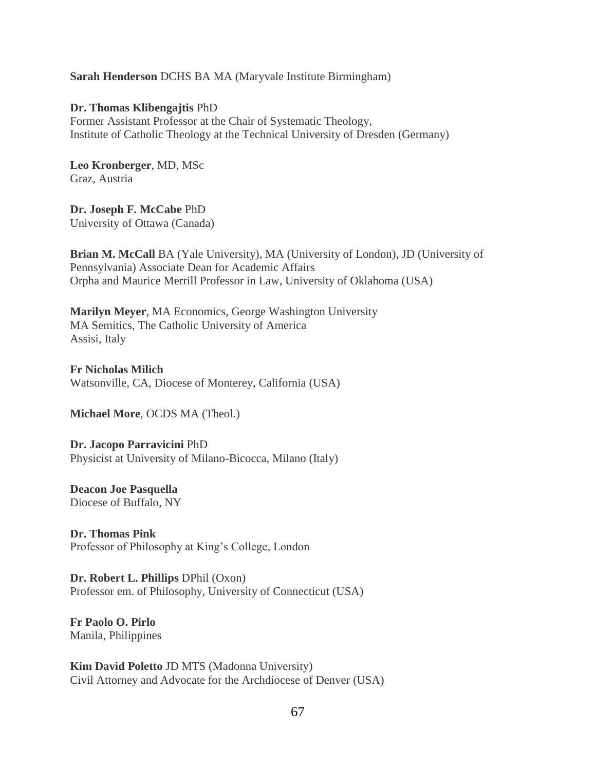**Sarah Henderson** DCHS BA MA (Maryvale Institute Birmingham)

**Dr. Thomas Klibengajtis** PhD
Former Assistant Professor at the Chair of Systematic Theology,
Institute of Catholic Theology at the Technical University of Dresden (Germany)

**Leo Kronberger**, MD, MSc
Graz, Austria

**Dr. Joseph F. McCabe** PhD
University of Ottawa (Canada)

**Brian M. McCall** BA (Yale University), MA (University of London), JD (University of Pennsylvania) Associate Dean for Academic Affairs
Orpha and Maurice Merrill Professor in Law, University of Oklahoma (USA)

**Marilyn Meyer**, MA Economics, George Washington University
MA Semitics, The Catholic University of America
Assisi, Italy

**Fr Nicholas Milich**
Watsonville, CA, Diocese of Monterey, California (USA)

**Michael More**, OCDS MA (Theol.)

**Dr. Jacopo Parravicini** PhD
Physicist at University of Milano-Bicocca, Milano (Italy)

**Deacon Joe Pasquella**
Diocese of Buffalo, NY

**Dr. Thomas Pink**
Professor of Philosophy at King's College, London

**Dr. Robert L. Phillips** DPhil (Oxon)
Professor em. of Philosophy, University of Connecticut (USA)

**Fr Paolo O. Pirlo**
Manila, Philippines

**Kim David Poletto** JD MTS (Madonna University)
Civil Attorney and Advocate for the Archdiocese of Denver (USA)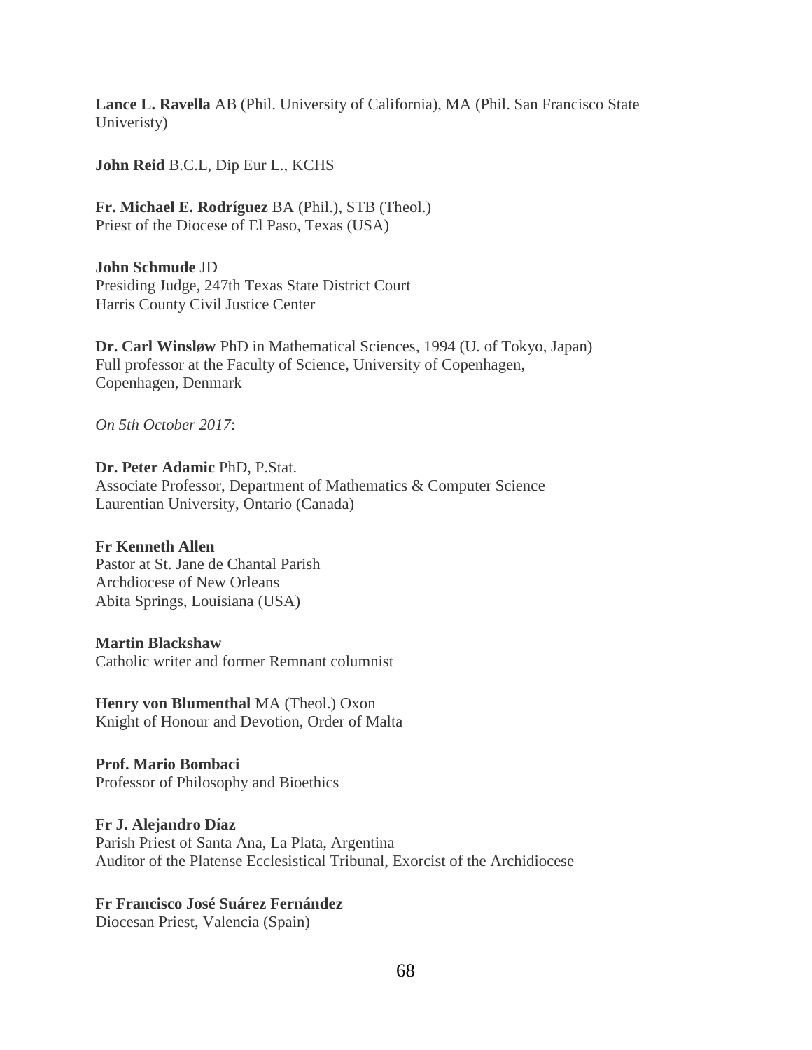**Lance L. Ravella** AB (Phil. University of California), MA (Phil. San Francisco State Univeristy)

**John Reid** B.C.L, Dip Eur L., KCHS

**Fr. Michael E. Rodríguez** BA (Phil.), STB (Theol.)
Priest of the Diocese of El Paso, Texas (USA)

**John Schmude** JD
Presiding Judge, 247th Texas State District Court
Harris County Civil Justice Center

**Dr. Carl Winsløw** PhD in Mathematical Sciences, 1994 (U. of Tokyo, Japan)
Full professor at the Faculty of Science, University of Copenhagen, Copenhagen, Denmark

*On 5th October 2017*:

**Dr. Peter Adamic** PhD, P.Stat.
Associate Professor, Department of Mathematics & Computer Science
Laurentian University, Ontario (Canada)

**Fr Kenneth Allen**
Pastor at St. Jane de Chantal Parish
Archdiocese of New Orleans
Abita Springs, Louisiana (USA)

**Martin Blackshaw**
Catholic writer and former Remnant columnist

**Henry von Blumenthal** MA (Theol.) Oxon
Knight of Honour and Devotion, Order of Malta

**Prof. Mario Bombaci**
Professor of Philosophy and Bioethics

**Fr J. Alejandro Díaz**
Parish Priest of Santa Ana, La Plata, Argentina
Auditor of the Platense Ecclesistical Tribunal, Exorcist of the Archidiocese

**Fr Francisco José Suárez Fernández**
Diocesan Priest, Valencia (Spain)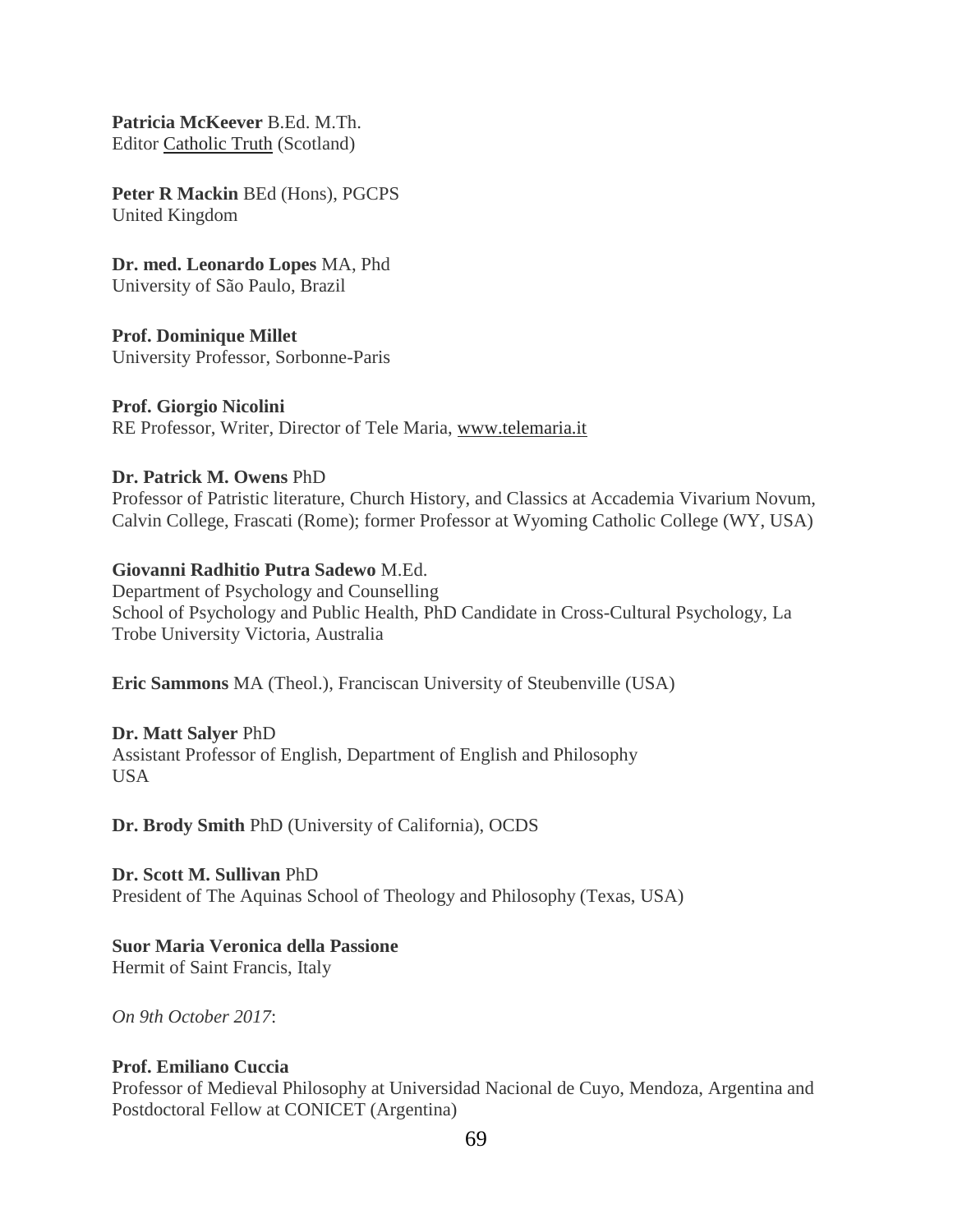**Patricia McKeever** B.Ed. M.Th.
Editor Catholic Truth (Scotland)

**Peter R Mackin** BEd (Hons), PGCPS
United Kingdom

**Dr. med. Leonardo Lopes** MA, Phd
University of São Paulo, Brazil

**Prof. Dominique Millet**
University Professor, Sorbonne-Paris

**Prof. Giorgio Nicolini**
RE Professor, Writer, Director of Tele Maria, www.telemaria.it

**Dr. Patrick M. Owens** PhD
Professor of Patristic literature, Church History, and Classics at Accademia Vivarium Novum, Calvin College, Frascati (Rome); former Professor at Wyoming Catholic College (WY, USA)

**Giovanni Radhitio Putra Sadewo** M.Ed.
Department of Psychology and Counselling
School of Psychology and Public Health, PhD Candidate in Cross-Cultural Psychology, La Trobe University Victoria, Australia

**Eric Sammons** MA (Theol.), Franciscan University of Steubenville (USA)

**Dr. Matt Salyer** PhD
Assistant Professor of English, Department of English and Philosophy
USA

**Dr. Brody Smith** PhD (University of California), OCDS

**Dr. Scott M. Sullivan** PhD
President of The Aquinas School of Theology and Philosophy (Texas, USA)

**Suor Maria Veronica della Passione**
Hermit of Saint Francis, Italy

*On 9th October 2017*:

**Prof. Emiliano Cuccia**
Professor of Medieval Philosophy at Universidad Nacional de Cuyo, Mendoza, Argentina and Postdoctoral Fellow at CONICET (Argentina)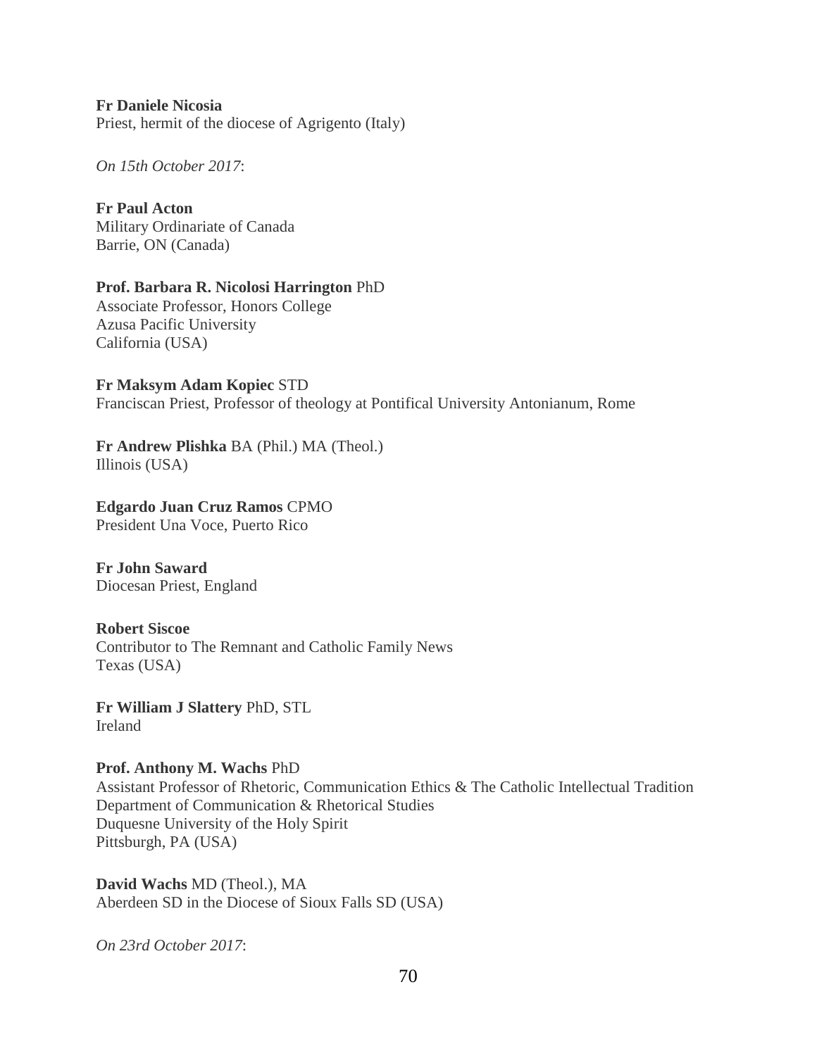**Fr Daniele Nicosia**
Priest, hermit of the diocese of Agrigento (Italy)

*On 15th October 2017*:

**Fr Paul Acton**
Military Ordinariate of Canada
Barrie, ON (Canada)

**Prof. Barbara R. Nicolosi Harrington** PhD
Associate Professor, Honors College
Azusa Pacific University
California (USA)

**Fr Maksym Adam Kopiec** STD
Franciscan Priest, Professor of theology at Pontifical University Antonianum, Rome

**Fr Andrew Plishka** BA (Phil.) MA (Theol.)
Illinois (USA)

**Edgardo Juan Cruz Ramos** CPMO
President Una Voce, Puerto Rico

**Fr John Saward**
Diocesan Priest, England

**Robert Siscoe**
Contributor to The Remnant and Catholic Family News
Texas (USA)

**Fr William J Slattery** PhD, STL
Ireland

**Prof. Anthony M. Wachs** PhD
Assistant Professor of Rhetoric, Communication Ethics & The Catholic Intellectual Tradition
Department of Communication & Rhetorical Studies
Duquesne University of the Holy Spirit
Pittsburgh, PA (USA)

**David Wachs** MD (Theol.), MA
Aberdeen SD in the Diocese of Sioux Falls SD (USA)

*On 23rd October 2017*: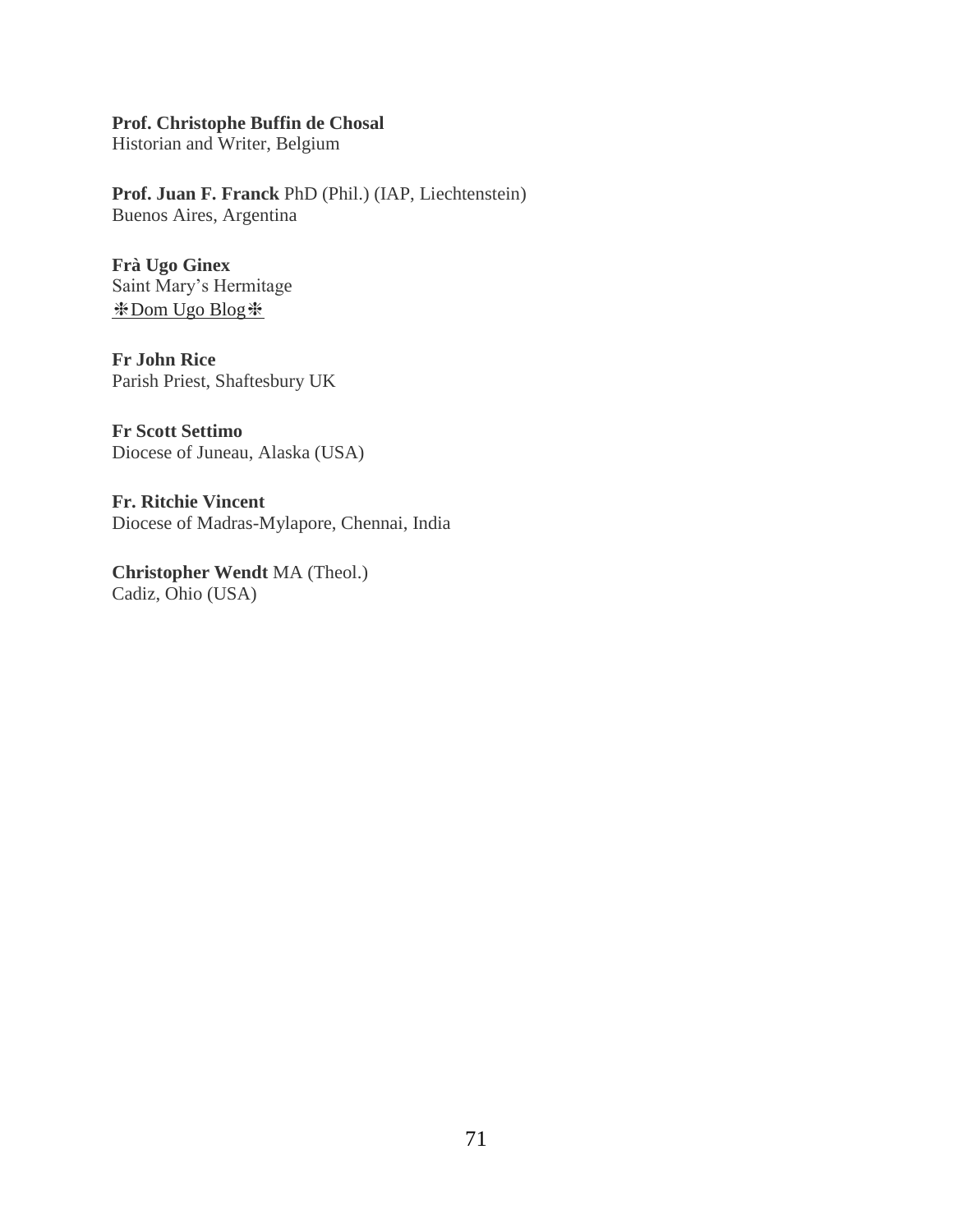**Prof. Christophe Buffin de Chosal**
Historian and Writer, Belgium

**Prof. Juan F. Franck** PhD (Phil.) (IAP, Liechtenstein)
Buenos Aires, Argentina

**Frà Ugo Ginex**
Saint Mary's Hermitage
❇Dom Ugo Blog❇

**Fr John Rice**
Parish Priest, Shaftesbury UK

**Fr Scott Settimo**
Diocese of Juneau, Alaska (USA)

**Fr. Ritchie Vincent**
Diocese of Madras-Mylapore, Chennai, India

**Christopher Wendt** MA (Theol.)
Cadiz, Ohio (USA)